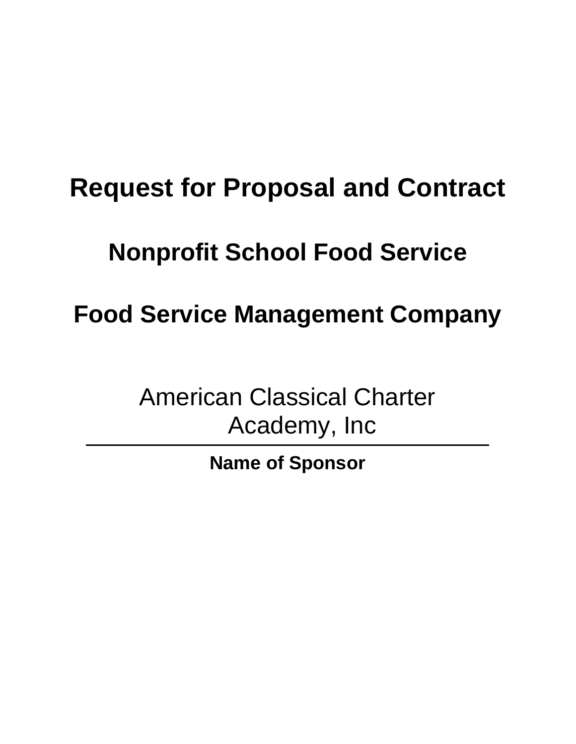# Request for Proposal and Contract

# Nonprofit School Food Service

# Food Service Management Company

American Classical Charter Academy, Inc

---

**Name of Sponsor**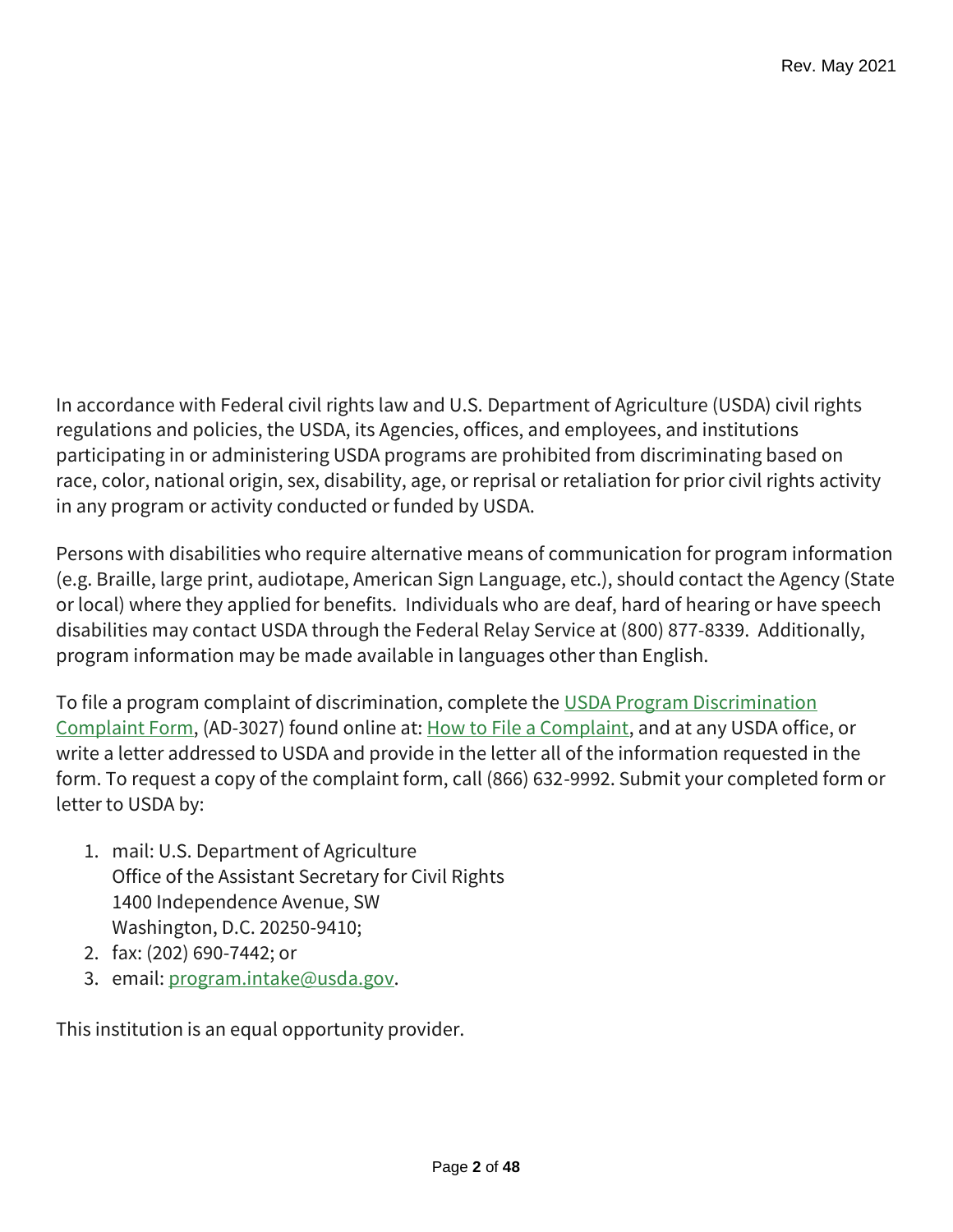In accordance with Federal civil rights law and U.S. Department of Agriculture (USDA) civil rights regulations and policies, the USDA, its Agencies, offices, and employees, and institutions participating in or administering USDA programs are prohibited from discriminating based on race, color, national origin, sex, disability, age, or reprisal or retaliation for prior civil rights activity in any program or activity conducted or funded by USDA.

Persons with disabilities who require alternative means of communication for program information (e.g. Braille, large print, audiotape, American Sign Language, etc.), should contact the Agency (State or local) where they applied for benefits. Individuals who are deaf, hard of hearing or have speech disabilities may contact USDA through the Federal Relay Service at (800) 877-8339. Additionally, program information may be made available in languages other than English.

To file a program complaint of discrimination, complete the USDA Program Discrimination Complaint Form, (AD-3027) found online at: How to File a Complaint, and at any USDA office, or write a letter addressed to USDA and provide in the letter all of the information requested in the form. To request a copy of the complaint form, call (866) 632-9992. Submit your completed form or letter to USDA by:

1. mail: U.S. Department of Agriculture
   Office of the Assistant Secretary for Civil Rights
   1400 Independence Avenue, SW
   Washington, D.C. 20250-9410;
2. fax: (202) 690-7442; or
3. email: program.intake@usda.gov.

This institution is an equal opportunity provider.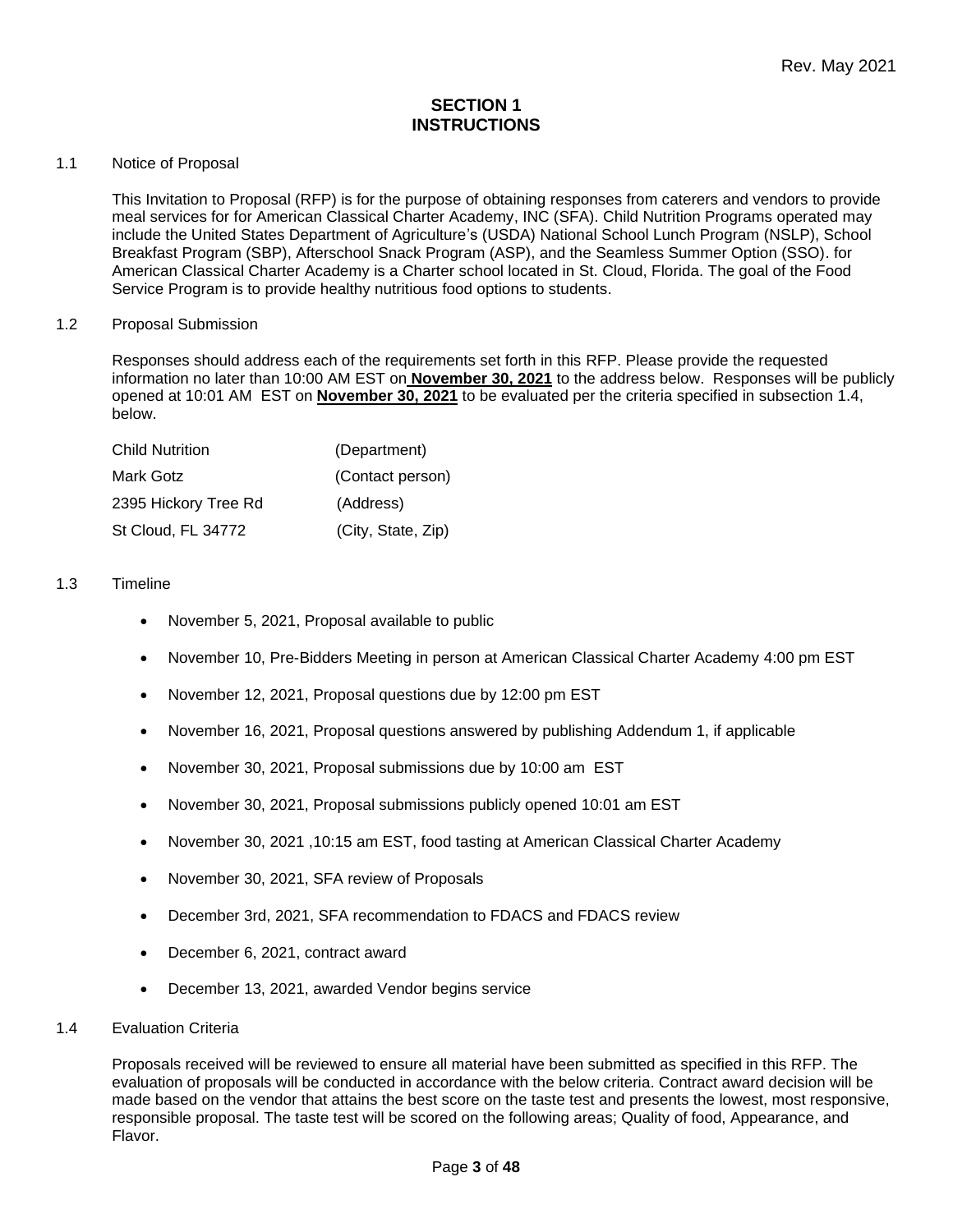# SECTION 1
# INSTRUCTIONS

1.1 Notice of Proposal

This Invitation to Proposal (RFP) is for the purpose of obtaining responses from caterers and vendors to provide meal services for for American Classical Charter Academy, INC (SFA). Child Nutrition Programs operated may include the United States Department of Agriculture's (USDA) National School Lunch Program (NSLP), School Breakfast Program (SBP), Afterschool Snack Program (ASP), and the Seamless Summer Option (SSO). for American Classical Charter Academy is a Charter school located in St. Cloud, Florida. The goal of the Food Service Program is to provide healthy nutritious food options to students.

1.2 Proposal Submission

Responses should address each of the requirements set forth in this RFP. Please provide the requested information no later than 10:00 AM EST on **November 30, 2021** to the address below. Responses will be publicly opened at 10:01 AM EST on **November 30, 2021** to be evaluated per the criteria specified in subsection 1.4, below.

| | |
|---|---|
| Child Nutrition | (Department) |
| Mark Gotz | (Contact person) |
| 2395 Hickory Tree Rd | (Address) |
| St Cloud, FL 34772 | (City, State, Zip) |

1.3 Timeline

- November 5, 2021, Proposal available to public
- November 10, Pre-Bidders Meeting in person at American Classical Charter Academy 4:00 pm EST
- November 12, 2021, Proposal questions due by 12:00 pm EST
- November 16, 2021, Proposal questions answered by publishing Addendum 1, if applicable
- November 30, 2021, Proposal submissions due by 10:00 am EST
- November 30, 2021, Proposal submissions publicly opened 10:01 am EST
- November 30, 2021 ,10:15 am EST, food tasting at American Classical Charter Academy
- November 30, 2021, SFA review of Proposals
- December 3rd, 2021, SFA recommendation to FDACS and FDACS review
- December 6, 2021, contract award
- December 13, 2021, awarded Vendor begins service

1.4 Evaluation Criteria

Proposals received will be reviewed to ensure all material have been submitted as specified in this RFP. The evaluation of proposals will be conducted in accordance with the below criteria. Contract award decision will be made based on the vendor that attains the best score on the taste test and presents the lowest, most responsive, responsible proposal. The taste test will be scored on the following areas; Quality of food, Appearance, and Flavor.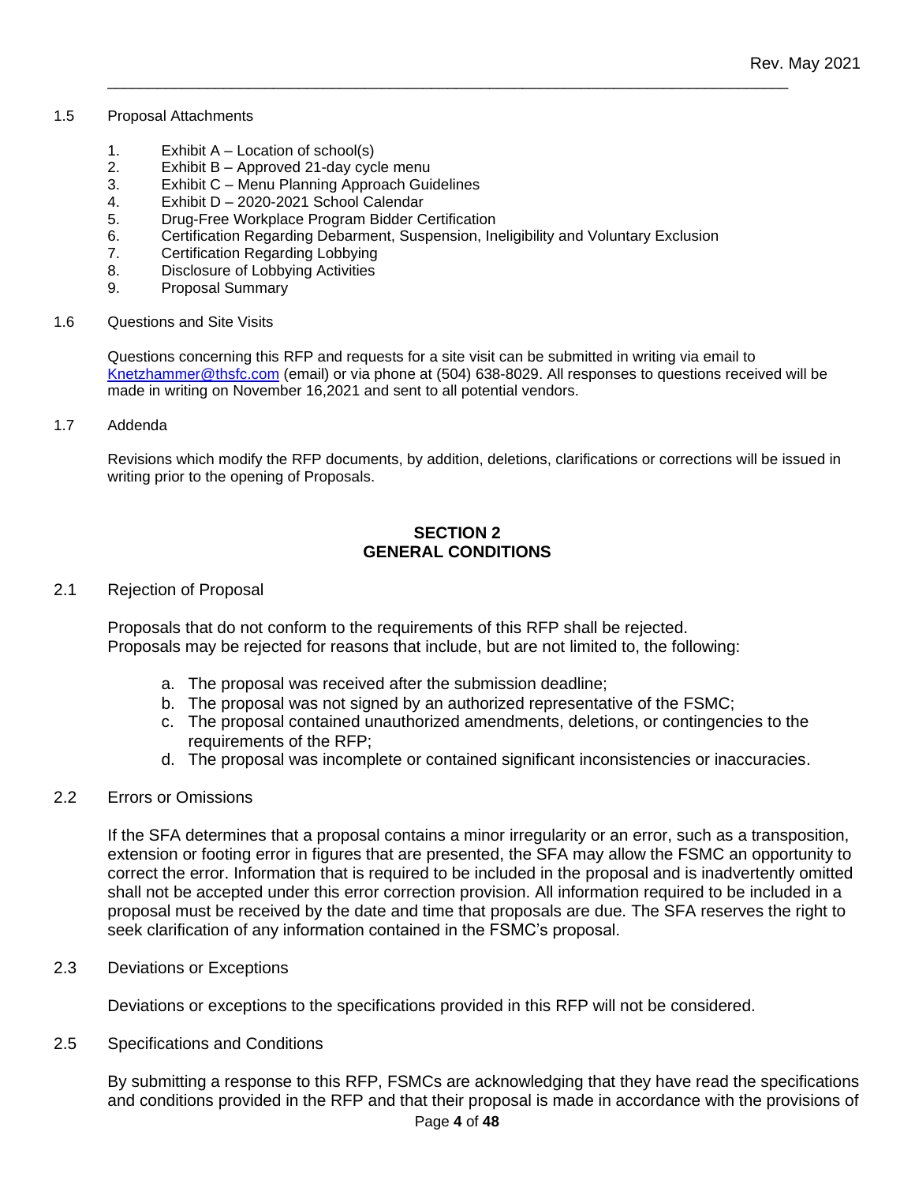1.5 Proposal Attachments

1. Exhibit A – Location of school(s)
2. Exhibit B – Approved 21-day cycle menu
3. Exhibit C – Menu Planning Approach Guidelines
4. Exhibit D – 2020-2021 School Calendar
5. Drug-Free Workplace Program Bidder Certification
6. Certification Regarding Debarment, Suspension, Ineligibility and Voluntary Exclusion
7. Certification Regarding Lobbying
8. Disclosure of Lobbying Activities
9. Proposal Summary

1.6 Questions and Site Visits

Questions concerning this RFP and requests for a site visit can be submitted in writing via email to Knetzhammer@thsfc.com (email) or via phone at (504) 638-8029. All responses to questions received will be made in writing on November 16,2021 and sent to all potential vendors.

1.7 Addenda

Revisions which modify the RFP documents, by addition, deletions, clarifications or corrections will be issued in writing prior to the opening of Proposals.

## SECTION 2
## GENERAL CONDITIONS

2.1 Rejection of Proposal

Proposals that do not conform to the requirements of this RFP shall be rejected.
Proposals may be rejected for reasons that include, but are not limited to, the following:

a. The proposal was received after the submission deadline;
b. The proposal was not signed by an authorized representative of the FSMC;
c. The proposal contained unauthorized amendments, deletions, or contingencies to the requirements of the RFP;
d. The proposal was incomplete or contained significant inconsistencies or inaccuracies.

2.2 Errors or Omissions

If the SFA determines that a proposal contains a minor irregularity or an error, such as a transposition, extension or footing error in figures that are presented, the SFA may allow the FSMC an opportunity to correct the error. Information that is required to be included in the proposal and is inadvertently omitted shall not be accepted under this error correction provision. All information required to be included in a proposal must be received by the date and time that proposals are due. The SFA reserves the right to seek clarification of any information contained in the FSMC's proposal.

2.3 Deviations or Exceptions

Deviations or exceptions to the specifications provided in this RFP will not be considered.

2.5 Specifications and Conditions

By submitting a response to this RFP, FSMCs are acknowledging that they have read the specifications and conditions provided in the RFP and that their proposal is made in accordance with the provisions of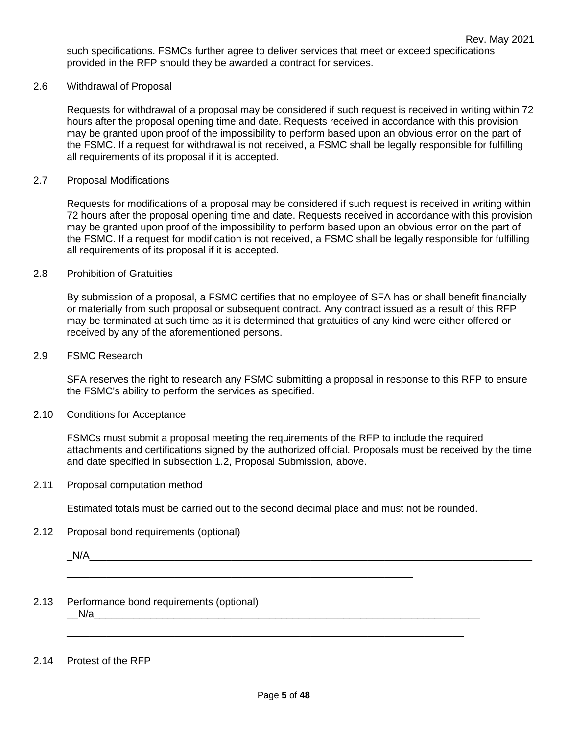such specifications. FSMCs further agree to deliver services that meet or exceed specifications provided in the RFP should they be awarded a contract for services.

2.6 Withdrawal of Proposal

Requests for withdrawal of a proposal may be considered if such request is received in writing within 72 hours after the proposal opening time and date. Requests received in accordance with this provision may be granted upon proof of the impossibility to perform based upon an obvious error on the part of the FSMC. If a request for withdrawal is not received, a FSMC shall be legally responsible for fulfilling all requirements of its proposal if it is accepted.

2.7 Proposal Modifications

Requests for modifications of a proposal may be considered if such request is received in writing within 72 hours after the proposal opening time and date. Requests received in accordance with this provision may be granted upon proof of the impossibility to perform based upon an obvious error on the part of the FSMC. If a request for modification is not received, a FSMC shall be legally responsible for fulfilling all requirements of its proposal if it is accepted.

2.8 Prohibition of Gratuities

By submission of a proposal, a FSMC certifies that no employee of SFA has or shall benefit financially or materially from such proposal or subsequent contract. Any contract issued as a result of this RFP may be terminated at such time as it is determined that gratuities of any kind were either offered or received by any of the aforementioned persons.

2.9 FSMC Research

SFA reserves the right to research any FSMC submitting a proposal in response to this RFP to ensure the FSMC's ability to perform the services as specified.

2.10 Conditions for Acceptance

FSMCs must submit a proposal meeting the requirements of the RFP to include the required attachments and certifications signed by the authorized official. Proposals must be received by the time and date specified in subsection 1.2, Proposal Submission, above.

2.11 Proposal computation method

Estimated totals must be carried out to the second decimal place and must not be rounded.

2.12 Proposal bond requirements (optional)

_N/A________________________________________________________________________________

_______________________________________________________________

2.13 Performance bond requirements (optional)

__N/a______________________________________________________________________

________________________________________________________________________

2.14 Protest of the RFP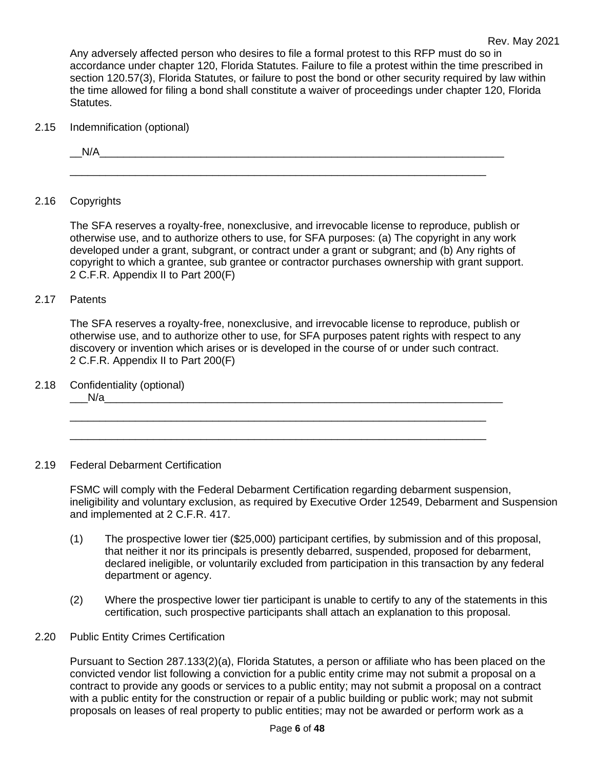Any adversely affected person who desires to file a formal protest to this RFP must do so in accordance under chapter 120, Florida Statutes. Failure to file a protest within the time prescribed in section 120.57(3), Florida Statutes, or failure to post the bond or other security required by law within the time allowed for filing a bond shall constitute a waiver of proceedings under chapter 120, Florida Statutes.

2.15 Indemnification (optional)

__N/A_______________________________________________________________________

_____________________________________________________________________________

2.16 Copyrights

The SFA reserves a royalty-free, nonexclusive, and irrevocable license to reproduce, publish or otherwise use, and to authorize others to use, for SFA purposes: (a) The copyright in any work developed under a grant, subgrant, or contract under a grant or subgrant; and (b) Any rights of copyright to which a grantee, sub grantee or contractor purchases ownership with grant support. 2 C.F.R. Appendix II to Part 200(F)

2.17 Patents

The SFA reserves a royalty-free, nonexclusive, and irrevocable license to reproduce, publish or otherwise use, and to authorize other to use, for SFA purposes patent rights with respect to any discovery or invention which arises or is developed in the course of or under such contract. 2 C.F.R. Appendix II to Part 200(F)

2.18 Confidentiality (optional)

___N/a______________________________________________________________________

_____________________________________________________________________________

_____________________________________________________________________________

2.19 Federal Debarment Certification

FSMC will comply with the Federal Debarment Certification regarding debarment suspension, ineligibility and voluntary exclusion, as required by Executive Order 12549, Debarment and Suspension and implemented at 2 C.F.R. 417.

(1) The prospective lower tier ($25,000) participant certifies, by submission and of this proposal, that neither it nor its principals is presently debarred, suspended, proposed for debarment, declared ineligible, or voluntarily excluded from participation in this transaction by any federal department or agency.

(2) Where the prospective lower tier participant is unable to certify to any of the statements in this certification, such prospective participants shall attach an explanation to this proposal.

2.20 Public Entity Crimes Certification

Pursuant to Section 287.133(2)(a), Florida Statutes, a person or affiliate who has been placed on the convicted vendor list following a conviction for a public entity crime may not submit a proposal on a contract to provide any goods or services to a public entity; may not submit a proposal on a contract with a public entity for the construction or repair of a public building or public work; may not submit proposals on leases of real property to public entities; may not be awarded or perform work as a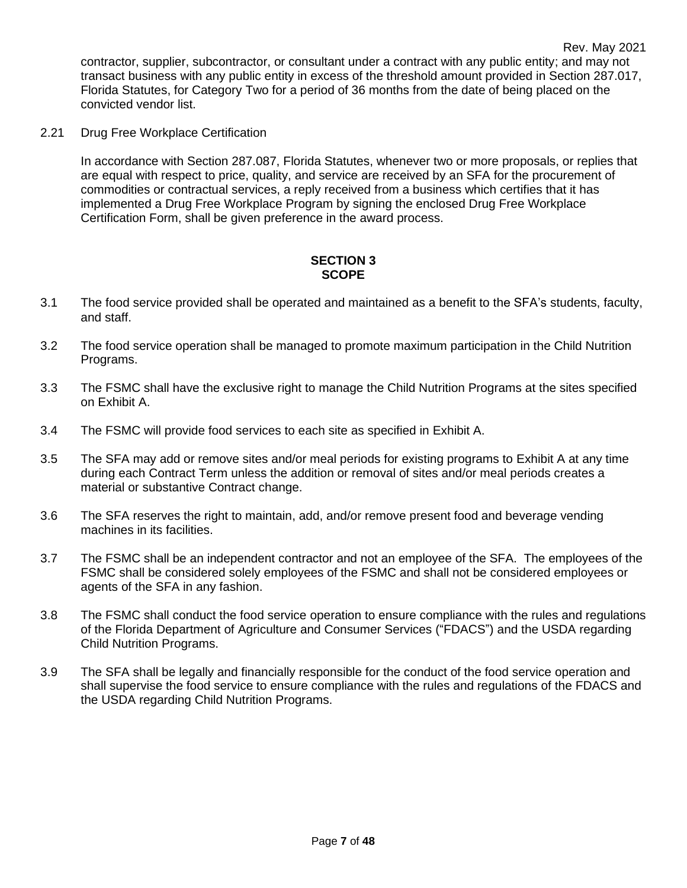contractor, supplier, subcontractor, or consultant under a contract with any public entity; and may not transact business with any public entity in excess of the threshold amount provided in Section 287.017, Florida Statutes, for Category Two for a period of 36 months from the date of being placed on the convicted vendor list.

2.21 Drug Free Workplace Certification

In accordance with Section 287.087, Florida Statutes, whenever two or more proposals, or replies that are equal with respect to price, quality, and service are received by an SFA for the procurement of commodities or contractual services, a reply received from a business which certifies that it has implemented a Drug Free Workplace Program by signing the enclosed Drug Free Workplace Certification Form, shall be given preference in the award process.

## SECTION 3
## SCOPE

3.1 The food service provided shall be operated and maintained as a benefit to the SFA's students, faculty, and staff.

3.2 The food service operation shall be managed to promote maximum participation in the Child Nutrition Programs.

3.3 The FSMC shall have the exclusive right to manage the Child Nutrition Programs at the sites specified on Exhibit A.

3.4 The FSMC will provide food services to each site as specified in Exhibit A.

3.5 The SFA may add or remove sites and/or meal periods for existing programs to Exhibit A at any time during each Contract Term unless the addition or removal of sites and/or meal periods creates a material or substantive Contract change.

3.6 The SFA reserves the right to maintain, add, and/or remove present food and beverage vending machines in its facilities.

3.7 The FSMC shall be an independent contractor and not an employee of the SFA. The employees of the FSMC shall be considered solely employees of the FSMC and shall not be considered employees or agents of the SFA in any fashion.

3.8 The FSMC shall conduct the food service operation to ensure compliance with the rules and regulations of the Florida Department of Agriculture and Consumer Services ("FDACS") and the USDA regarding Child Nutrition Programs.

3.9 The SFA shall be legally and financially responsible for the conduct of the food service operation and shall supervise the food service to ensure compliance with the rules and regulations of the FDACS and the USDA regarding Child Nutrition Programs.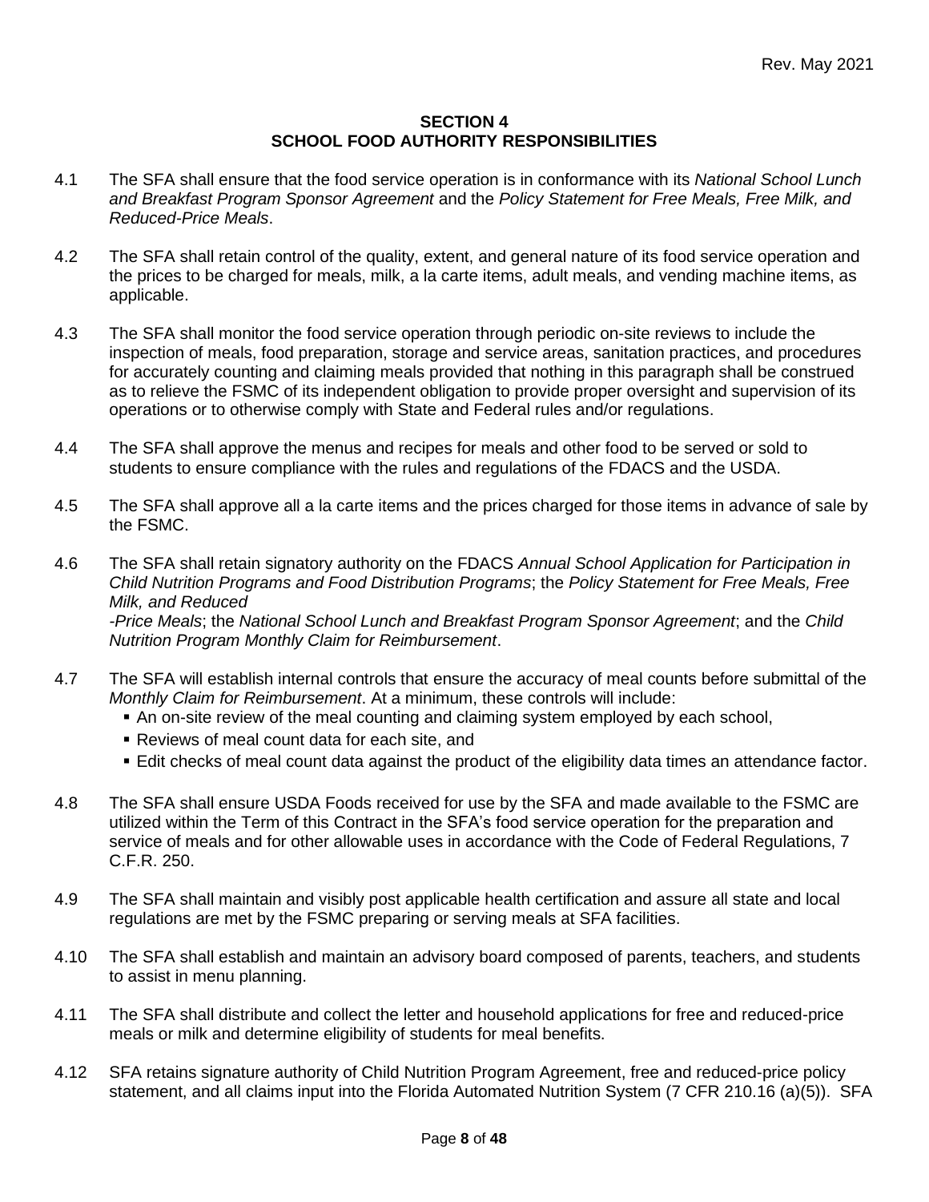## SECTION 4
## SCHOOL FOOD AUTHORITY RESPONSIBILITIES

4.1 The SFA shall ensure that the food service operation is in conformance with its *National School Lunch and Breakfast Program Sponsor Agreement* and the *Policy Statement for Free Meals, Free Milk, and Reduced-Price Meals*.

4.2 The SFA shall retain control of the quality, extent, and general nature of its food service operation and the prices to be charged for meals, milk, a la carte items, adult meals, and vending machine items, as applicable.

4.3 The SFA shall monitor the food service operation through periodic on-site reviews to include the inspection of meals, food preparation, storage and service areas, sanitation practices, and procedures for accurately counting and claiming meals provided that nothing in this paragraph shall be construed as to relieve the FSMC of its independent obligation to provide proper oversight and supervision of its operations or to otherwise comply with State and Federal rules and/or regulations.

4.4 The SFA shall approve the menus and recipes for meals and other food to be served or sold to students to ensure compliance with the rules and regulations of the FDACS and the USDA.

4.5 The SFA shall approve all a la carte items and the prices charged for those items in advance of sale by the FSMC.

4.6 The SFA shall retain signatory authority on the FDACS *Annual School Application for Participation in Child Nutrition Programs and Food Distribution Programs*; the *Policy Statement for Free Meals, Free Milk, and Reduced -Price Meals*; the *National School Lunch and Breakfast Program Sponsor Agreement*; and the *Child Nutrition Program Monthly Claim for Reimbursement*.

4.7 The SFA will establish internal controls that ensure the accuracy of meal counts before submittal of the *Monthly Claim for Reimbursement*. At a minimum, these controls will include:

- An on-site review of the meal counting and claiming system employed by each school,
- Reviews of meal count data for each site, and
- Edit checks of meal count data against the product of the eligibility data times an attendance factor.

4.8 The SFA shall ensure USDA Foods received for use by the SFA and made available to the FSMC are utilized within the Term of this Contract in the SFA's food service operation for the preparation and service of meals and for other allowable uses in accordance with the Code of Federal Regulations, 7 C.F.R. 250.

4.9 The SFA shall maintain and visibly post applicable health certification and assure all state and local regulations are met by the FSMC preparing or serving meals at SFA facilities.

4.10 The SFA shall establish and maintain an advisory board composed of parents, teachers, and students to assist in menu planning.

4.11 The SFA shall distribute and collect the letter and household applications for free and reduced-price meals or milk and determine eligibility of students for meal benefits.

4.12 SFA retains signature authority of Child Nutrition Program Agreement, free and reduced-price policy statement, and all claims input into the Florida Automated Nutrition System (7 CFR 210.16 (a)(5)). SFA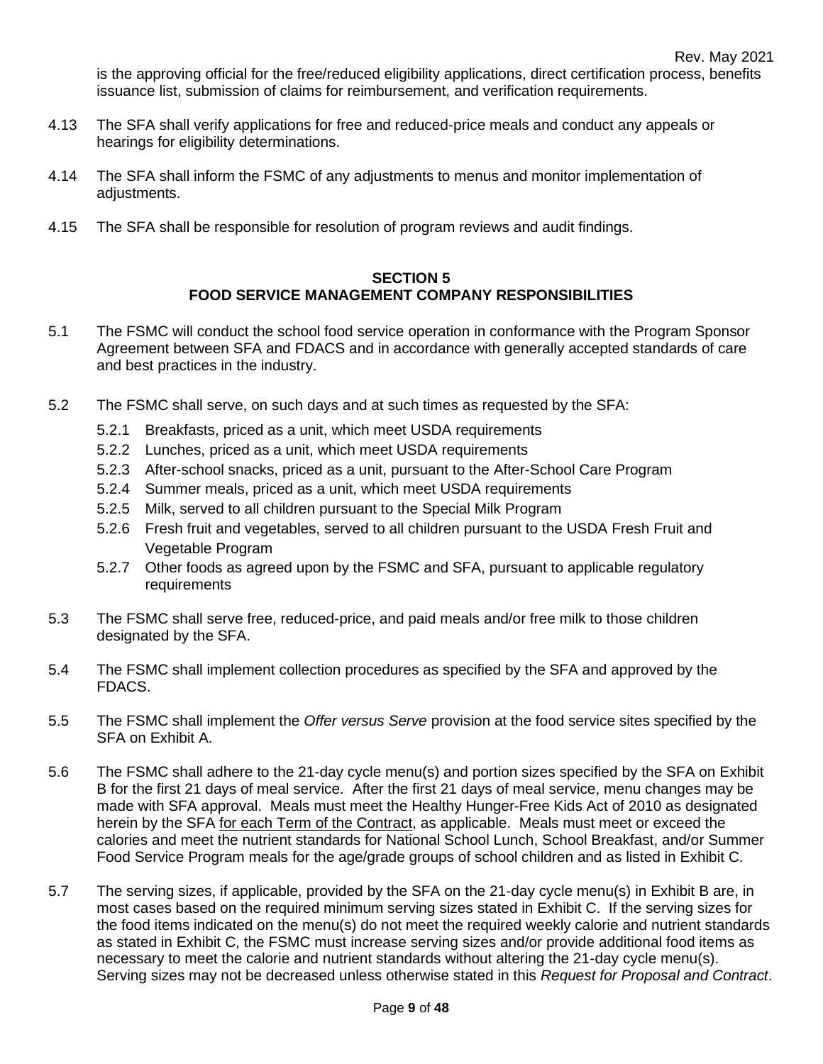is the approving official for the free/reduced eligibility applications, direct certification process, benefits issuance list, submission of claims for reimbursement, and verification requirements.

4.13 The SFA shall verify applications for free and reduced-price meals and conduct any appeals or hearings for eligibility determinations.

4.14 The SFA shall inform the FSMC of any adjustments to menus and monitor implementation of adjustments.

4.15 The SFA shall be responsible for resolution of program reviews and audit findings.

## SECTION 5
## FOOD SERVICE MANAGEMENT COMPANY RESPONSIBILITIES

5.1 The FSMC will conduct the school food service operation in conformance with the Program Sponsor Agreement between SFA and FDACS and in accordance with generally accepted standards of care and best practices in the industry.

5.2 The FSMC shall serve, on such days and at such times as requested by the SFA:

- 5.2.1 Breakfasts, priced as a unit, which meet USDA requirements
- 5.2.2 Lunches, priced as a unit, which meet USDA requirements
- 5.2.3 After-school snacks, priced as a unit, pursuant to the After-School Care Program
- 5.2.4 Summer meals, priced as a unit, which meet USDA requirements
- 5.2.5 Milk, served to all children pursuant to the Special Milk Program
- 5.2.6 Fresh fruit and vegetables, served to all children pursuant to the USDA Fresh Fruit and Vegetable Program
- 5.2.7 Other foods as agreed upon by the FSMC and SFA, pursuant to applicable regulatory requirements

5.3 The FSMC shall serve free, reduced-price, and paid meals and/or free milk to those children designated by the SFA.

5.4 The FSMC shall implement collection procedures as specified by the SFA and approved by the FDACS.

5.5 The FSMC shall implement the *Offer versus Serve* provision at the food service sites specified by the SFA on Exhibit A.

5.6 The FSMC shall adhere to the 21-day cycle menu(s) and portion sizes specified by the SFA on Exhibit B for the first 21 days of meal service. After the first 21 days of meal service, menu changes may be made with SFA approval. Meals must meet the Healthy Hunger-Free Kids Act of 2010 as designated herein by the SFA for each Term of the Contract, as applicable. Meals must meet or exceed the calories and meet the nutrient standards for National School Lunch, School Breakfast, and/or Summer Food Service Program meals for the age/grade groups of school children and as listed in Exhibit C.

5.7 The serving sizes, if applicable, provided by the SFA on the 21-day cycle menu(s) in Exhibit B are, in most cases based on the required minimum serving sizes stated in Exhibit C. If the serving sizes for the food items indicated on the menu(s) do not meet the required weekly calorie and nutrient standards as stated in Exhibit C, the FSMC must increase serving sizes and/or provide additional food items as necessary to meet the calorie and nutrient standards without altering the 21-day cycle menu(s). Serving sizes may not be decreased unless otherwise stated in this *Request for Proposal and Contract*.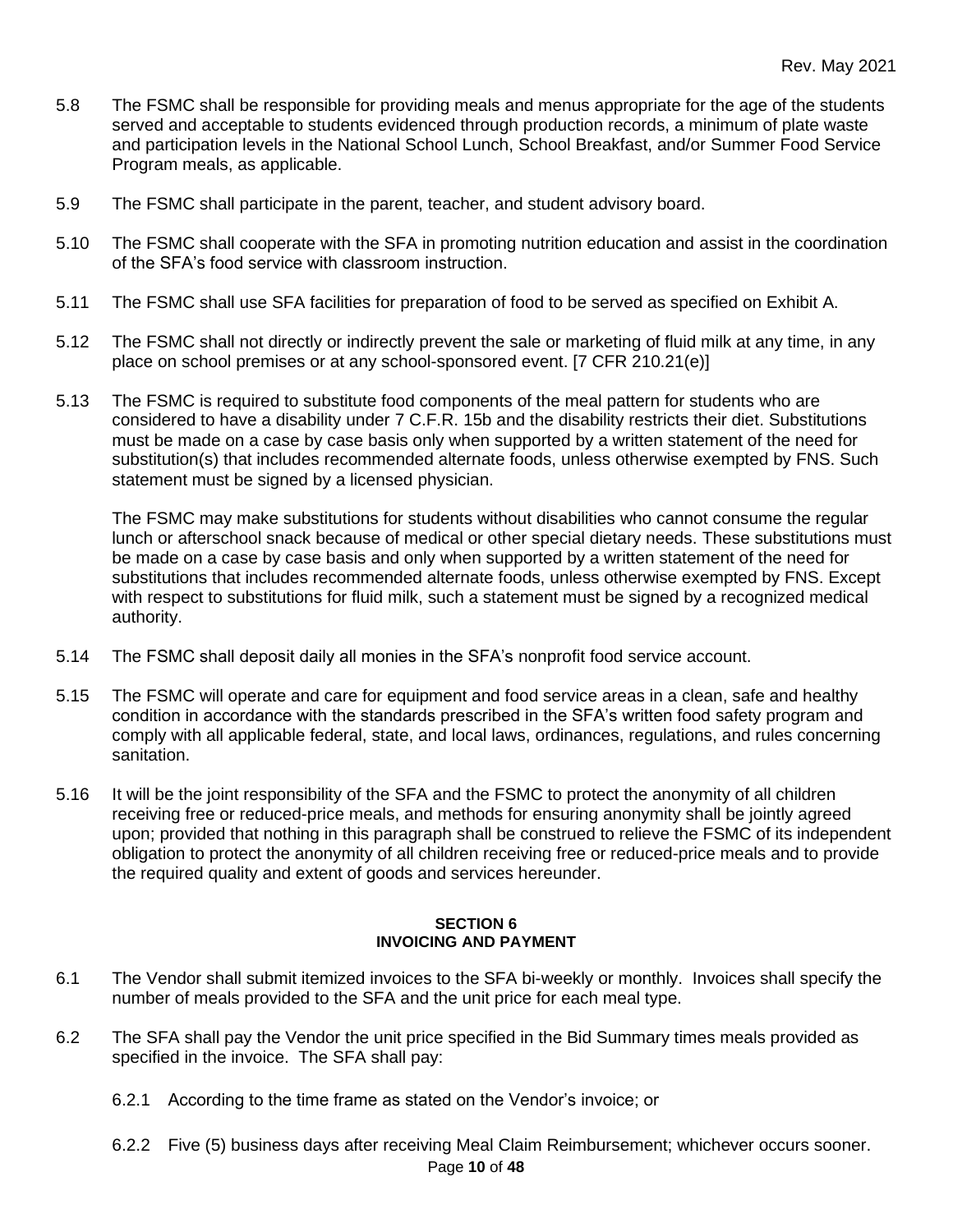5.8 The FSMC shall be responsible for providing meals and menus appropriate for the age of the students served and acceptable to students evidenced through production records, a minimum of plate waste and participation levels in the National School Lunch, School Breakfast, and/or Summer Food Service Program meals, as applicable.

5.9 The FSMC shall participate in the parent, teacher, and student advisory board.

5.10 The FSMC shall cooperate with the SFA in promoting nutrition education and assist in the coordination of the SFA's food service with classroom instruction.

5.11 The FSMC shall use SFA facilities for preparation of food to be served as specified on Exhibit A.

5.12 The FSMC shall not directly or indirectly prevent the sale or marketing of fluid milk at any time, in any place on school premises or at any school-sponsored event. [7 CFR 210.21(e)]

5.13 The FSMC is required to substitute food components of the meal pattern for students who are considered to have a disability under 7 C.F.R. 15b and the disability restricts their diet. Substitutions must be made on a case by case basis only when supported by a written statement of the need for substitution(s) that includes recommended alternate foods, unless otherwise exempted by FNS. Such statement must be signed by a licensed physician.

The FSMC may make substitutions for students without disabilities who cannot consume the regular lunch or afterschool snack because of medical or other special dietary needs. These substitutions must be made on a case by case basis and only when supported by a written statement of the need for substitutions that includes recommended alternate foods, unless otherwise exempted by FNS. Except with respect to substitutions for fluid milk, such a statement must be signed by a recognized medical authority.

5.14 The FSMC shall deposit daily all monies in the SFA's nonprofit food service account.

5.15 The FSMC will operate and care for equipment and food service areas in a clean, safe and healthy condition in accordance with the standards prescribed in the SFA's written food safety program and comply with all applicable federal, state, and local laws, ordinances, regulations, and rules concerning sanitation.

5.16 It will be the joint responsibility of the SFA and the FSMC to protect the anonymity of all children receiving free or reduced-price meals, and methods for ensuring anonymity shall be jointly agreed upon; provided that nothing in this paragraph shall be construed to relieve the FSMC of its independent obligation to protect the anonymity of all children receiving free or reduced-price meals and to provide the required quality and extent of goods and services hereunder.

## SECTION 6
## INVOICING AND PAYMENT

6.1 The Vendor shall submit itemized invoices to the SFA bi-weekly or monthly. Invoices shall specify the number of meals provided to the SFA and the unit price for each meal type.

6.2 The SFA shall pay the Vendor the unit price specified in the Bid Summary times meals provided as specified in the invoice. The SFA shall pay:

6.2.1 According to the time frame as stated on the Vendor's invoice; or

6.2.2 Five (5) business days after receiving Meal Claim Reimbursement; whichever occurs sooner.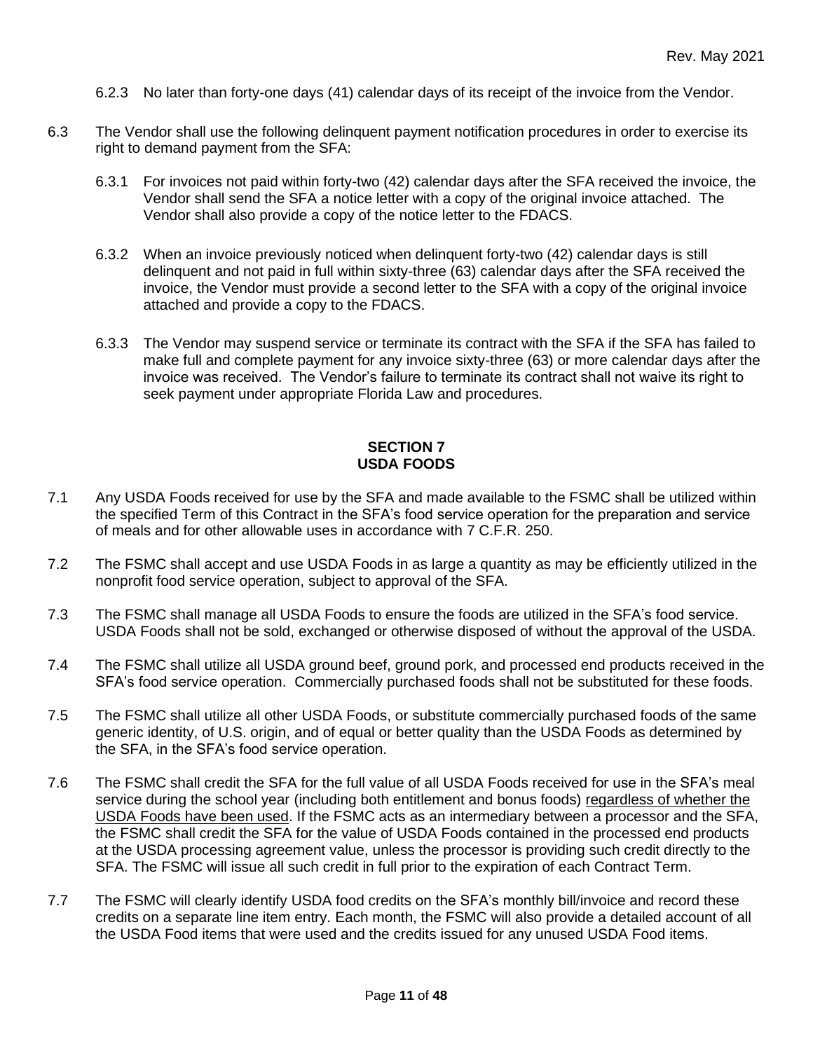6.2.3 No later than forty-one days (41) calendar days of its receipt of the invoice from the Vendor.

6.3 The Vendor shall use the following delinquent payment notification procedures in order to exercise its right to demand payment from the SFA:

6.3.1 For invoices not paid within forty-two (42) calendar days after the SFA received the invoice, the Vendor shall send the SFA a notice letter with a copy of the original invoice attached. The Vendor shall also provide a copy of the notice letter to the FDACS.

6.3.2 When an invoice previously noticed when delinquent forty-two (42) calendar days is still delinquent and not paid in full within sixty-three (63) calendar days after the SFA received the invoice, the Vendor must provide a second letter to the SFA with a copy of the original invoice attached and provide a copy to the FDACS.

6.3.3 The Vendor may suspend service or terminate its contract with the SFA if the SFA has failed to make full and complete payment for any invoice sixty-three (63) or more calendar days after the invoice was received. The Vendor's failure to terminate its contract shall not waive its right to seek payment under appropriate Florida Law and procedures.

## SECTION 7
## USDA FOODS

7.1 Any USDA Foods received for use by the SFA and made available to the FSMC shall be utilized within the specified Term of this Contract in the SFA's food service operation for the preparation and service of meals and for other allowable uses in accordance with 7 C.F.R. 250.

7.2 The FSMC shall accept and use USDA Foods in as large a quantity as may be efficiently utilized in the nonprofit food service operation, subject to approval of the SFA.

7.3 The FSMC shall manage all USDA Foods to ensure the foods are utilized in the SFA's food service. USDA Foods shall not be sold, exchanged or otherwise disposed of without the approval of the USDA.

7.4 The FSMC shall utilize all USDA ground beef, ground pork, and processed end products received in the SFA's food service operation. Commercially purchased foods shall not be substituted for these foods.

7.5 The FSMC shall utilize all other USDA Foods, or substitute commercially purchased foods of the same generic identity, of U.S. origin, and of equal or better quality than the USDA Foods as determined by the SFA, in the SFA's food service operation.

7.6 The FSMC shall credit the SFA for the full value of all USDA Foods received for use in the SFA's meal service during the school year (including both entitlement and bonus foods) <u>regardless of whether the USDA Foods have been used</u>. If the FSMC acts as an intermediary between a processor and the SFA, the FSMC shall credit the SFA for the value of USDA Foods contained in the processed end products at the USDA processing agreement value, unless the processor is providing such credit directly to the SFA. The FSMC will issue all such credit in full prior to the expiration of each Contract Term.

7.7 The FSMC will clearly identify USDA food credits on the SFA's monthly bill/invoice and record these credits on a separate line item entry. Each month, the FSMC will also provide a detailed account of all the USDA Food items that were used and the credits issued for any unused USDA Food items.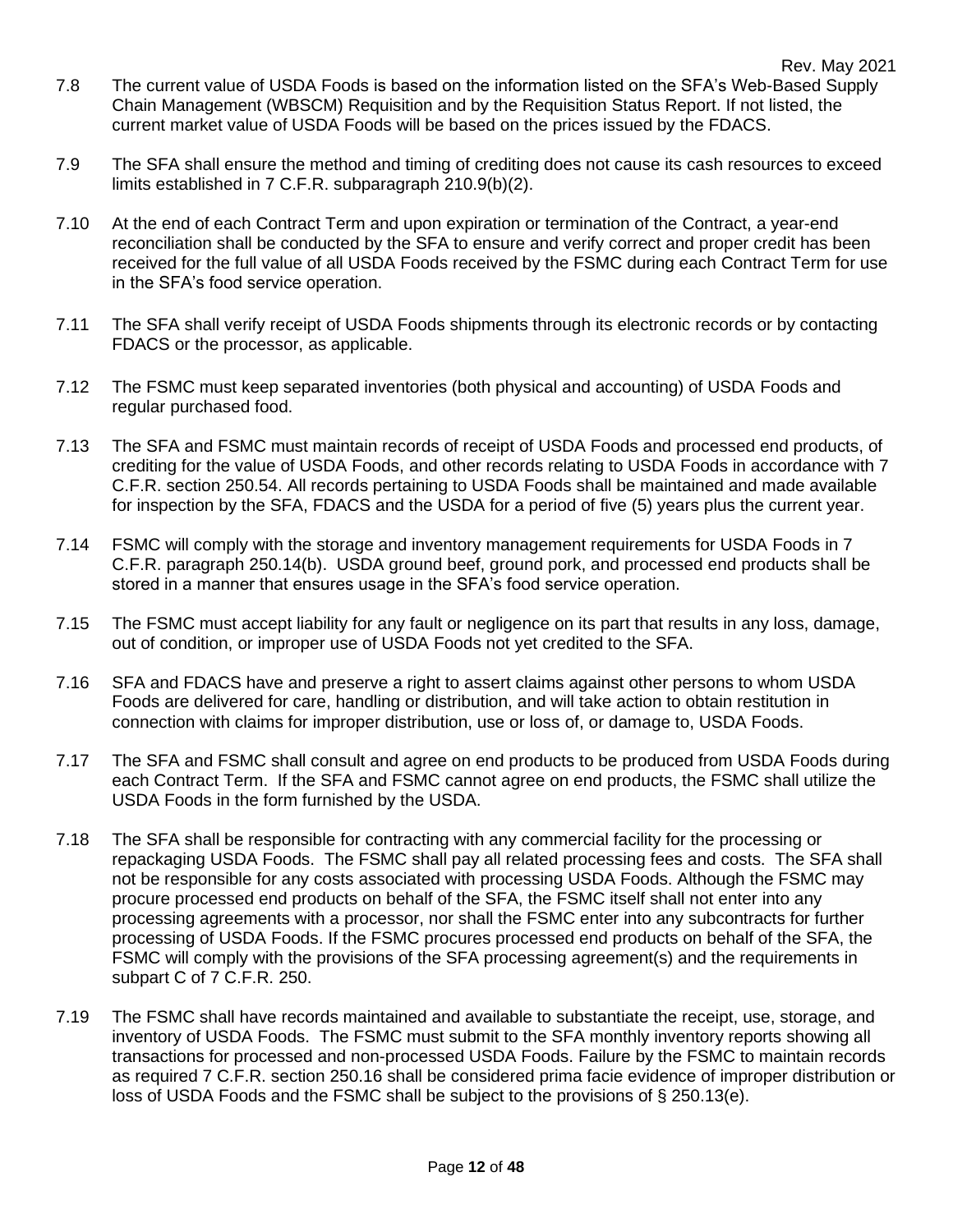7.8 The current value of USDA Foods is based on the information listed on the SFA's Web-Based Supply Chain Management (WBSCM) Requisition and by the Requisition Status Report. If not listed, the current market value of USDA Foods will be based on the prices issued by the FDACS.

7.9 The SFA shall ensure the method and timing of crediting does not cause its cash resources to exceed limits established in 7 C.F.R. subparagraph 210.9(b)(2).

7.10 At the end of each Contract Term and upon expiration or termination of the Contract, a year-end reconciliation shall be conducted by the SFA to ensure and verify correct and proper credit has been received for the full value of all USDA Foods received by the FSMC during each Contract Term for use in the SFA's food service operation.

7.11 The SFA shall verify receipt of USDA Foods shipments through its electronic records or by contacting FDACS or the processor, as applicable.

7.12 The FSMC must keep separated inventories (both physical and accounting) of USDA Foods and regular purchased food.

7.13 The SFA and FSMC must maintain records of receipt of USDA Foods and processed end products, of crediting for the value of USDA Foods, and other records relating to USDA Foods in accordance with 7 C.F.R. section 250.54. All records pertaining to USDA Foods shall be maintained and made available for inspection by the SFA, FDACS and the USDA for a period of five (5) years plus the current year.

7.14 FSMC will comply with the storage and inventory management requirements for USDA Foods in 7 C.F.R. paragraph 250.14(b). USDA ground beef, ground pork, and processed end products shall be stored in a manner that ensures usage in the SFA's food service operation.

7.15 The FSMC must accept liability for any fault or negligence on its part that results in any loss, damage, out of condition, or improper use of USDA Foods not yet credited to the SFA.

7.16 SFA and FDACS have and preserve a right to assert claims against other persons to whom USDA Foods are delivered for care, handling or distribution, and will take action to obtain restitution in connection with claims for improper distribution, use or loss of, or damage to, USDA Foods.

7.17 The SFA and FSMC shall consult and agree on end products to be produced from USDA Foods during each Contract Term. If the SFA and FSMC cannot agree on end products, the FSMC shall utilize the USDA Foods in the form furnished by the USDA.

7.18 The SFA shall be responsible for contracting with any commercial facility for the processing or repackaging USDA Foods. The FSMC shall pay all related processing fees and costs. The SFA shall not be responsible for any costs associated with processing USDA Foods. Although the FSMC may procure processed end products on behalf of the SFA, the FSMC itself shall not enter into any processing agreements with a processor, nor shall the FSMC enter into any subcontracts for further processing of USDA Foods. If the FSMC procures processed end products on behalf of the SFA, the FSMC will comply with the provisions of the SFA processing agreement(s) and the requirements in subpart C of 7 C.F.R. 250.

7.19 The FSMC shall have records maintained and available to substantiate the receipt, use, storage, and inventory of USDA Foods. The FSMC must submit to the SFA monthly inventory reports showing all transactions for processed and non-processed USDA Foods. Failure by the FSMC to maintain records as required 7 C.F.R. section 250.16 shall be considered prima facie evidence of improper distribution or loss of USDA Foods and the FSMC shall be subject to the provisions of § 250.13(e).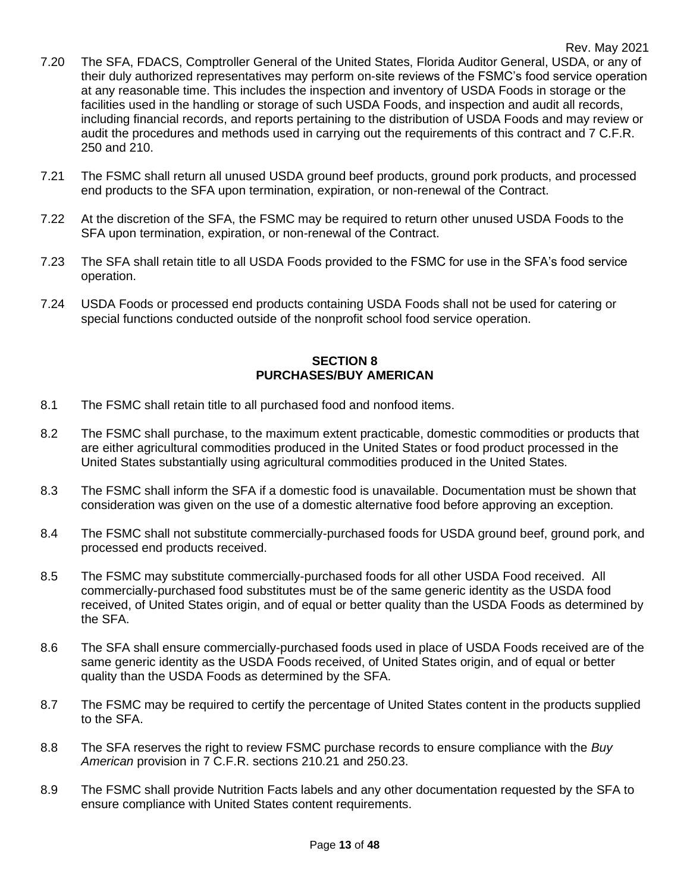7.20 The SFA, FDACS, Comptroller General of the United States, Florida Auditor General, USDA, or any of their duly authorized representatives may perform on-site reviews of the FSMC's food service operation at any reasonable time. This includes the inspection and inventory of USDA Foods in storage or the facilities used in the handling or storage of such USDA Foods, and inspection and audit all records, including financial records, and reports pertaining to the distribution of USDA Foods and may review or audit the procedures and methods used in carrying out the requirements of this contract and 7 C.F.R. 250 and 210.

7.21 The FSMC shall return all unused USDA ground beef products, ground pork products, and processed end products to the SFA upon termination, expiration, or non-renewal of the Contract.

7.22 At the discretion of the SFA, the FSMC may be required to return other unused USDA Foods to the SFA upon termination, expiration, or non-renewal of the Contract.

7.23 The SFA shall retain title to all USDA Foods provided to the FSMC for use in the SFA's food service operation.

7.24 USDA Foods or processed end products containing USDA Foods shall not be used for catering or special functions conducted outside of the nonprofit school food service operation.

## SECTION 8
## PURCHASES/BUY AMERICAN

8.1 The FSMC shall retain title to all purchased food and nonfood items.

8.2 The FSMC shall purchase, to the maximum extent practicable, domestic commodities or products that are either agricultural commodities produced in the United States or food product processed in the United States substantially using agricultural commodities produced in the United States.

8.3 The FSMC shall inform the SFA if a domestic food is unavailable. Documentation must be shown that consideration was given on the use of a domestic alternative food before approving an exception.

8.4 The FSMC shall not substitute commercially-purchased foods for USDA ground beef, ground pork, and processed end products received.

8.5 The FSMC may substitute commercially-purchased foods for all other USDA Food received. All commercially-purchased food substitutes must be of the same generic identity as the USDA food received, of United States origin, and of equal or better quality than the USDA Foods as determined by the SFA.

8.6 The SFA shall ensure commercially-purchased foods used in place of USDA Foods received are of the same generic identity as the USDA Foods received, of United States origin, and of equal or better quality than the USDA Foods as determined by the SFA.

8.7 The FSMC may be required to certify the percentage of United States content in the products supplied to the SFA.

8.8 The SFA reserves the right to review FSMC purchase records to ensure compliance with the *Buy American* provision in 7 C.F.R. sections 210.21 and 250.23.

8.9 The FSMC shall provide Nutrition Facts labels and any other documentation requested by the SFA to ensure compliance with United States content requirements.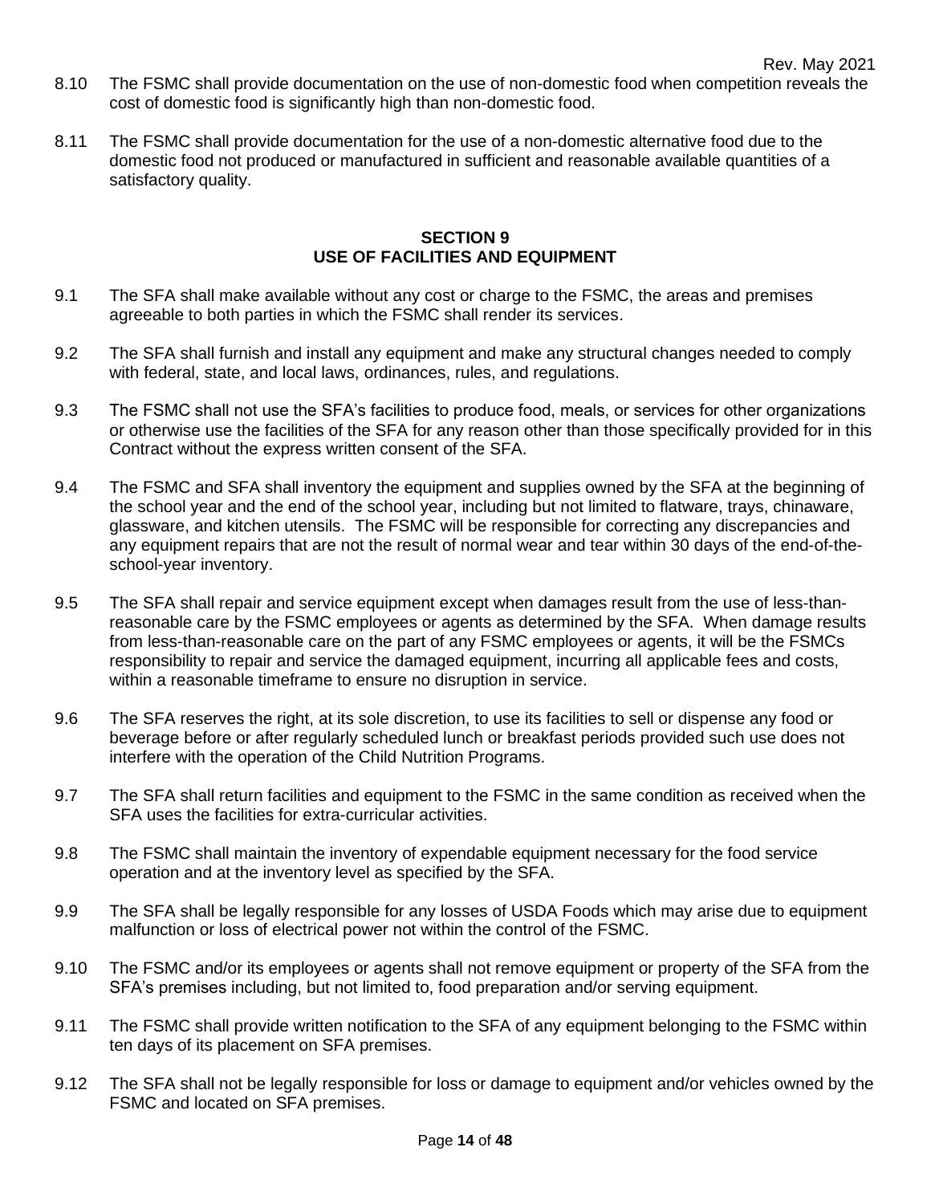8.10 The FSMC shall provide documentation on the use of non-domestic food when competition reveals the cost of domestic food is significantly high than non-domestic food.

8.11 The FSMC shall provide documentation for the use of a non-domestic alternative food due to the domestic food not produced or manufactured in sufficient and reasonable available quantities of a satisfactory quality.

## SECTION 9
## USE OF FACILITIES AND EQUIPMENT

9.1 The SFA shall make available without any cost or charge to the FSMC, the areas and premises agreeable to both parties in which the FSMC shall render its services.

9.2 The SFA shall furnish and install any equipment and make any structural changes needed to comply with federal, state, and local laws, ordinances, rules, and regulations.

9.3 The FSMC shall not use the SFA's facilities to produce food, meals, or services for other organizations or otherwise use the facilities of the SFA for any reason other than those specifically provided for in this Contract without the express written consent of the SFA.

9.4 The FSMC and SFA shall inventory the equipment and supplies owned by the SFA at the beginning of the school year and the end of the school year, including but not limited to flatware, trays, chinaware, glassware, and kitchen utensils. The FSMC will be responsible for correcting any discrepancies and any equipment repairs that are not the result of normal wear and tear within 30 days of the end-of-the-school-year inventory.

9.5 The SFA shall repair and service equipment except when damages result from the use of less-than-reasonable care by the FSMC employees or agents as determined by the SFA. When damage results from less-than-reasonable care on the part of any FSMC employees or agents, it will be the FSMCs responsibility to repair and service the damaged equipment, incurring all applicable fees and costs, within a reasonable timeframe to ensure no disruption in service.

9.6 The SFA reserves the right, at its sole discretion, to use its facilities to sell or dispense any food or beverage before or after regularly scheduled lunch or breakfast periods provided such use does not interfere with the operation of the Child Nutrition Programs.

9.7 The SFA shall return facilities and equipment to the FSMC in the same condition as received when the SFA uses the facilities for extra-curricular activities.

9.8 The FSMC shall maintain the inventory of expendable equipment necessary for the food service operation and at the inventory level as specified by the SFA.

9.9 The SFA shall be legally responsible for any losses of USDA Foods which may arise due to equipment malfunction or loss of electrical power not within the control of the FSMC.

9.10 The FSMC and/or its employees or agents shall not remove equipment or property of the SFA from the SFA's premises including, but not limited to, food preparation and/or serving equipment.

9.11 The FSMC shall provide written notification to the SFA of any equipment belonging to the FSMC within ten days of its placement on SFA premises.

9.12 The SFA shall not be legally responsible for loss or damage to equipment and/or vehicles owned by the FSMC and located on SFA premises.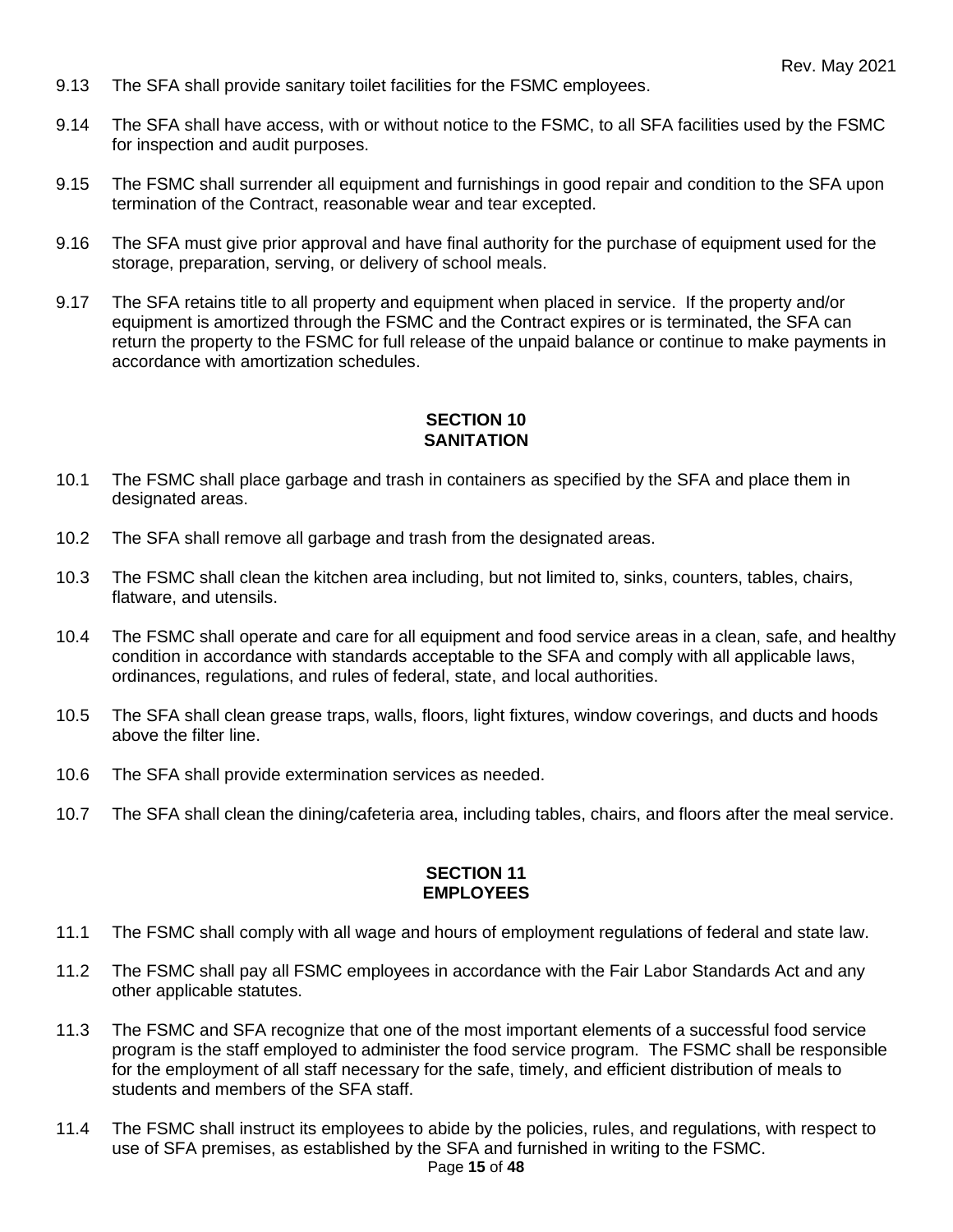9.13 The SFA shall provide sanitary toilet facilities for the FSMC employees.

9.14 The SFA shall have access, with or without notice to the FSMC, to all SFA facilities used by the FSMC for inspection and audit purposes.

9.15 The FSMC shall surrender all equipment and furnishings in good repair and condition to the SFA upon termination of the Contract, reasonable wear and tear excepted.

9.16 The SFA must give prior approval and have final authority for the purchase of equipment used for the storage, preparation, serving, or delivery of school meals.

9.17 The SFA retains title to all property and equipment when placed in service. If the property and/or equipment is amortized through the FSMC and the Contract expires or is terminated, the SFA can return the property to the FSMC for full release of the unpaid balance or continue to make payments in accordance with amortization schedules.

## SECTION 10
## SANITATION

10.1 The FSMC shall place garbage and trash in containers as specified by the SFA and place them in designated areas.

10.2 The SFA shall remove all garbage and trash from the designated areas.

10.3 The FSMC shall clean the kitchen area including, but not limited to, sinks, counters, tables, chairs, flatware, and utensils.

10.4 The FSMC shall operate and care for all equipment and food service areas in a clean, safe, and healthy condition in accordance with standards acceptable to the SFA and comply with all applicable laws, ordinances, regulations, and rules of federal, state, and local authorities.

10.5 The SFA shall clean grease traps, walls, floors, light fixtures, window coverings, and ducts and hoods above the filter line.

10.6 The SFA shall provide extermination services as needed.

10.7 The SFA shall clean the dining/cafeteria area, including tables, chairs, and floors after the meal service.

## SECTION 11
## EMPLOYEES

11.1 The FSMC shall comply with all wage and hours of employment regulations of federal and state law.

11.2 The FSMC shall pay all FSMC employees in accordance with the Fair Labor Standards Act and any other applicable statutes.

11.3 The FSMC and SFA recognize that one of the most important elements of a successful food service program is the staff employed to administer the food service program. The FSMC shall be responsible for the employment of all staff necessary for the safe, timely, and efficient distribution of meals to students and members of the SFA staff.

11.4 The FSMC shall instruct its employees to abide by the policies, rules, and regulations, with respect to use of SFA premises, as established by the SFA and furnished in writing to the FSMC.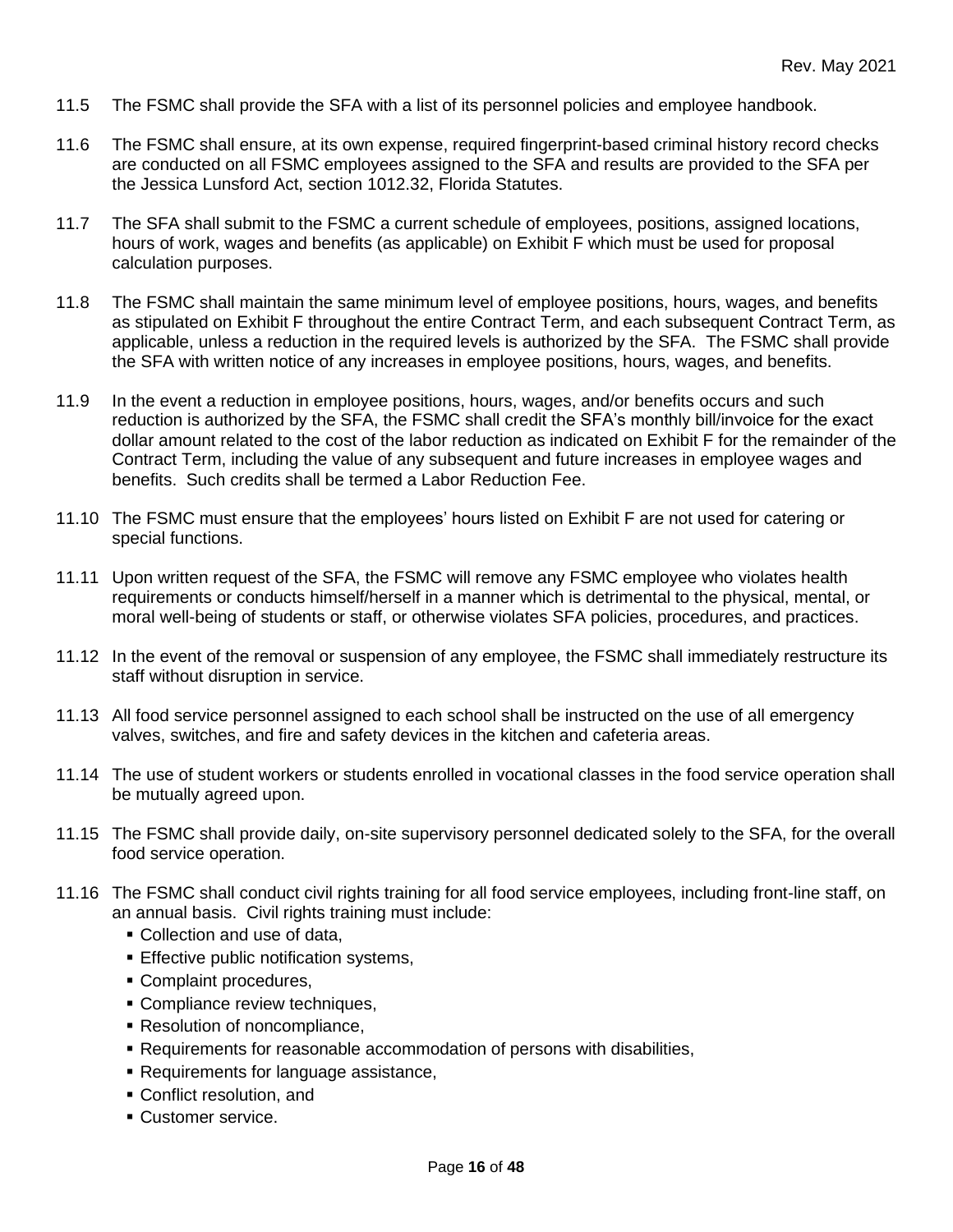11.5 The FSMC shall provide the SFA with a list of its personnel policies and employee handbook.

11.6 The FSMC shall ensure, at its own expense, required fingerprint-based criminal history record checks are conducted on all FSMC employees assigned to the SFA and results are provided to the SFA per the Jessica Lunsford Act, section 1012.32, Florida Statutes.

11.7 The SFA shall submit to the FSMC a current schedule of employees, positions, assigned locations, hours of work, wages and benefits (as applicable) on Exhibit F which must be used for proposal calculation purposes.

11.8 The FSMC shall maintain the same minimum level of employee positions, hours, wages, and benefits as stipulated on Exhibit F throughout the entire Contract Term, and each subsequent Contract Term, as applicable, unless a reduction in the required levels is authorized by the SFA. The FSMC shall provide the SFA with written notice of any increases in employee positions, hours, wages, and benefits.

11.9 In the event a reduction in employee positions, hours, wages, and/or benefits occurs and such reduction is authorized by the SFA, the FSMC shall credit the SFA's monthly bill/invoice for the exact dollar amount related to the cost of the labor reduction as indicated on Exhibit F for the remainder of the Contract Term, including the value of any subsequent and future increases in employee wages and benefits. Such credits shall be termed a Labor Reduction Fee.

11.10 The FSMC must ensure that the employees' hours listed on Exhibit F are not used for catering or special functions.

11.11 Upon written request of the SFA, the FSMC will remove any FSMC employee who violates health requirements or conducts himself/herself in a manner which is detrimental to the physical, mental, or moral well-being of students or staff, or otherwise violates SFA policies, procedures, and practices.

11.12 In the event of the removal or suspension of any employee, the FSMC shall immediately restructure its staff without disruption in service.

11.13 All food service personnel assigned to each school shall be instructed on the use of all emergency valves, switches, and fire and safety devices in the kitchen and cafeteria areas.

11.14 The use of student workers or students enrolled in vocational classes in the food service operation shall be mutually agreed upon.

11.15 The FSMC shall provide daily, on-site supervisory personnel dedicated solely to the SFA, for the overall food service operation.

11.16 The FSMC shall conduct civil rights training for all food service employees, including front-line staff, on an annual basis. Civil rights training must include:

- Collection and use of data,
- Effective public notification systems,
- Complaint procedures,
- Compliance review techniques,
- Resolution of noncompliance,
- Requirements for reasonable accommodation of persons with disabilities,
- Requirements for language assistance,
- Conflict resolution, and
- Customer service.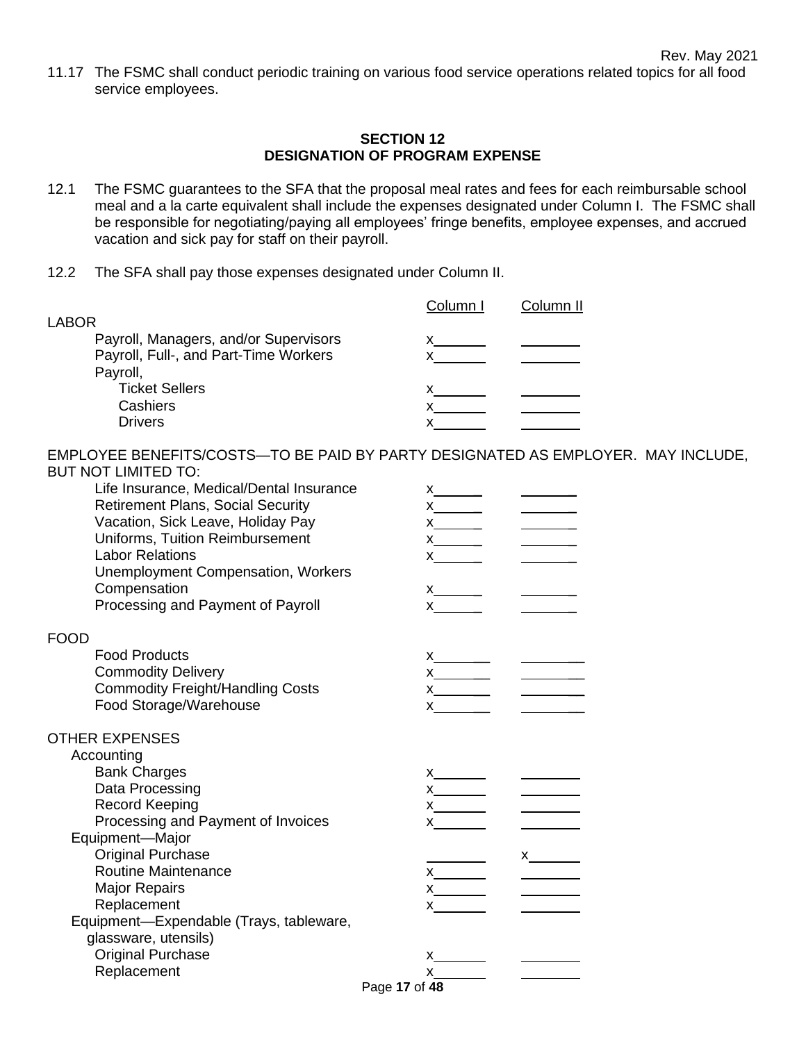11.17 The FSMC shall conduct periodic training on various food service operations related topics for all food service employees.

## SECTION 12
## DESIGNATION OF PROGRAM EXPENSE

12.1 The FSMC guarantees to the SFA that the proposal meal rates and fees for each reimbursable school meal and a la carte equivalent shall include the expenses designated under Column I. The FSMC shall be responsible for negotiating/paying all employees' fringe benefits, employee expenses, and accrued vacation and sick pay for staff on their payroll.

12.2 The SFA shall pay those expenses designated under Column II.

| | Column I | Column II |
|---|---|---|
| **LABOR** | | |
| Payroll, Managers, and/or Supervisors | x | |
| Payroll, Full-, and Part-Time Workers | x | |
| Payroll, | | |
| Ticket Sellers | x | |
| Cashiers | x | |
| Drivers | x | |
| **EMPLOYEE BENEFITS/COSTS—TO BE PAID BY PARTY DESIGNATED AS EMPLOYER. MAY INCLUDE, BUT NOT LIMITED TO:** | | |
| Life Insurance, Medical/Dental Insurance | x | |
| Retirement Plans, Social Security | x | |
| Vacation, Sick Leave, Holiday Pay | x | |
| Uniforms, Tuition Reimbursement | x | |
| Labor Relations | x | |
| Unemployment Compensation, Workers Compensation | x | |
| Processing and Payment of Payroll | x | |
| **FOOD** | | |
| Food Products | x | |
| Commodity Delivery | x | |
| Commodity Freight/Handling Costs | x | |
| Food Storage/Warehouse | x | |
| **OTHER EXPENSES** | | |
| Accounting | | |
| Bank Charges | x | |
| Data Processing | x | |
| Record Keeping | x | |
| Processing and Payment of Invoices | x | |
| Equipment—Major | | |
| Original Purchase | | x |
| Routine Maintenance | x | |
| Major Repairs | x | |
| Replacement | x | |
| Equipment—Expendable (Trays, tableware, glassware, utensils) | | |
| Original Purchase | x | |
| Replacement | x | |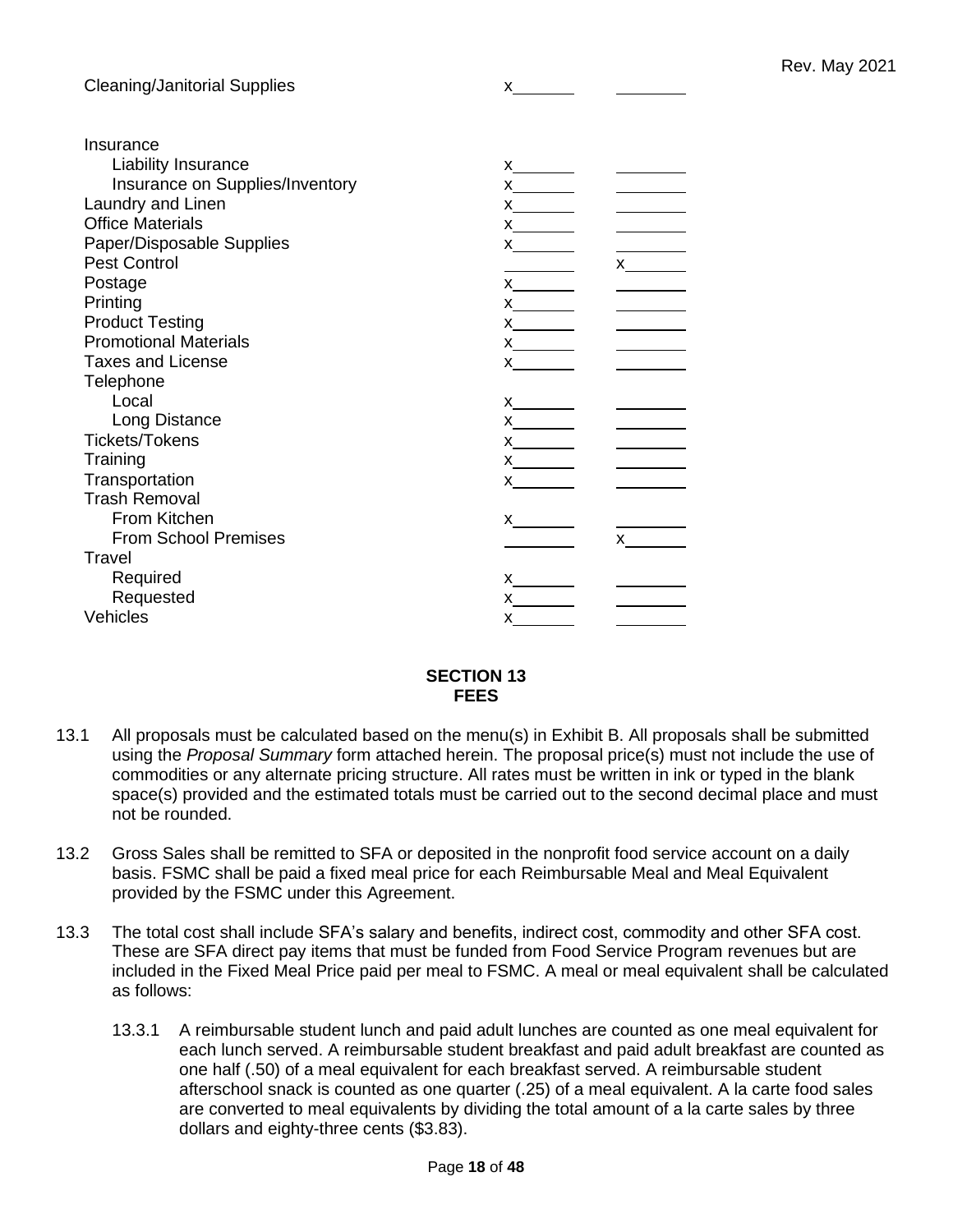| | | |
|---|---|---|
| Cleaning/Janitorial Supplies | x | |
| | | |
| Insurance | | |
| Liability Insurance | x | |
| Insurance on Supplies/Inventory | x | |
| Laundry and Linen | x | |
| Office Materials | x | |
| Paper/Disposable Supplies | x | |
| Pest Control | | x |
| Postage | x | |
| Printing | x | |
| Product Testing | x | |
| Promotional Materials | x | |
| Taxes and License | x | |
| Telephone | | |
| Local | x | |
| Long Distance | x | |
| Tickets/Tokens | x | |
| Training | x | |
| Transportation | x | |
| Trash Removal | | |
| From Kitchen | x | |
| From School Premises | | x |
| Travel | | |
| Required | x | |
| Requested | x | |
| Vehicles | x | |

## SECTION 13
## FEES

13.1 All proposals must be calculated based on the menu(s) in Exhibit B. All proposals shall be submitted using the *Proposal Summary* form attached herein. The proposal price(s) must not include the use of commodities or any alternate pricing structure. All rates must be written in ink or typed in the blank space(s) provided and the estimated totals must be carried out to the second decimal place and must not be rounded.

13.2 Gross Sales shall be remitted to SFA or deposited in the nonprofit food service account on a daily basis. FSMC shall be paid a fixed meal price for each Reimbursable Meal and Meal Equivalent provided by the FSMC under this Agreement.

13.3 The total cost shall include SFA's salary and benefits, indirect cost, commodity and other SFA cost. These are SFA direct pay items that must be funded from Food Service Program revenues but are included in the Fixed Meal Price paid per meal to FSMC. A meal or meal equivalent shall be calculated as follows:

13.3.1 A reimbursable student lunch and paid adult lunches are counted as one meal equivalent for each lunch served. A reimbursable student breakfast and paid adult breakfast are counted as one half (.50) of a meal equivalent for each breakfast served. A reimbursable student afterschool snack is counted as one quarter (.25) of a meal equivalent. A la carte food sales are converted to meal equivalents by dividing the total amount of a la carte sales by three dollars and eighty-three cents ($3.83).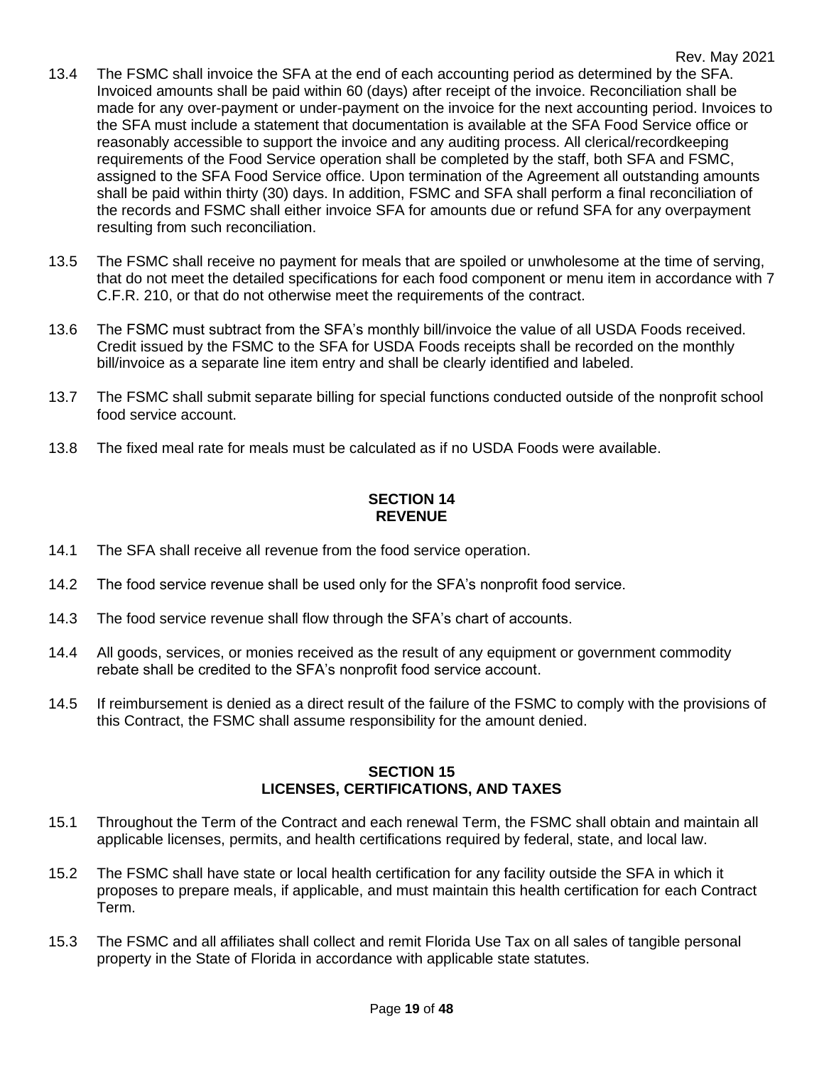13.4 The FSMC shall invoice the SFA at the end of each accounting period as determined by the SFA. Invoiced amounts shall be paid within 60 (days) after receipt of the invoice. Reconciliation shall be made for any over-payment or under-payment on the invoice for the next accounting period. Invoices to the SFA must include a statement that documentation is available at the SFA Food Service office or reasonably accessible to support the invoice and any auditing process. All clerical/recordkeeping requirements of the Food Service operation shall be completed by the staff, both SFA and FSMC, assigned to the SFA Food Service office. Upon termination of the Agreement all outstanding amounts shall be paid within thirty (30) days. In addition, FSMC and SFA shall perform a final reconciliation of the records and FSMC shall either invoice SFA for amounts due or refund SFA for any overpayment resulting from such reconciliation.

13.5 The FSMC shall receive no payment for meals that are spoiled or unwholesome at the time of serving, that do not meet the detailed specifications for each food component or menu item in accordance with 7 C.F.R. 210, or that do not otherwise meet the requirements of the contract.

13.6 The FSMC must subtract from the SFA's monthly bill/invoice the value of all USDA Foods received. Credit issued by the FSMC to the SFA for USDA Foods receipts shall be recorded on the monthly bill/invoice as a separate line item entry and shall be clearly identified and labeled.

13.7 The FSMC shall submit separate billing for special functions conducted outside of the nonprofit school food service account.

13.8 The fixed meal rate for meals must be calculated as if no USDA Foods were available.

## SECTION 14
## REVENUE

14.1 The SFA shall receive all revenue from the food service operation.

14.2 The food service revenue shall be used only for the SFA's nonprofit food service.

14.3 The food service revenue shall flow through the SFA's chart of accounts.

14.4 All goods, services, or monies received as the result of any equipment or government commodity rebate shall be credited to the SFA's nonprofit food service account.

14.5 If reimbursement is denied as a direct result of the failure of the FSMC to comply with the provisions of this Contract, the FSMC shall assume responsibility for the amount denied.

## SECTION 15
## LICENSES, CERTIFICATIONS, AND TAXES

15.1 Throughout the Term of the Contract and each renewal Term, the FSMC shall obtain and maintain all applicable licenses, permits, and health certifications required by federal, state, and local law.

15.2 The FSMC shall have state or local health certification for any facility outside the SFA in which it proposes to prepare meals, if applicable, and must maintain this health certification for each Contract Term.

15.3 The FSMC and all affiliates shall collect and remit Florida Use Tax on all sales of tangible personal property in the State of Florida in accordance with applicable state statutes.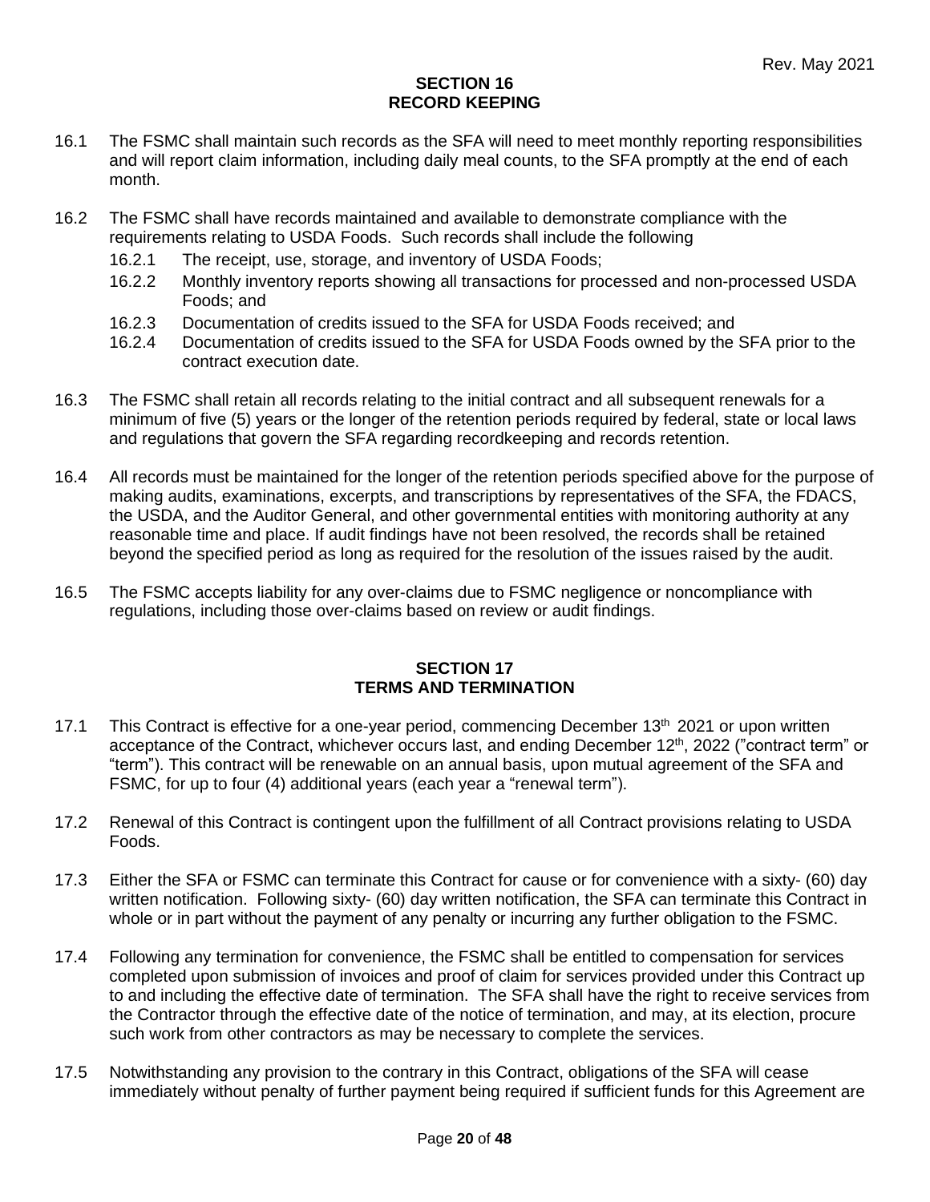## SECTION 16
## RECORD KEEPING

16.1 The FSMC shall maintain such records as the SFA will need to meet monthly reporting responsibilities and will report claim information, including daily meal counts, to the SFA promptly at the end of each month.

16.2 The FSMC shall have records maintained and available to demonstrate compliance with the requirements relating to USDA Foods. Such records shall include the following

- 16.2.1 The receipt, use, storage, and inventory of USDA Foods;
- 16.2.2 Monthly inventory reports showing all transactions for processed and non-processed USDA Foods; and
- 16.2.3 Documentation of credits issued to the SFA for USDA Foods received; and
- 16.2.4 Documentation of credits issued to the SFA for USDA Foods owned by the SFA prior to the contract execution date.

16.3 The FSMC shall retain all records relating to the initial contract and all subsequent renewals for a minimum of five (5) years or the longer of the retention periods required by federal, state or local laws and regulations that govern the SFA regarding recordkeeping and records retention.

16.4 All records must be maintained for the longer of the retention periods specified above for the purpose of making audits, examinations, excerpts, and transcriptions by representatives of the SFA, the FDACS, the USDA, and the Auditor General, and other governmental entities with monitoring authority at any reasonable time and place. If audit findings have not been resolved, the records shall be retained beyond the specified period as long as required for the resolution of the issues raised by the audit.

16.5 The FSMC accepts liability for any over-claims due to FSMC negligence or noncompliance with regulations, including those over-claims based on review or audit findings.

## SECTION 17
## TERMS AND TERMINATION

17.1 This Contract is effective for a one-year period, commencing December 13th 2021 or upon written acceptance of the Contract, whichever occurs last, and ending December 12th, 2022 ("contract term" or "term"). This contract will be renewable on an annual basis, upon mutual agreement of the SFA and FSMC, for up to four (4) additional years (each year a "renewal term").

17.2 Renewal of this Contract is contingent upon the fulfillment of all Contract provisions relating to USDA Foods.

17.3 Either the SFA or FSMC can terminate this Contract for cause or for convenience with a sixty- (60) day written notification. Following sixty- (60) day written notification, the SFA can terminate this Contract in whole or in part without the payment of any penalty or incurring any further obligation to the FSMC.

17.4 Following any termination for convenience, the FSMC shall be entitled to compensation for services completed upon submission of invoices and proof of claim for services provided under this Contract up to and including the effective date of termination. The SFA shall have the right to receive services from the Contractor through the effective date of the notice of termination, and may, at its election, procure such work from other contractors as may be necessary to complete the services.

17.5 Notwithstanding any provision to the contrary in this Contract, obligations of the SFA will cease immediately without penalty of further payment being required if sufficient funds for this Agreement are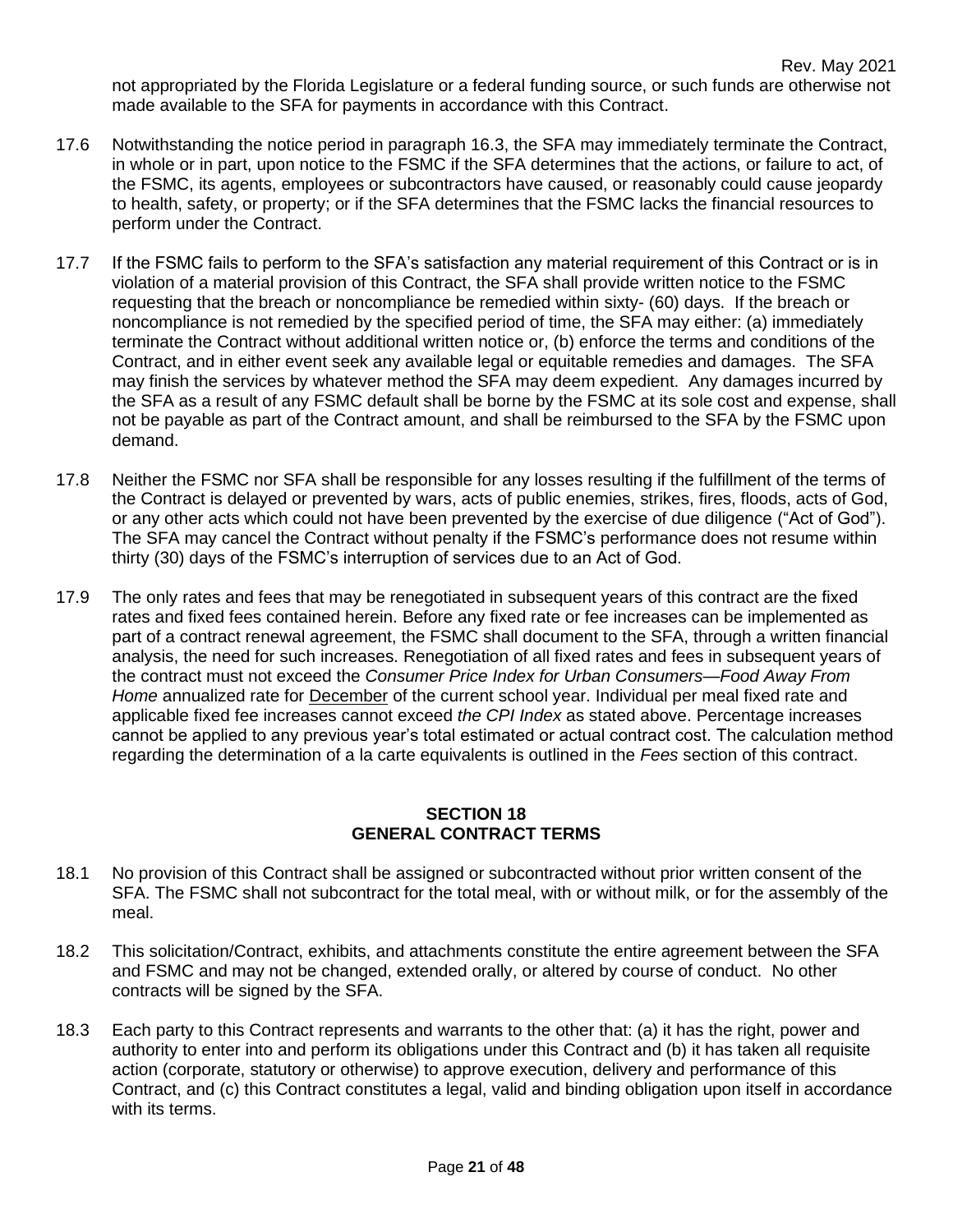not appropriated by the Florida Legislature or a federal funding source, or such funds are otherwise not made available to the SFA for payments in accordance with this Contract.

17.6 Notwithstanding the notice period in paragraph 16.3, the SFA may immediately terminate the Contract, in whole or in part, upon notice to the FSMC if the SFA determines that the actions, or failure to act, of the FSMC, its agents, employees or subcontractors have caused, or reasonably could cause jeopardy to health, safety, or property; or if the SFA determines that the FSMC lacks the financial resources to perform under the Contract.

17.7 If the FSMC fails to perform to the SFA's satisfaction any material requirement of this Contract or is in violation of a material provision of this Contract, the SFA shall provide written notice to the FSMC requesting that the breach or noncompliance be remedied within sixty- (60) days. If the breach or noncompliance is not remedied by the specified period of time, the SFA may either: (a) immediately terminate the Contract without additional written notice or, (b) enforce the terms and conditions of the Contract, and in either event seek any available legal or equitable remedies and damages. The SFA may finish the services by whatever method the SFA may deem expedient. Any damages incurred by the SFA as a result of any FSMC default shall be borne by the FSMC at its sole cost and expense, shall not be payable as part of the Contract amount, and shall be reimbursed to the SFA by the FSMC upon demand.

17.8 Neither the FSMC nor SFA shall be responsible for any losses resulting if the fulfillment of the terms of the Contract is delayed or prevented by wars, acts of public enemies, strikes, fires, floods, acts of God, or any other acts which could not have been prevented by the exercise of due diligence ("Act of God"). The SFA may cancel the Contract without penalty if the FSMC's performance does not resume within thirty (30) days of the FSMC's interruption of services due to an Act of God.

17.9 The only rates and fees that may be renegotiated in subsequent years of this contract are the fixed rates and fixed fees contained herein. Before any fixed rate or fee increases can be implemented as part of a contract renewal agreement, the FSMC shall document to the SFA, through a written financial analysis, the need for such increases. Renegotiation of all fixed rates and fees in subsequent years of the contract must not exceed the *Consumer Price Index for Urban Consumers—Food Away From Home* annualized rate for <u>December</u> of the current school year. Individual per meal fixed rate and applicable fixed fee increases cannot exceed *the CPI Index* as stated above. Percentage increases cannot be applied to any previous year's total estimated or actual contract cost. The calculation method regarding the determination of a la carte equivalents is outlined in the *Fees* section of this contract.

## SECTION 18
## GENERAL CONTRACT TERMS

18.1 No provision of this Contract shall be assigned or subcontracted without prior written consent of the SFA. The FSMC shall not subcontract for the total meal, with or without milk, or for the assembly of the meal.

18.2 This solicitation/Contract, exhibits, and attachments constitute the entire agreement between the SFA and FSMC and may not be changed, extended orally, or altered by course of conduct. No other contracts will be signed by the SFA.

18.3 Each party to this Contract represents and warrants to the other that: (a) it has the right, power and authority to enter into and perform its obligations under this Contract and (b) it has taken all requisite action (corporate, statutory or otherwise) to approve execution, delivery and performance of this Contract, and (c) this Contract constitutes a legal, valid and binding obligation upon itself in accordance with its terms.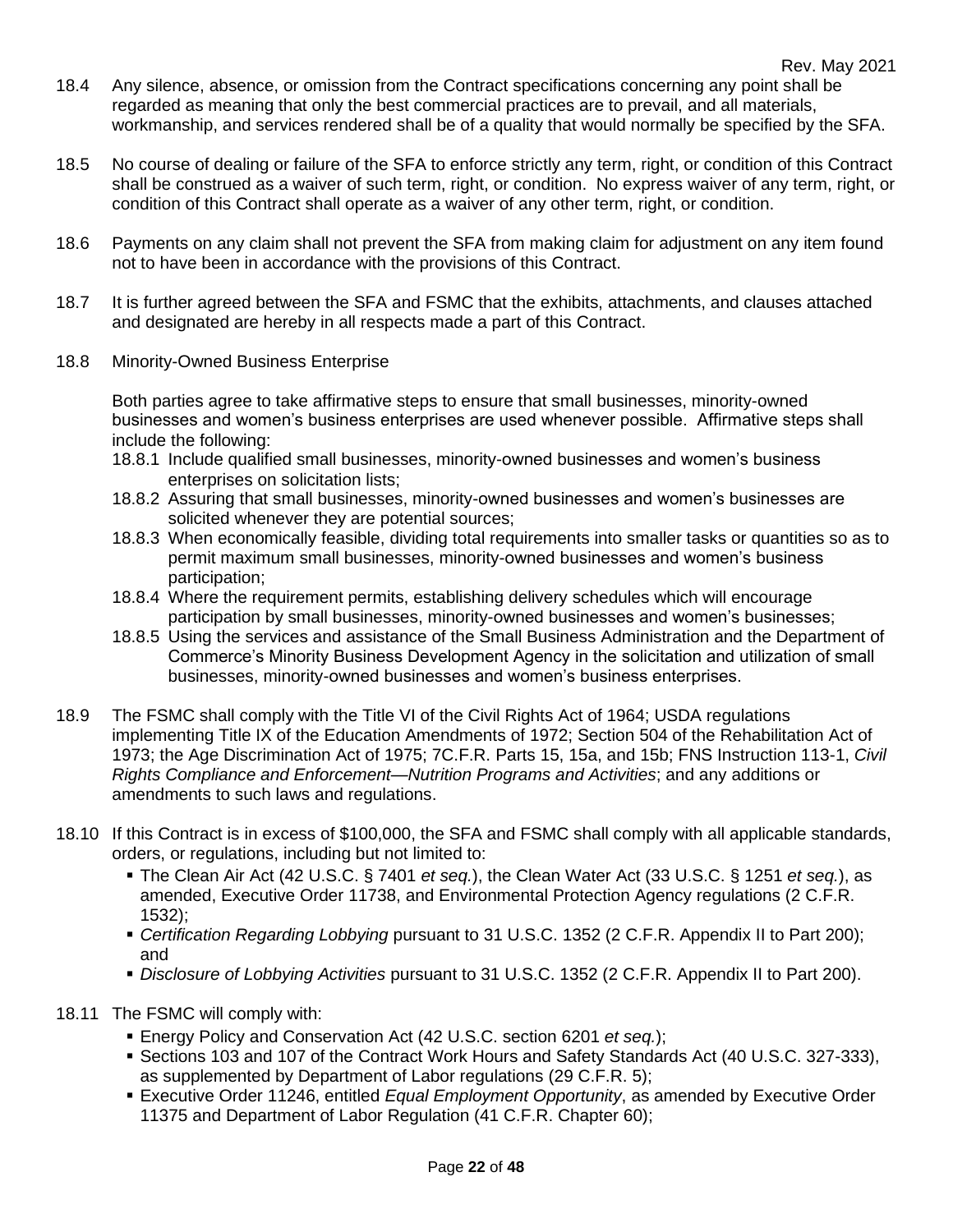18.4 Any silence, absence, or omission from the Contract specifications concerning any point shall be regarded as meaning that only the best commercial practices are to prevail, and all materials, workmanship, and services rendered shall be of a quality that would normally be specified by the SFA.

18.5 No course of dealing or failure of the SFA to enforce strictly any term, right, or condition of this Contract shall be construed as a waiver of such term, right, or condition. No express waiver of any term, right, or condition of this Contract shall operate as a waiver of any other term, right, or condition.

18.6 Payments on any claim shall not prevent the SFA from making claim for adjustment on any item found not to have been in accordance with the provisions of this Contract.

18.7 It is further agreed between the SFA and FSMC that the exhibits, attachments, and clauses attached and designated are hereby in all respects made a part of this Contract.

18.8 Minority-Owned Business Enterprise

Both parties agree to take affirmative steps to ensure that small businesses, minority-owned businesses and women's business enterprises are used whenever possible. Affirmative steps shall include the following:

18.8.1 Include qualified small businesses, minority-owned businesses and women's business enterprises on solicitation lists;

18.8.2 Assuring that small businesses, minority-owned businesses and women's businesses are solicited whenever they are potential sources;

18.8.3 When economically feasible, dividing total requirements into smaller tasks or quantities so as to permit maximum small businesses, minority-owned businesses and women's business participation;

18.8.4 Where the requirement permits, establishing delivery schedules which will encourage participation by small businesses, minority-owned businesses and women's businesses;

18.8.5 Using the services and assistance of the Small Business Administration and the Department of Commerce's Minority Business Development Agency in the solicitation and utilization of small businesses, minority-owned businesses and women's business enterprises.

18.9 The FSMC shall comply with the Title VI of the Civil Rights Act of 1964; USDA regulations implementing Title IX of the Education Amendments of 1972; Section 504 of the Rehabilitation Act of 1973; the Age Discrimination Act of 1975; 7C.F.R. Parts 15, 15a, and 15b; FNS Instruction 113-1, *Civil Rights Compliance and Enforcement—Nutrition Programs and Activities*; and any additions or amendments to such laws and regulations.

18.10 If this Contract is in excess of $100,000, the SFA and FSMC shall comply with all applicable standards, orders, or regulations, including but not limited to:

- The Clean Air Act (42 U.S.C. § 7401 *et seq.*), the Clean Water Act (33 U.S.C. § 1251 *et seq.*), as amended, Executive Order 11738, and Environmental Protection Agency regulations (2 C.F.R. 1532);
- *Certification Regarding Lobbying* pursuant to 31 U.S.C. 1352 (2 C.F.R. Appendix II to Part 200); and
- *Disclosure of Lobbying Activities* pursuant to 31 U.S.C. 1352 (2 C.F.R. Appendix II to Part 200).

18.11 The FSMC will comply with:

- Energy Policy and Conservation Act (42 U.S.C. section 6201 *et seq.*);
- Sections 103 and 107 of the Contract Work Hours and Safety Standards Act (40 U.S.C. 327-333), as supplemented by Department of Labor regulations (29 C.F.R. 5);
- Executive Order 11246, entitled *Equal Employment Opportunity*, as amended by Executive Order 11375 and Department of Labor Regulation (41 C.F.R. Chapter 60);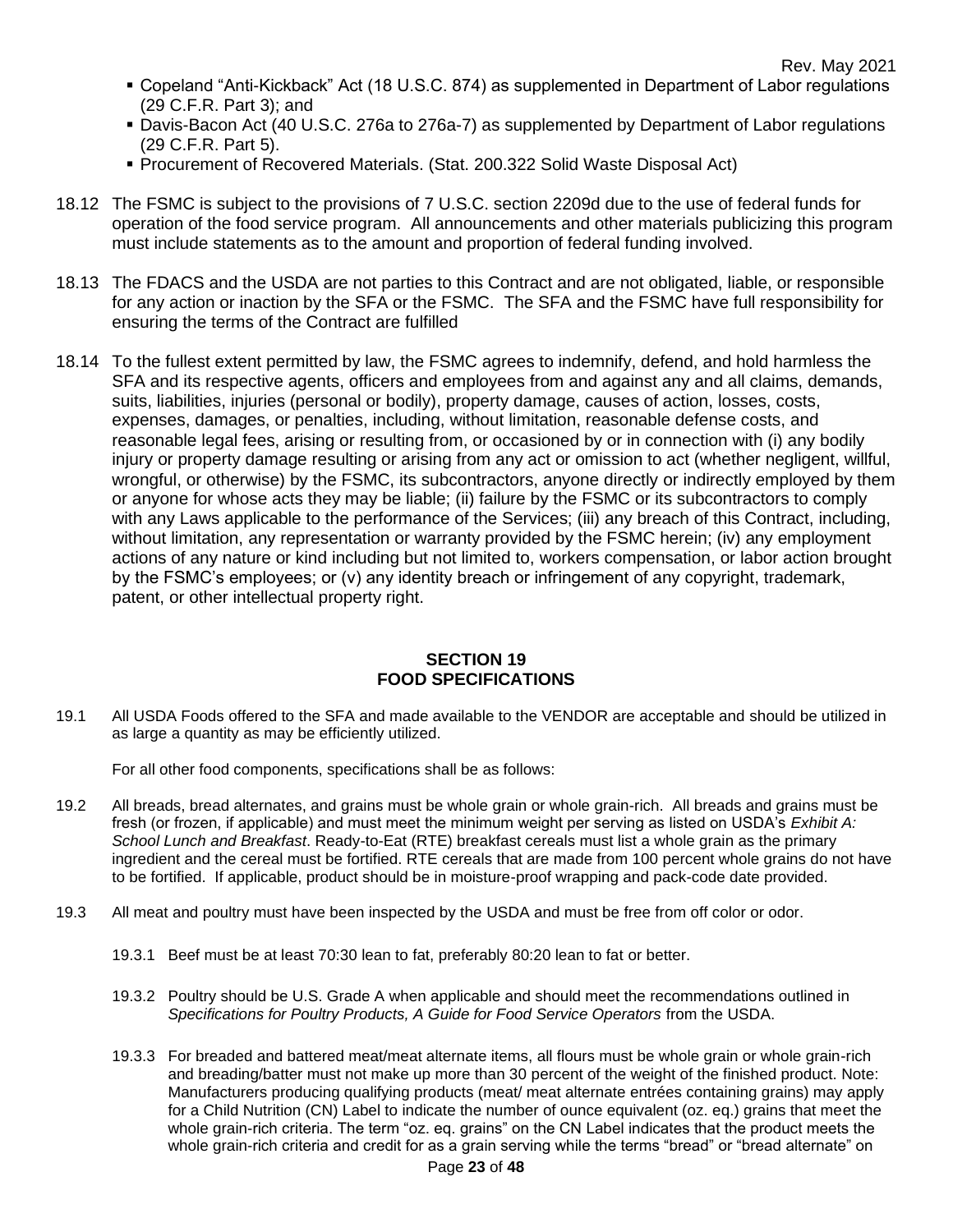- Copeland "Anti-Kickback" Act (18 U.S.C. 874) as supplemented in Department of Labor regulations (29 C.F.R. Part 3); and
- Davis-Bacon Act (40 U.S.C. 276a to 276a-7) as supplemented by Department of Labor regulations (29 C.F.R. Part 5).
- Procurement of Recovered Materials. (Stat. 200.322 Solid Waste Disposal Act)

18.12 The FSMC is subject to the provisions of 7 U.S.C. section 2209d due to the use of federal funds for operation of the food service program. All announcements and other materials publicizing this program must include statements as to the amount and proportion of federal funding involved.

18.13 The FDACS and the USDA are not parties to this Contract and are not obligated, liable, or responsible for any action or inaction by the SFA or the FSMC. The SFA and the FSMC have full responsibility for ensuring the terms of the Contract are fulfilled

18.14 To the fullest extent permitted by law, the FSMC agrees to indemnify, defend, and hold harmless the SFA and its respective agents, officers and employees from and against any and all claims, demands, suits, liabilities, injuries (personal or bodily), property damage, causes of action, losses, costs, expenses, damages, or penalties, including, without limitation, reasonable defense costs, and reasonable legal fees, arising or resulting from, or occasioned by or in connection with (i) any bodily injury or property damage resulting or arising from any act or omission to act (whether negligent, willful, wrongful, or otherwise) by the FSMC, its subcontractors, anyone directly or indirectly employed by them or anyone for whose acts they may be liable; (ii) failure by the FSMC or its subcontractors to comply with any Laws applicable to the performance of the Services; (iii) any breach of this Contract, including, without limitation, any representation or warranty provided by the FSMC herein; (iv) any employment actions of any nature or kind including but not limited to, workers compensation, or labor action brought by the FSMC's employees; or (v) any identity breach or infringement of any copyright, trademark, patent, or other intellectual property right.

## SECTION 19
## FOOD SPECIFICATIONS

19.1 All USDA Foods offered to the SFA and made available to the VENDOR are acceptable and should be utilized in as large a quantity as may be efficiently utilized.

For all other food components, specifications shall be as follows:

19.2 All breads, bread alternates, and grains must be whole grain or whole grain-rich. All breads and grains must be fresh (or frozen, if applicable) and must meet the minimum weight per serving as listed on USDA's *Exhibit A: School Lunch and Breakfast*. Ready-to-Eat (RTE) breakfast cereals must list a whole grain as the primary ingredient and the cereal must be fortified. RTE cereals that are made from 100 percent whole grains do not have to be fortified. If applicable, product should be in moisture-proof wrapping and pack-code date provided.

19.3 All meat and poultry must have been inspected by the USDA and must be free from off color or odor.

19.3.1 Beef must be at least 70:30 lean to fat, preferably 80:20 lean to fat or better.

19.3.2 Poultry should be U.S. Grade A when applicable and should meet the recommendations outlined in *Specifications for Poultry Products, A Guide for Food Service Operators* from the USDA.

19.3.3 For breaded and battered meat/meat alternate items, all flours must be whole grain or whole grain-rich and breading/batter must not make up more than 30 percent of the weight of the finished product. Note: Manufacturers producing qualifying products (meat/ meat alternate entrées containing grains) may apply for a Child Nutrition (CN) Label to indicate the number of ounce equivalent (oz. eq.) grains that meet the whole grain-rich criteria. The term "oz. eq. grains" on the CN Label indicates that the product meets the whole grain-rich criteria and credit for as a grain serving while the terms "bread" or "bread alternate" on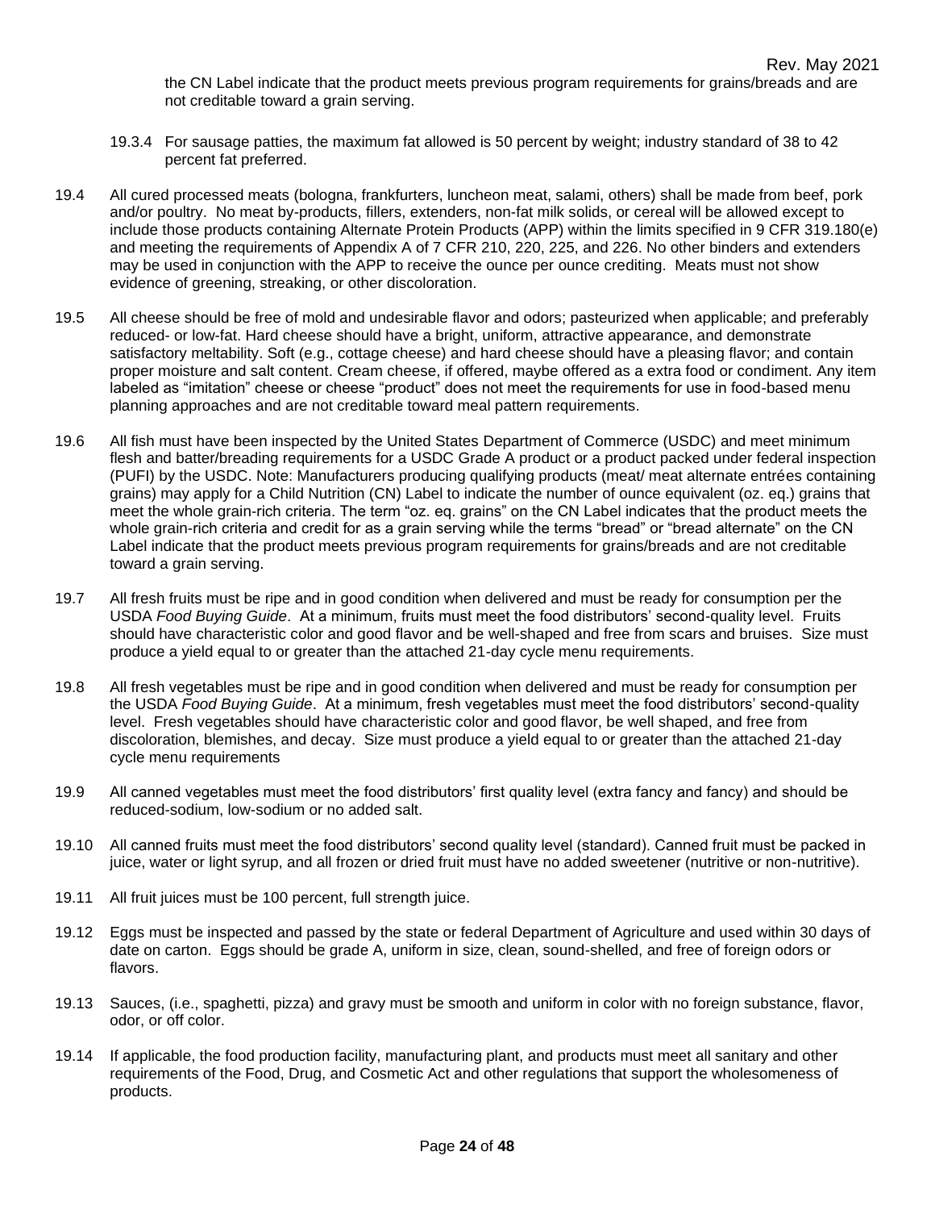the CN Label indicate that the product meets previous program requirements for grains/breads and are not creditable toward a grain serving.

19.3.4 For sausage patties, the maximum fat allowed is 50 percent by weight; industry standard of 38 to 42 percent fat preferred.

19.4 All cured processed meats (bologna, frankfurters, luncheon meat, salami, others) shall be made from beef, pork and/or poultry. No meat by-products, fillers, extenders, non-fat milk solids, or cereal will be allowed except to include those products containing Alternate Protein Products (APP) within the limits specified in 9 CFR 319.180(e) and meeting the requirements of Appendix A of 7 CFR 210, 220, 225, and 226. No other binders and extenders may be used in conjunction with the APP to receive the ounce per ounce crediting. Meats must not show evidence of greening, streaking, or other discoloration.

19.5 All cheese should be free of mold and undesirable flavor and odors; pasteurized when applicable; and preferably reduced- or low-fat. Hard cheese should have a bright, uniform, attractive appearance, and demonstrate satisfactory meltability. Soft (e.g., cottage cheese) and hard cheese should have a pleasing flavor; and contain proper moisture and salt content. Cream cheese, if offered, maybe offered as a extra food or condiment. Any item labeled as "imitation" cheese or cheese "product" does not meet the requirements for use in food-based menu planning approaches and are not creditable toward meal pattern requirements.

19.6 All fish must have been inspected by the United States Department of Commerce (USDC) and meet minimum flesh and batter/breading requirements for a USDC Grade A product or a product packed under federal inspection (PUFI) by the USDC. Note: Manufacturers producing qualifying products (meat/ meat alternate entrées containing grains) may apply for a Child Nutrition (CN) Label to indicate the number of ounce equivalent (oz. eq.) grains that meet the whole grain-rich criteria. The term "oz. eq. grains" on the CN Label indicates that the product meets the whole grain-rich criteria and credit for as a grain serving while the terms "bread" or "bread alternate" on the CN Label indicate that the product meets previous program requirements for grains/breads and are not creditable toward a grain serving.

19.7 All fresh fruits must be ripe and in good condition when delivered and must be ready for consumption per the USDA *Food Buying Guide*. At a minimum, fruits must meet the food distributors' second-quality level. Fruits should have characteristic color and good flavor and be well-shaped and free from scars and bruises. Size must produce a yield equal to or greater than the attached 21-day cycle menu requirements.

19.8 All fresh vegetables must be ripe and in good condition when delivered and must be ready for consumption per the USDA *Food Buying Guide*. At a minimum, fresh vegetables must meet the food distributors' second-quality level. Fresh vegetables should have characteristic color and good flavor, be well shaped, and free from discoloration, blemishes, and decay. Size must produce a yield equal to or greater than the attached 21-day cycle menu requirements

19.9 All canned vegetables must meet the food distributors' first quality level (extra fancy and fancy) and should be reduced-sodium, low-sodium or no added salt.

19.10 All canned fruits must meet the food distributors' second quality level (standard). Canned fruit must be packed in juice, water or light syrup, and all frozen or dried fruit must have no added sweetener (nutritive or non-nutritive).

19.11 All fruit juices must be 100 percent, full strength juice.

19.12 Eggs must be inspected and passed by the state or federal Department of Agriculture and used within 30 days of date on carton. Eggs should be grade A, uniform in size, clean, sound-shelled, and free of foreign odors or flavors.

19.13 Sauces, (i.e., spaghetti, pizza) and gravy must be smooth and uniform in color with no foreign substance, flavor, odor, or off color.

19.14 If applicable, the food production facility, manufacturing plant, and products must meet all sanitary and other requirements of the Food, Drug, and Cosmetic Act and other regulations that support the wholesomeness of products.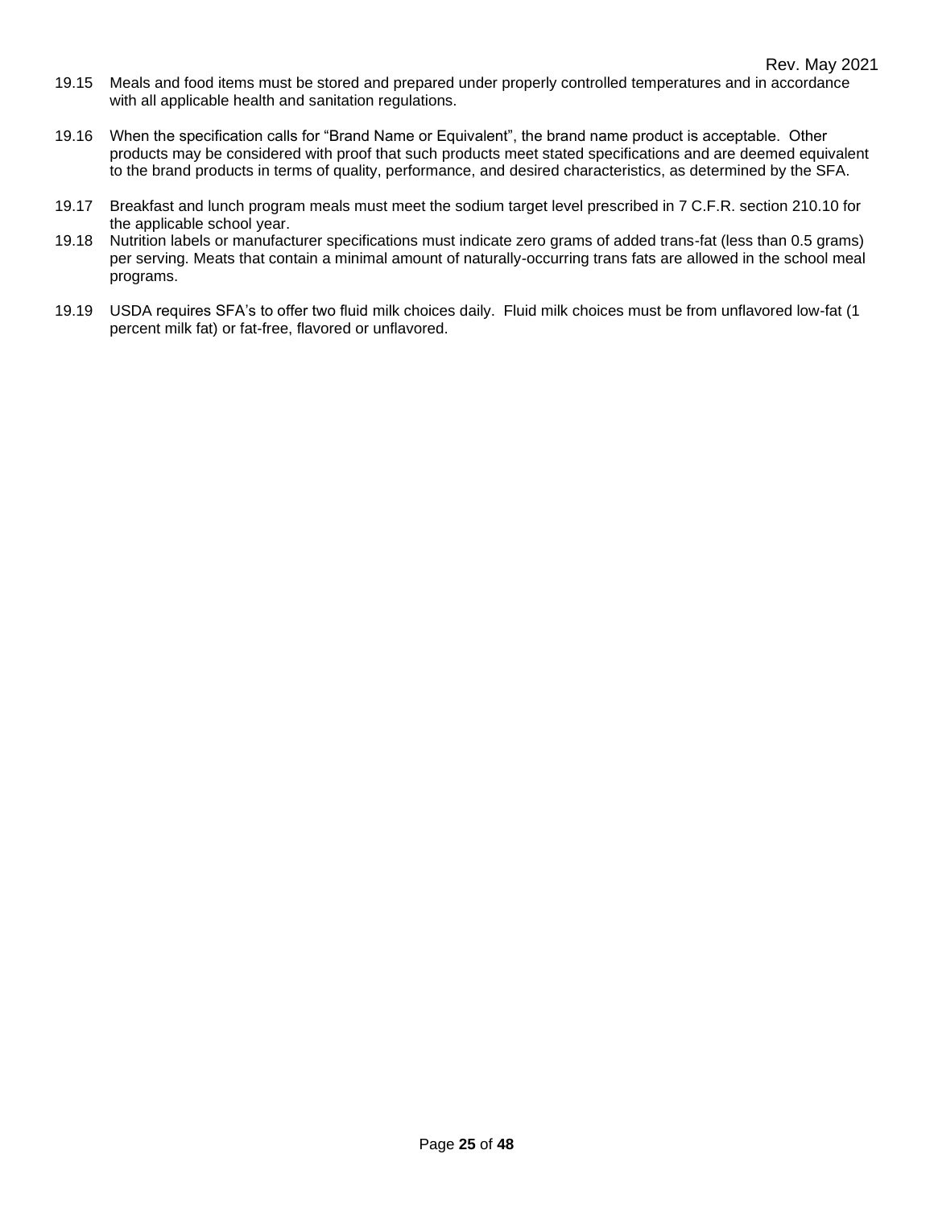19.15 Meals and food items must be stored and prepared under properly controlled temperatures and in accordance with all applicable health and sanitation regulations.

19.16 When the specification calls for "Brand Name or Equivalent", the brand name product is acceptable. Other products may be considered with proof that such products meet stated specifications and are deemed equivalent to the brand products in terms of quality, performance, and desired characteristics, as determined by the SFA.

19.17 Breakfast and lunch program meals must meet the sodium target level prescribed in 7 C.F.R. section 210.10 for the applicable school year.

19.18 Nutrition labels or manufacturer specifications must indicate zero grams of added trans-fat (less than 0.5 grams) per serving. Meats that contain a minimal amount of naturally-occurring trans fats are allowed in the school meal programs.

19.19 USDA requires SFA's to offer two fluid milk choices daily. Fluid milk choices must be from unflavored low-fat (1 percent milk fat) or fat-free, flavored or unflavored.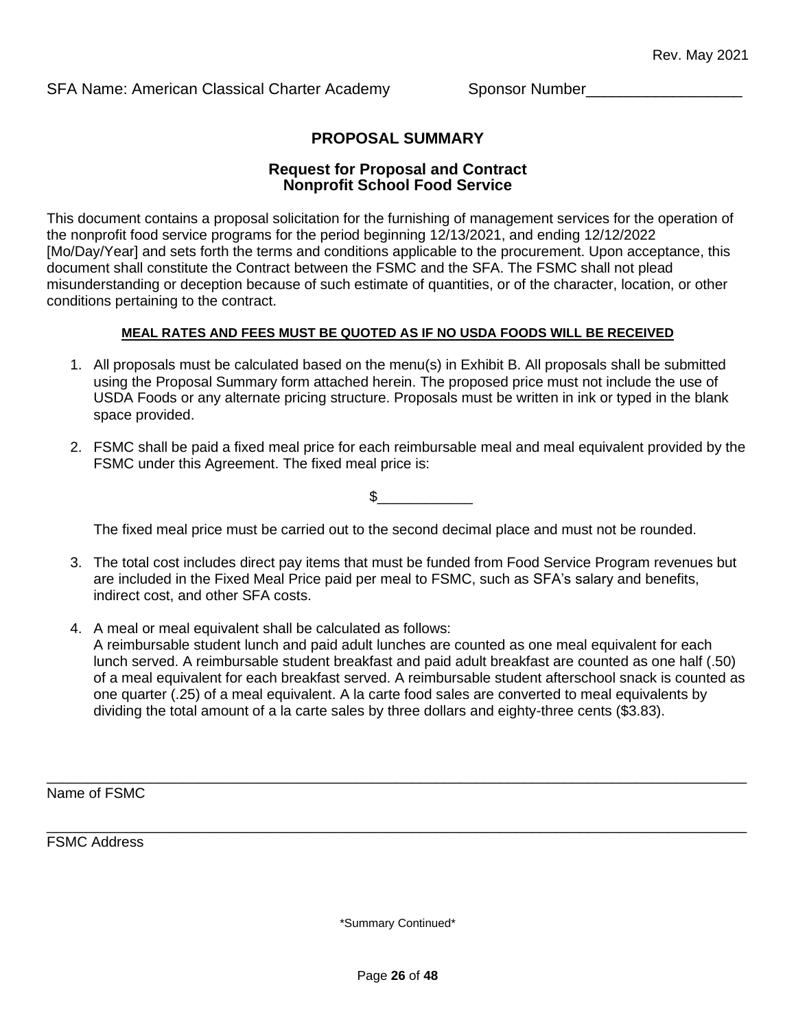Rev. May 2021

SFA Name: American Classical Charter Academy    Sponsor Number__________________

## PROPOSAL SUMMARY

### Request for Proposal and Contract
### Nonprofit School Food Service

This document contains a proposal solicitation for the furnishing of management services for the operation of the nonprofit food service programs for the period beginning 12/13/2021, and ending 12/12/2022 [Mo/Day/Year] and sets forth the terms and conditions applicable to the procurement. Upon acceptance, this document shall constitute the Contract between the FSMC and the SFA. The FSMC shall not plead misunderstanding or deception because of such estimate of quantities, or of the character, location, or other conditions pertaining to the contract.

**MEAL RATES AND FEES MUST BE QUOTED AS IF NO USDA FOODS WILL BE RECEIVED**

1. All proposals must be calculated based on the menu(s) in Exhibit B. All proposals shall be submitted using the Proposal Summary form attached herein. The proposed price must not include the use of USDA Foods or any alternate pricing structure. Proposals must be written in ink or typed in the blank space provided.

2. FSMC shall be paid a fixed meal price for each reimbursable meal and meal equivalent provided by the FSMC under this Agreement. The fixed meal price is:

   $____________

   The fixed meal price must be carried out to the second decimal place and must not be rounded.

3. The total cost includes direct pay items that must be funded from Food Service Program revenues but are included in the Fixed Meal Price paid per meal to FSMC, such as SFA's salary and benefits, indirect cost, and other SFA costs.

4. A meal or meal equivalent shall be calculated as follows:
   A reimbursable student lunch and paid adult lunches are counted as one meal equivalent for each lunch served. A reimbursable student breakfast and paid adult breakfast are counted as one half (.50) of a meal equivalent for each breakfast served. A reimbursable student afterschool snack is counted as one quarter (.25) of a meal equivalent. A la carte food sales are converted to meal equivalents by dividing the total amount of a la carte sales by three dollars and eighty-three cents ($3.83).

______________________________________________________________________________
Name of FSMC

______________________________________________________________________________
FSMC Address

\*Summary Continued\*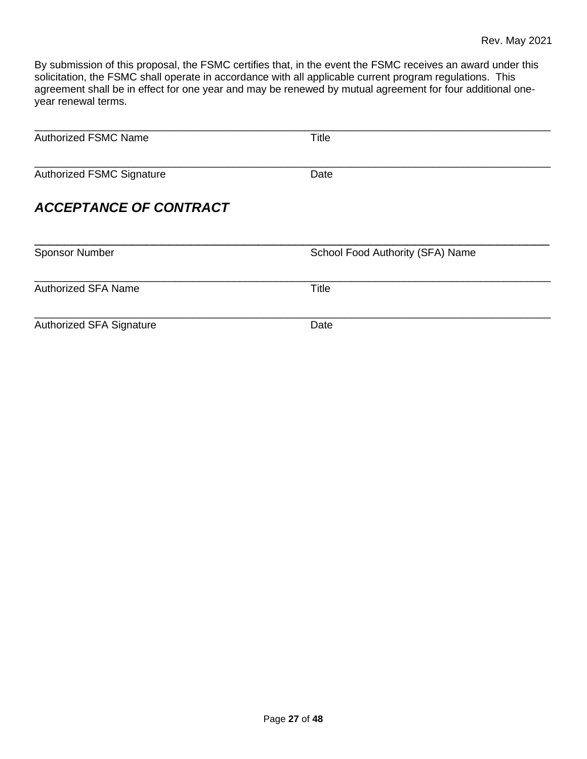By submission of this proposal, the FSMC certifies that, in the event the FSMC receives an award under this solicitation, the FSMC shall operate in accordance with all applicable current program regulations. This agreement shall be in effect for one year and may be renewed by mutual agreement for four additional one-year renewal terms.

_______________________________________________________________________________

Authorized FSMC Name                                        Title

_______________________________________________________________________________

Authorized FSMC Signature                                   Date

## ***ACCEPTANCE OF CONTRACT***

_______________________________________________________________________________

Sponsor Number                                              School Food Authority (SFA) Name

_______________________________________________________________________________

Authorized SFA Name                                         Title

_______________________________________________________________________________

Authorized SFA Signature                                    Date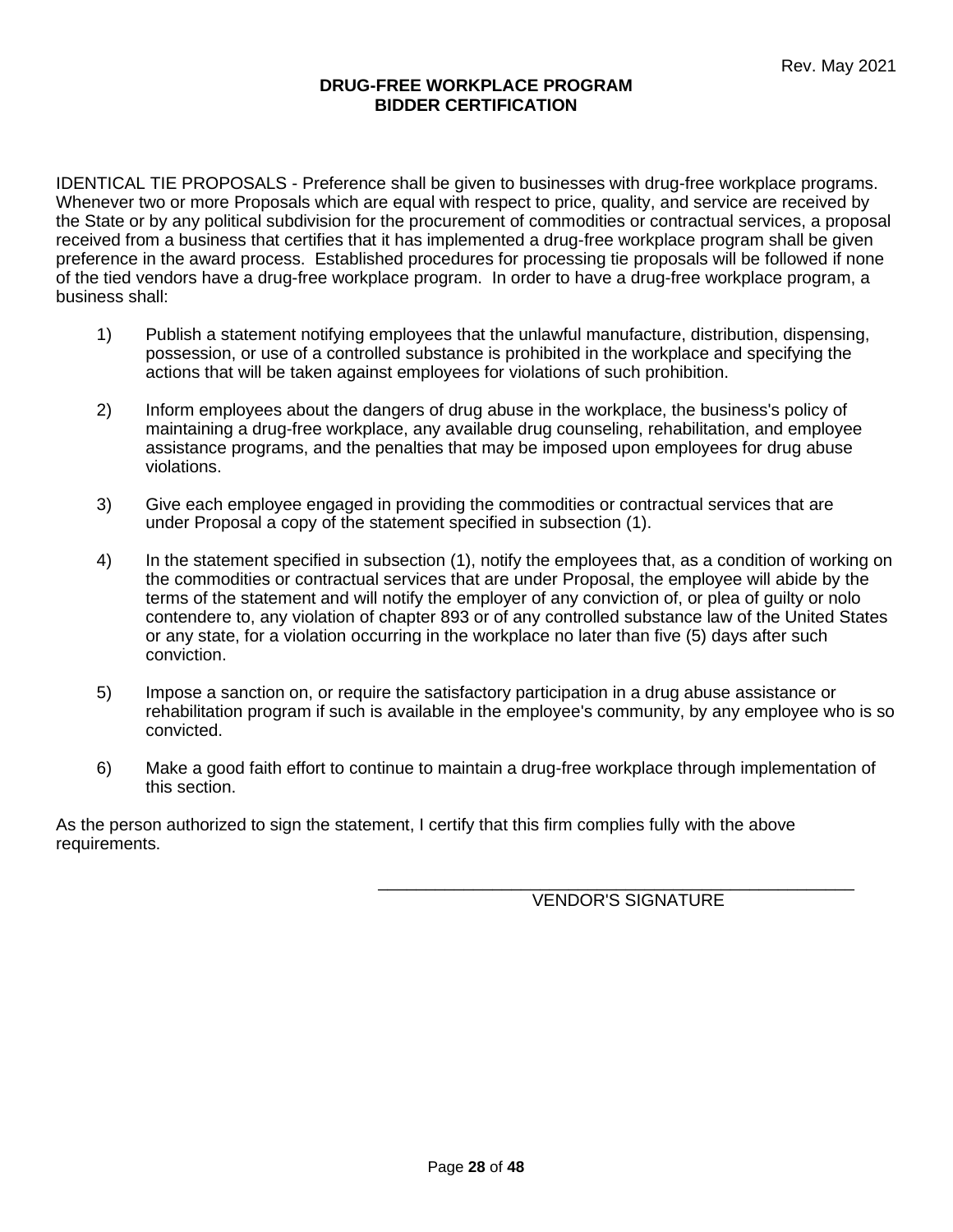# DRUG-FREE WORKPLACE PROGRAM
# BIDDER CERTIFICATION

IDENTICAL TIE PROPOSALS - Preference shall be given to businesses with drug-free workplace programs. Whenever two or more Proposals which are equal with respect to price, quality, and service are received by the State or by any political subdivision for the procurement of commodities or contractual services, a proposal received from a business that certifies that it has implemented a drug-free workplace program shall be given preference in the award process. Established procedures for processing tie proposals will be followed if none of the tied vendors have a drug-free workplace program. In order to have a drug-free workplace program, a business shall:

1) Publish a statement notifying employees that the unlawful manufacture, distribution, dispensing, possession, or use of a controlled substance is prohibited in the workplace and specifying the actions that will be taken against employees for violations of such prohibition.

2) Inform employees about the dangers of drug abuse in the workplace, the business's policy of maintaining a drug-free workplace, any available drug counseling, rehabilitation, and employee assistance programs, and the penalties that may be imposed upon employees for drug abuse violations.

3) Give each employee engaged in providing the commodities or contractual services that are under Proposal a copy of the statement specified in subsection (1).

4) In the statement specified in subsection (1), notify the employees that, as a condition of working on the commodities or contractual services that are under Proposal, the employee will abide by the terms of the statement and will notify the employer of any conviction of, or plea of guilty or nolo contendere to, any violation of chapter 893 or of any controlled substance law of the United States or any state, for a violation occurring in the workplace no later than five (5) days after such conviction.

5) Impose a sanction on, or require the satisfactory participation in a drug abuse assistance or rehabilitation program if such is available in the employee's community, by any employee who is so convicted.

6) Make a good faith effort to continue to maintain a drug-free workplace through implementation of this section.

As the person authorized to sign the statement, I certify that this firm complies fully with the above requirements.

\_\_\_\_\_\_\_\_\_\_\_\_\_\_\_\_\_\_\_\_\_\_\_\_\_\_\_\_\_\_\_\_\_\_\_\_\_\_\_\_\_\_\_\_\_\_\_\_

VENDOR'S SIGNATURE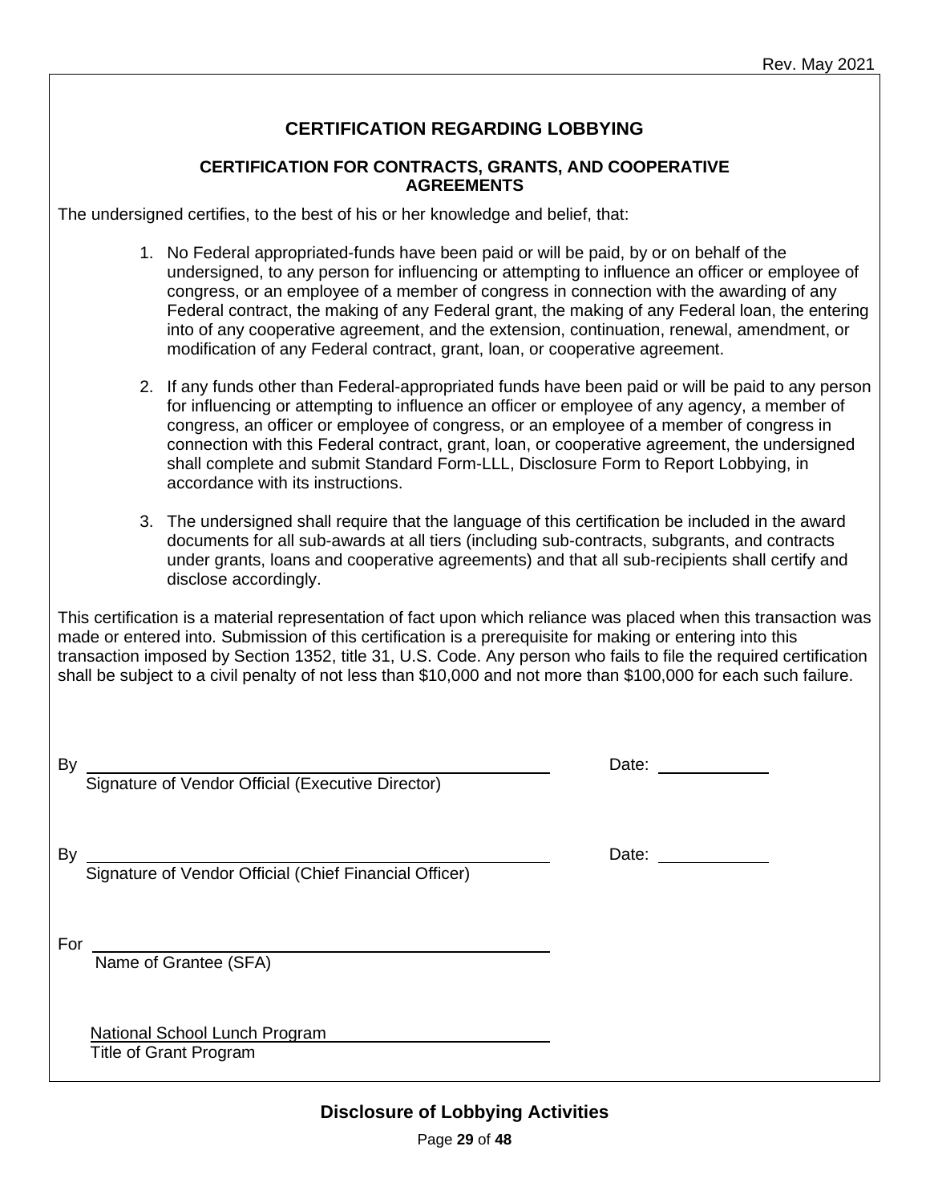# CERTIFICATION REGARDING LOBBYING

## CERTIFICATION FOR CONTRACTS, GRANTS, AND COOPERATIVE AGREEMENTS

The undersigned certifies, to the best of his or her knowledge and belief, that:

1. No Federal appropriated-funds have been paid or will be paid, by or on behalf of the undersigned, to any person for influencing or attempting to influence an officer or employee of congress, or an employee of a member of congress in connection with the awarding of any Federal contract, the making of any Federal grant, the making of any Federal loan, the entering into of any cooperative agreement, and the extension, continuation, renewal, amendment, or modification of any Federal contract, grant, loan, or cooperative agreement.

2. If any funds other than Federal-appropriated funds have been paid or will be paid to any person for influencing or attempting to influence an officer or employee of any agency, a member of congress, an officer or employee of congress, or an employee of a member of congress in connection with this Federal contract, grant, loan, or cooperative agreement, the undersigned shall complete and submit Standard Form-LLL, Disclosure Form to Report Lobbying, in accordance with its instructions.

3. The undersigned shall require that the language of this certification be included in the award documents for all sub-awards at all tiers (including sub-contracts, subgrants, and contracts under grants, loans and cooperative agreements) and that all sub-recipients shall certify and disclose accordingly.

This certification is a material representation of fact upon which reliance was placed when this transaction was made or entered into. Submission of this certification is a prerequisite for making or entering into this transaction imposed by Section 1352, title 31, U.S. Code. Any person who fails to file the required certification shall be subject to a civil penalty of not less than $10,000 and not more than $100,000 for each such failure.

By ______________________________________ Date: ____________
Signature of Vendor Official (Executive Director)

By ______________________________________ Date: ____________
Signature of Vendor Official (Chief Financial Officer)

For ______________________________________
Name of Grantee (SFA)

National School Lunch Program
Title of Grant Program

**Disclosure of Lobbying Activities**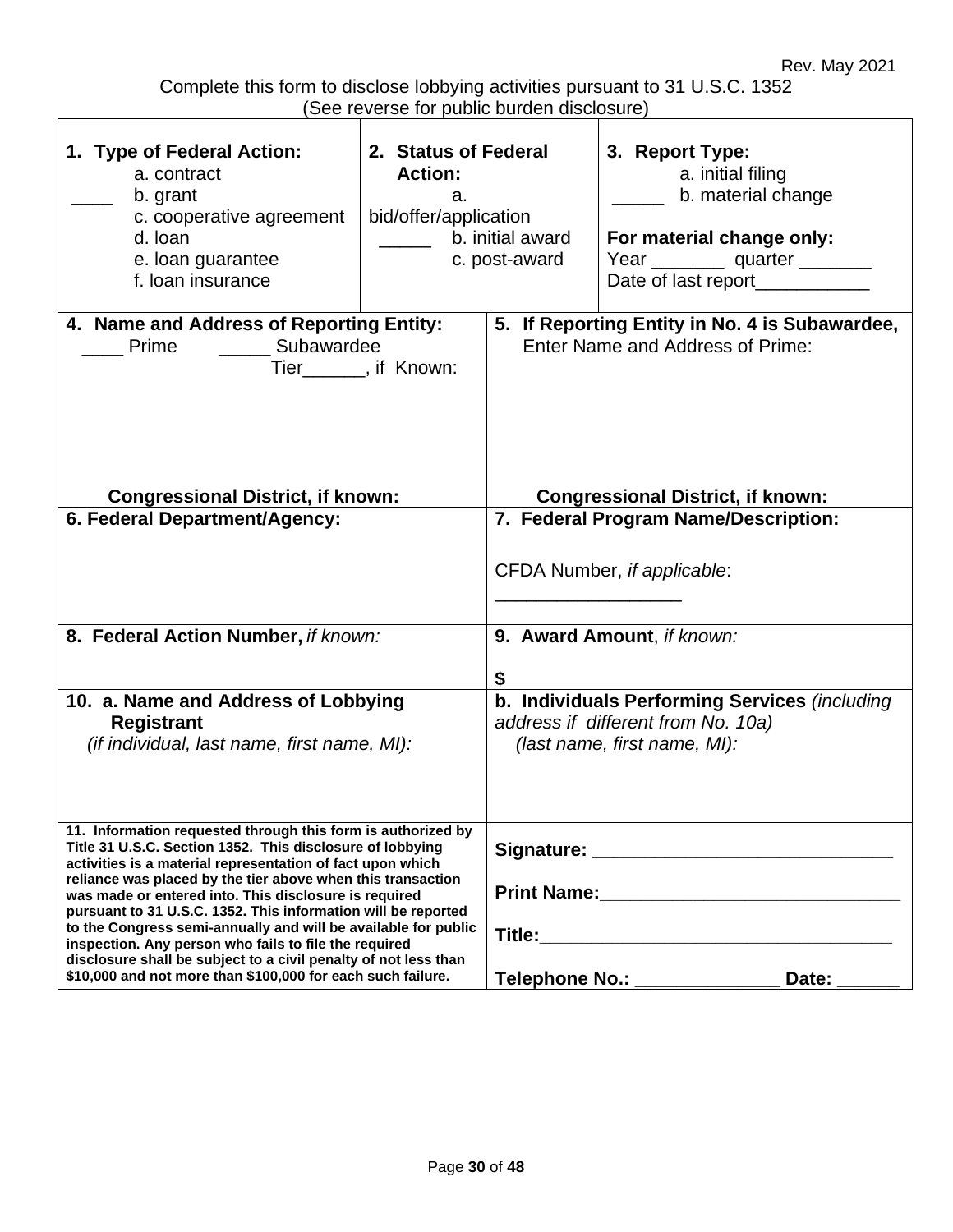Rev. May 2021

Complete this form to disclose lobbying activities pursuant to 31 U.S.C. 1352
(See reverse for public burden disclosure)

| **1. Type of Federal Action:** a. contract ____ b. grant c. cooperative agreement d. loan e. loan guarantee f. loan insurance | **2. Status of Federal Action:** a. bid/offer/application _____ b. initial award c. post-award | **3. Report Type:** a. initial filing _____ b. material change **For material change only:** Year _______ quarter _______ Date of last report___________ |
|---|---|---|

| **4. Name and Address of Reporting Entity:** ____ Prime _____ Subawardee Tier______, if Known: **Congressional District, if known:** | **5. If Reporting Entity in No. 4 is Subawardee,** Enter Name and Address of Prime: **Congressional District, if known:** |
|---|---|
| **6. Federal Department/Agency:** | **7. Federal Program Name/Description:** CFDA Number, *if applicable*: _________________ |
| **8. Federal Action Number,** *if known:* | **9. Award Amount**, *if known:* **$** |
| **10. a. Name and Address of Lobbying Registrant** *(if individual, last name, first name, MI):* | **b. Individuals Performing Services** *(including address if different from No. 10a) (last name, first name, MI):* |
| **11. Information requested through this form is authorized by Title 31 U.S.C. Section 1352. This disclosure of lobbying activities is a material representation of fact upon which reliance was placed by the tier above when this transaction was made or entered into. This disclosure is required pursuant to 31 U.S.C. 1352. This information will be reported to the Congress semi-annually and will be available for public inspection. Any person who fails to file the required disclosure shall be subject to a civil penalty of not less than $10,000 and not more than $100,000 for each such failure.** | **Signature:** _____________________________ **Print Name:**_____________________________ **Title:**___________________________________ **Telephone No.:** _____________ **Date:** ______ |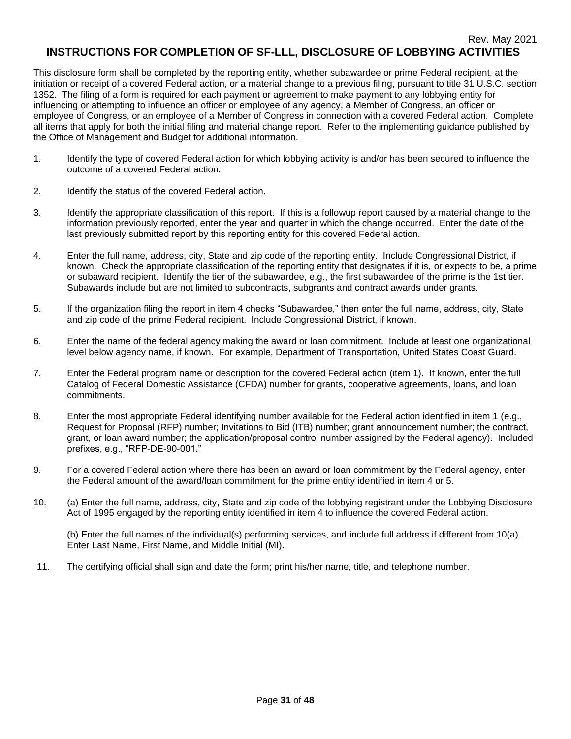Rev. May 2021

# INSTRUCTIONS FOR COMPLETION OF SF-LLL, DISCLOSURE OF LOBBYING ACTIVITIES

This disclosure form shall be completed by the reporting entity, whether subawardee or prime Federal recipient, at the initiation or receipt of a covered Federal action, or a material change to a previous filing, pursuant to title 31 U.S.C. section 1352. The filing of a form is required for each payment or agreement to make payment to any lobbying entity for influencing or attempting to influence an officer or employee of any agency, a Member of Congress, an officer or employee of Congress, or an employee of a Member of Congress in connection with a covered Federal action. Complete all items that apply for both the initial filing and material change report. Refer to the implementing guidance published by the Office of Management and Budget for additional information.

1. Identify the type of covered Federal action for which lobbying activity is and/or has been secured to influence the outcome of a covered Federal action.

2. Identify the status of the covered Federal action.

3. Identify the appropriate classification of this report. If this is a followup report caused by a material change to the information previously reported, enter the year and quarter in which the change occurred. Enter the date of the last previously submitted report by this reporting entity for this covered Federal action.

4. Enter the full name, address, city, State and zip code of the reporting entity. Include Congressional District, if known. Check the appropriate classification of the reporting entity that designates if it is, or expects to be, a prime or subaward recipient. Identify the tier of the subawardee, e.g., the first subawardee of the prime is the 1st tier. Subawards include but are not limited to subcontracts, subgrants and contract awards under grants.

5. If the organization filing the report in item 4 checks “Subawardee,” then enter the full name, address, city, State and zip code of the prime Federal recipient. Include Congressional District, if known.

6. Enter the name of the federal agency making the award or loan commitment. Include at least one organizational level below agency name, if known. For example, Department of Transportation, United States Coast Guard.

7. Enter the Federal program name or description for the covered Federal action (item 1). If known, enter the full Catalog of Federal Domestic Assistance (CFDA) number for grants, cooperative agreements, loans, and loan commitments.

8. Enter the most appropriate Federal identifying number available for the Federal action identified in item 1 (e.g., Request for Proposal (RFP) number; Invitations to Bid (ITB) number; grant announcement number; the contract, grant, or loan award number; the application/proposal control number assigned by the Federal agency). Included prefixes, e.g., “RFP-DE-90-001.”

9. For a covered Federal action where there has been an award or loan commitment by the Federal agency, enter the Federal amount of the award/loan commitment for the prime entity identified in item 4 or 5.

10. (a) Enter the full name, address, city, State and zip code of the lobbying registrant under the Lobbying Disclosure Act of 1995 engaged by the reporting entity identified in item 4 to influence the covered Federal action.

    (b) Enter the full names of the individual(s) performing services, and include full address if different from 10(a). Enter Last Name, First Name, and Middle Initial (MI).

11. The certifying official shall sign and date the form; print his/her name, title, and telephone number.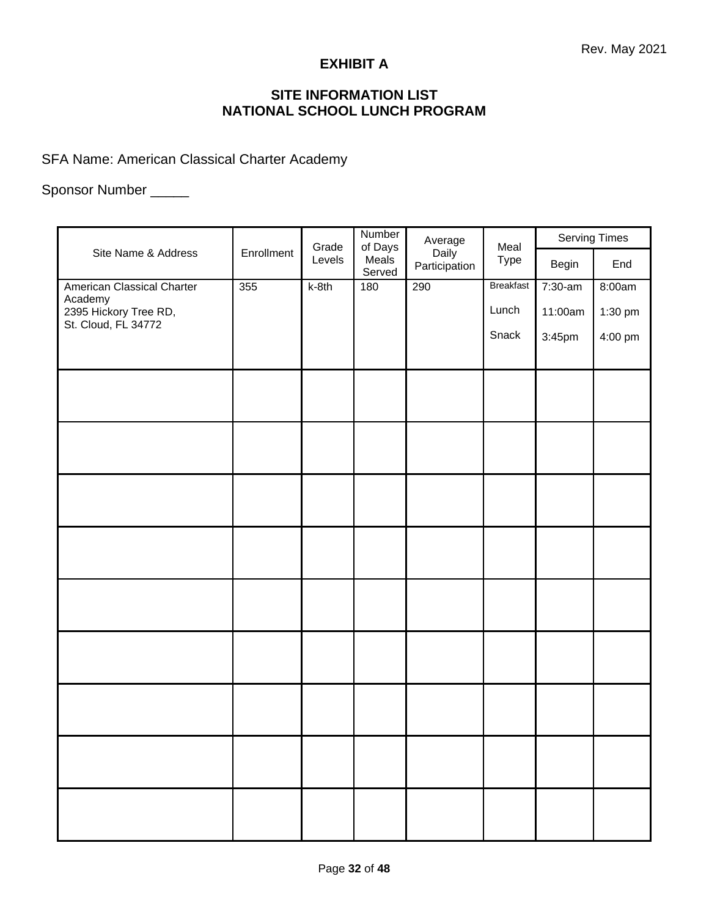Rev. May 2021

# EXHIBIT A

## SITE INFORMATION LIST
## NATIONAL SCHOOL LUNCH PROGRAM

SFA Name: American Classical Charter Academy

Sponsor Number _____

| Site Name & Address | Enrollment | Grade Levels | Number of Days Meals Served | Average Daily Participation | Meal Type | Serving Times | |
|---|---|---|---|---|---|---|---|
| | | | | | | Begin | End |
| American Classical Charter Academy<br>2395 Hickory Tree RD,<br>St. Cloud, FL 34772 | 355 | k-8th | 180 | 290 | Breakfast<br>Lunch<br>Snack | 7:30-am<br>11:00am<br>3:45pm | 8:00am<br>1:30 pm<br>4:00 pm |
| | | | | | | | |
| | | | | | | | |
| | | | | | | | |
| | | | | | | | |
| | | | | | | | |
| | | | | | | | |
| | | | | | | | |
| | | | | | | | |
| | | | | | | | |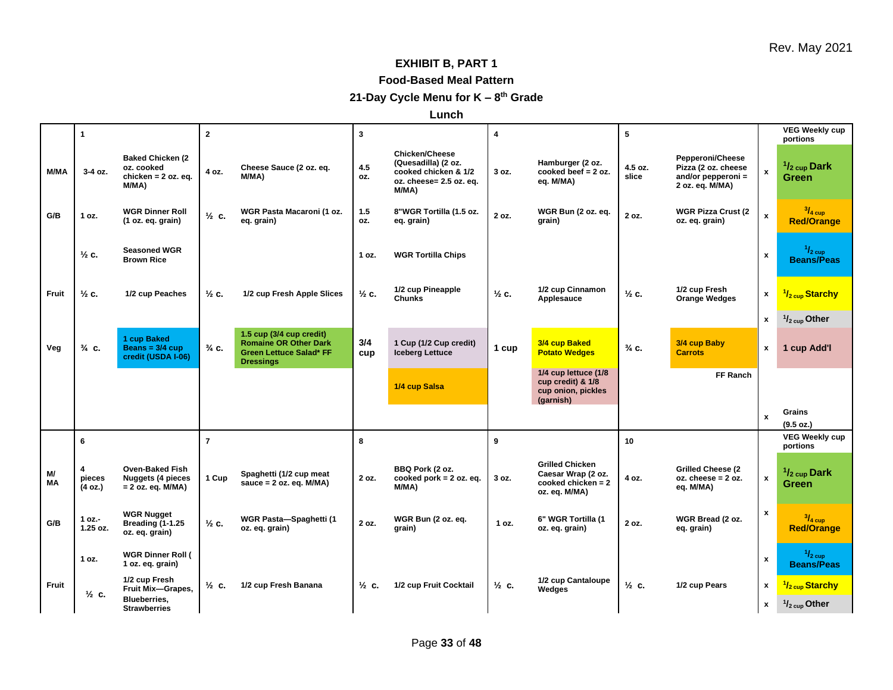Rev. May 2021

## EXHIBIT B, PART 1
## Food-Based Meal Pattern
## 21-Day Cycle Menu for K – 8th Grade
## Lunch

| | 1 | | 2 | | 3 | | 4 | | 5 | | | VEG Weekly cup portions |
|---|---|---|---|---|---|---|---|---|---|---|---|---|
| M/MA | 3-4 oz. | Baked Chicken (2 oz. cooked chicken = 2 oz. eq. M/MA) | 4 oz. | Cheese Sauce (2 oz. eq. M/MA) | 4.5 oz. | Chicken/Cheese (Quesadilla) (2 oz. cooked chicken & 1/2 oz. cheese= 2.5 oz. eq. M/MA) | 3 oz. | Hamburger (2 oz. cooked beef = 2 oz. eq. M/MA) | 4.5 oz. slice | Pepperoni/Cheese Pizza (2 oz. cheese and/or pepperoni = 2 oz. eq. M/MA) | x | 1/2 cup Dark Green |
| G/B | 1 oz. | WGR Dinner Roll (1 oz. eq. grain) | ½ c. | WGR Pasta Macaroni (1 oz. eq. grain) | 1.5 oz. | 8"WGR Tortilla (1.5 oz. eq. grain) | 2 oz. | WGR Bun (2 oz. eq. grain) | 2 oz. | WGR Pizza Crust (2 oz. eq. grain) | x | 3/4 cup Red/Orange |
| | ½ c. | Seasoned WGR Brown Rice | | | 1 oz. | WGR Tortilla Chips | | | | | x | 1/2 cup Beans/Peas |
| Fruit | ½ c. | 1/2 cup Peaches | ½ c. | 1/2 cup Fresh Apple Slices | ½ c. | 1/2 cup Pineapple Chunks | ½ c. | 1/2 cup Cinnamon Applesauce | ½ c. | 1/2 cup Fresh Orange Wedges | x | 1/2 cup Starchy |
| | | | | | | | | | | | x | 1/2 cup Other |
| Veg | ¾ c. | 1 cup Baked Beans = 3/4 cup credit (USDA I-06) | ¾ c. | 1.5 cup (3/4 cup credit) Romaine OR Other Dark Green Lettuce Salad* FF Dressings | 3/4 cup | 1 Cup (1/2 Cup credit) Iceberg Lettuce | 1 cup | 3/4 cup Baked Potato Wedges | ¾ c. | 3/4 cup Baby Carrots | x | 1 cup Add'l |
| | | | | | | 1/4 cup Salsa | | 1/4 cup lettuce (1/8 cup credit) & 1/8 cup onion, pickles (garnish) | | FF Ranch | | |
| | | | | | | | | | | | x | Grains (9.5 oz.) |
| | **6** | | **7** | | **8** | | **9** | | **10** | | | **VEG Weekly cup portions** |
| M/MA | 4 pieces (4 oz.) | Oven-Baked Fish Nuggets (4 pieces = 2 oz. eq. M/MA) | 1 Cup | Spaghetti (1/2 cup meat sauce = 2 oz. eq. M/MA) | 2 oz. | BBQ Pork (2 oz. cooked pork = 2 oz. eq. M/MA) | 3 oz. | Grilled Chicken Caesar Wrap (2 oz. cooked chicken = 2 oz. eq. M/MA) | 4 oz. | Grilled Cheese (2 oz. cheese = 2 oz. eq. M/MA) | x | 1/2 cup Dark Green |
| G/B | 1 oz.-1.25 oz. | WGR Nugget Breading (1-1.25 oz. eq. grain) | ½ c. | WGR Pasta—Spaghetti (1 oz. eq. grain) | 2 oz. | WGR Bun (2 oz. eq. grain) | 1 oz. | 6" WGR Tortilla (1 oz. eq. grain) | 2 oz. | WGR Bread (2 oz. eq. grain) | x | 3/4 cup Red/Orange |
| | 1 oz. | WGR Dinner Roll ( 1 oz. eq. grain) | | | | | | | | | x | 1/2 cup Beans/Peas |
| Fruit | ½ c. | 1/2 cup Fresh Fruit Mix—Grapes, Blueberries, Strawberries | ½ c. | 1/2 cup Fresh Banana | ½ c. | 1/2 cup Fruit Cocktail | ½ c. | 1/2 cup Cantaloupe Wedges | ½ c. | 1/2 cup Pears | x | 1/2 cup Starchy |
| | | | | | | | | | | | x | 1/2 cup Other |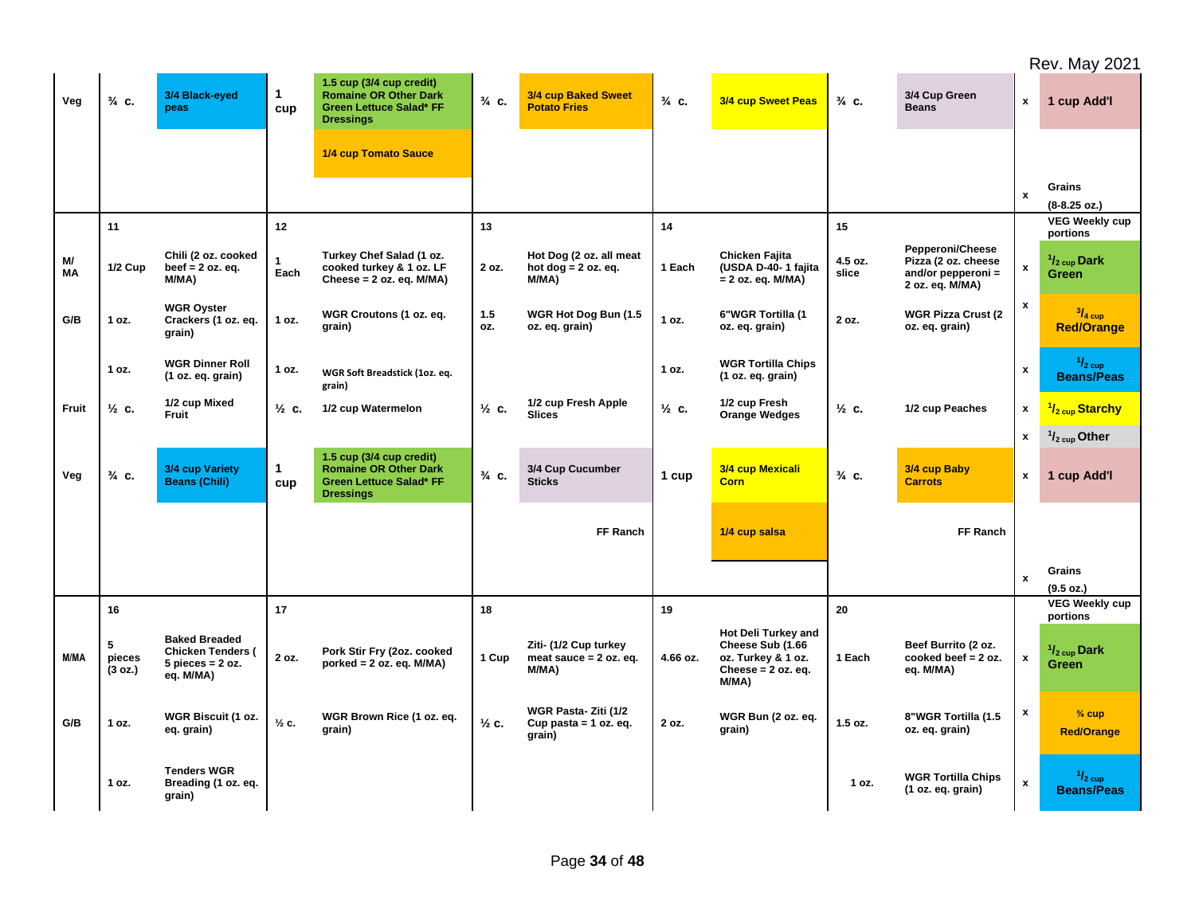Rev. May 2021

| | | | | | | | | | | | | |
|---|---|---|---|---|---|---|---|---|---|---|---|---|
| Veg | ¾ c. | 3/4 Black-eyed peas | 1 cup | 1.5 cup (3/4 cup credit) Romaine OR Other Dark Green Lettuce Salad* FF Dressings | ¾ c. | 3/4 cup Baked Sweet Potato Fries | ¾ c. | 3/4 cup Sweet Peas | ¾ c. | 3/4 Cup Green Beans | x | 1 cup Add'l |
| | | | | 1/4 cup Tomato Sauce | | | | | | | | |
| | | | | | | | | | | | x | Grains (8-8.25 oz.) |
| | 11 | | 12 | | 13 | | 14 | | 15 | | | VEG Weekly cup portions |
| M/ MA | 1/2 Cup | Chili (2 oz. cooked beef = 2 oz. eq. M/MA) | 1 Each | Turkey Chef Salad (1 oz. cooked turkey & 1 oz. LF Cheese = 2 oz. eq. M/MA) | 2 oz. | Hot Dog (2 oz. all meat hot dog = 2 oz. eq. M/MA) | 1 Each | Chicken Fajita (USDA D-40- 1 fajita = 2 oz. eq. M/MA) | 4.5 oz. slice | Pepperoni/Cheese Pizza (2 oz. cheese and/or pepperoni = 2 oz. eq. M/MA) | x | 1/2 cup Dark Green |
| G/B | 1 oz. | WGR Oyster Crackers (1 oz. eq. grain) | 1 oz. | WGR Croutons (1 oz. eq. grain) | 1.5 oz. | WGR Hot Dog Bun (1.5 oz. eq. grain) | 1 oz. | 6"WGR Tortilla (1 oz. eq. grain) | 2 oz. | WGR Pizza Crust (2 oz. eq. grain) | x | 3/4 cup Red/Orange |
| | 1 oz. | WGR Dinner Roll (1 oz. eq. grain) | 1 oz. | WGR Soft Breadstick (1oz. eq. grain) | | | 1 oz. | WGR Tortilla Chips (1 oz. eq. grain) | | | x | 1/2 cup Beans/Peas |
| Fruit | ½ c. | 1/2 cup Mixed Fruit | ½ c. | 1/2 cup Watermelon | ½ c. | 1/2 cup Fresh Apple Slices | ½ c. | 1/2 cup Fresh Orange Wedges | ½ c. | 1/2 cup Peaches | x | 1/2 cup Starchy |
| | | | | | | | | | | | x | 1/2 cup Other |
| Veg | ¾ c. | 3/4 cup Variety Beans (Chili) | 1 cup | 1.5 cup (3/4 cup credit) Romaine OR Other Dark Green Lettuce Salad* FF Dressings | ¾ c. | 3/4 Cup Cucumber Sticks | 1 cup | 3/4 cup Mexicali Corn | ¾ c. | 3/4 cup Baby Carrots | x | 1 cup Add'l |
| | | | | | | FF Ranch | | 1/4 cup salsa | | FF Ranch | | |
| | | | | | | | | | | | x | Grains (9.5 oz.) |
| | 16 | | 17 | | 18 | | 19 | | 20 | | | VEG Weekly cup portions |
| M/MA | 5 pieces (3 oz.) | Baked Breaded Chicken Tenders ( 5 pieces = 2 oz. eq. M/MA) | 2 oz. | Pork Stir Fry (2oz. cooked porked = 2 oz. eq. M/MA) | 1 Cup | Ziti- (1/2 Cup turkey meat sauce = 2 oz. eq. M/MA) | 4.66 oz. | Hot Deli Turkey and Cheese Sub (1.66 oz. Turkey & 1 oz. Cheese = 2 oz. eq. M/MA) | 1 Each | Beef Burrito (2 oz. cooked beef = 2 oz. eq. M/MA) | x | 1/2 cup Dark Green |
| G/B | 1 oz. | WGR Biscuit (1 oz. eq. grain) | ½ c. | WGR Brown Rice (1 oz. eq. grain) | ½ c. | WGR Pasta- Ziti (1/2 Cup pasta = 1 oz. eq. grain) | 2 oz. | WGR Bun (2 oz. eq. grain) | 1.5 oz. | 8"WGR Tortilla (1.5 oz. eq. grain) | x | ¾ cup Red/Orange |
| | 1 oz. | Tenders WGR Breading (1 oz. eq. grain) | | | | | | | 1 oz. | WGR Tortilla Chips (1 oz. eq. grain) | x | 1/2 cup Beans/Peas |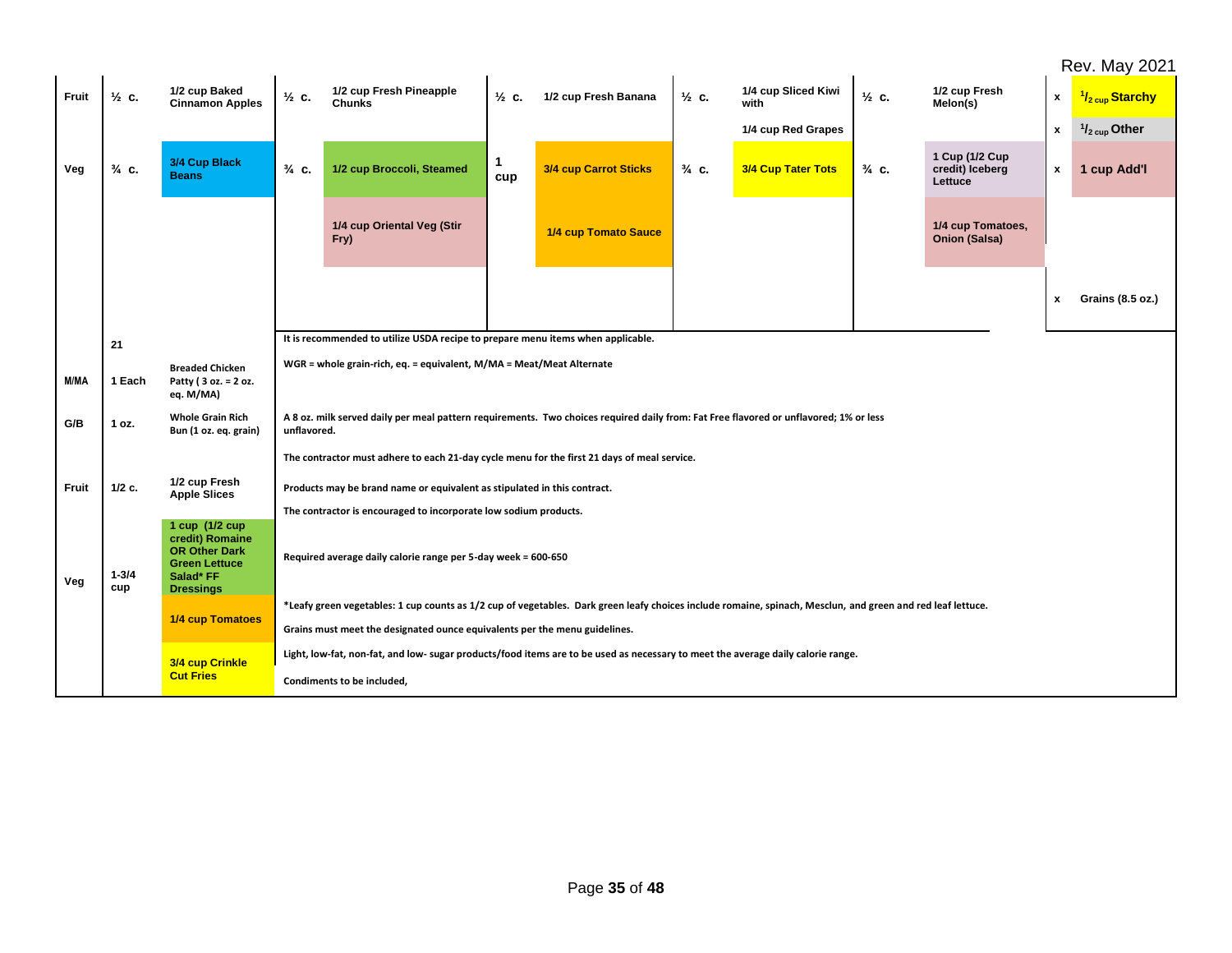Rev. May 2021

| | | | | | | | | | | | | |
|---|---|---|---|---|---|---|---|---|---|---|---|---|
| Fruit | ½ c. | 1/2 cup Baked Cinnamon Apples | ½ c. | 1/2 cup Fresh Pineapple Chunks | ½ c. | 1/2 cup Fresh Banana | ½ c. | 1/4 cup Sliced Kiwi with | ½ c. | 1/2 cup Fresh Melon(s) | x | ½ cup Starchy |
| | | | | | | | | 1/4 cup Red Grapes | | | x | ½ cup Other |
| Veg | ¾ c. | 3/4 Cup Black Beans | ¾ c. | 1/2 cup Broccoli, Steamed | 1 cup | 3/4 cup Carrot Sticks | ¾ c. | 3/4 Cup Tater Tots | ¾ c. | 1 Cup (1/2 Cup credit) Iceberg Lettuce | x | 1 cup Add'l |
| | | | | 1/4 cup Oriental Veg (Stir Fry) | | 1/4 cup Tomato Sauce | | | | 1/4 cup Tomatoes, Onion (Salsa) | | |
| | | | | | | | | | | | x | Grains (8.5 oz.) |

| | | |
|---|---|---|
| | 21 | |
| M/MA | 1 Each | Breaded Chicken Patty ( 3 oz. = 2 oz. eq. M/MA) |
| G/B | 1 oz. | Whole Grain Rich Bun (1 oz. eq. grain) |
| Fruit | 1/2 c. | 1/2 cup Fresh Apple Slices |
| Veg | 1-3/4 cup | 1 cup (1/2 cup credit) Romaine OR Other Dark Green Lettuce Salad* FF Dressings |
| | | 1/4 cup Tomatoes |
| | | 3/4 cup Crinkle Cut Fries |

It is recommended to utilize USDA recipe to prepare menu items when applicable.

WGR = whole grain-rich, eq. = equivalent, M/MA = Meat/Meat Alternate

A 8 oz. milk served daily per meal pattern requirements. Two choices required daily from: Fat Free flavored or unflavored; 1% or less unflavored.

The contractor must adhere to each 21-day cycle menu for the first 21 days of meal service.

Products may be brand name or equivalent as stipulated in this contract.

The contractor is encouraged to incorporate low sodium products.

Required average daily calorie range per 5-day week = 600-650

*Leafy green vegetables: 1 cup counts as 1/2 cup of vegetables. Dark green leafy choices include romaine, spinach, Mesclun, and green and red leaf lettuce.

Grains must meet the designated ounce equivalents per the menu guidelines.

Light, low-fat, non-fat, and low- sugar products/food items are to be used as necessary to meet the average daily calorie range.

Condiments to be included,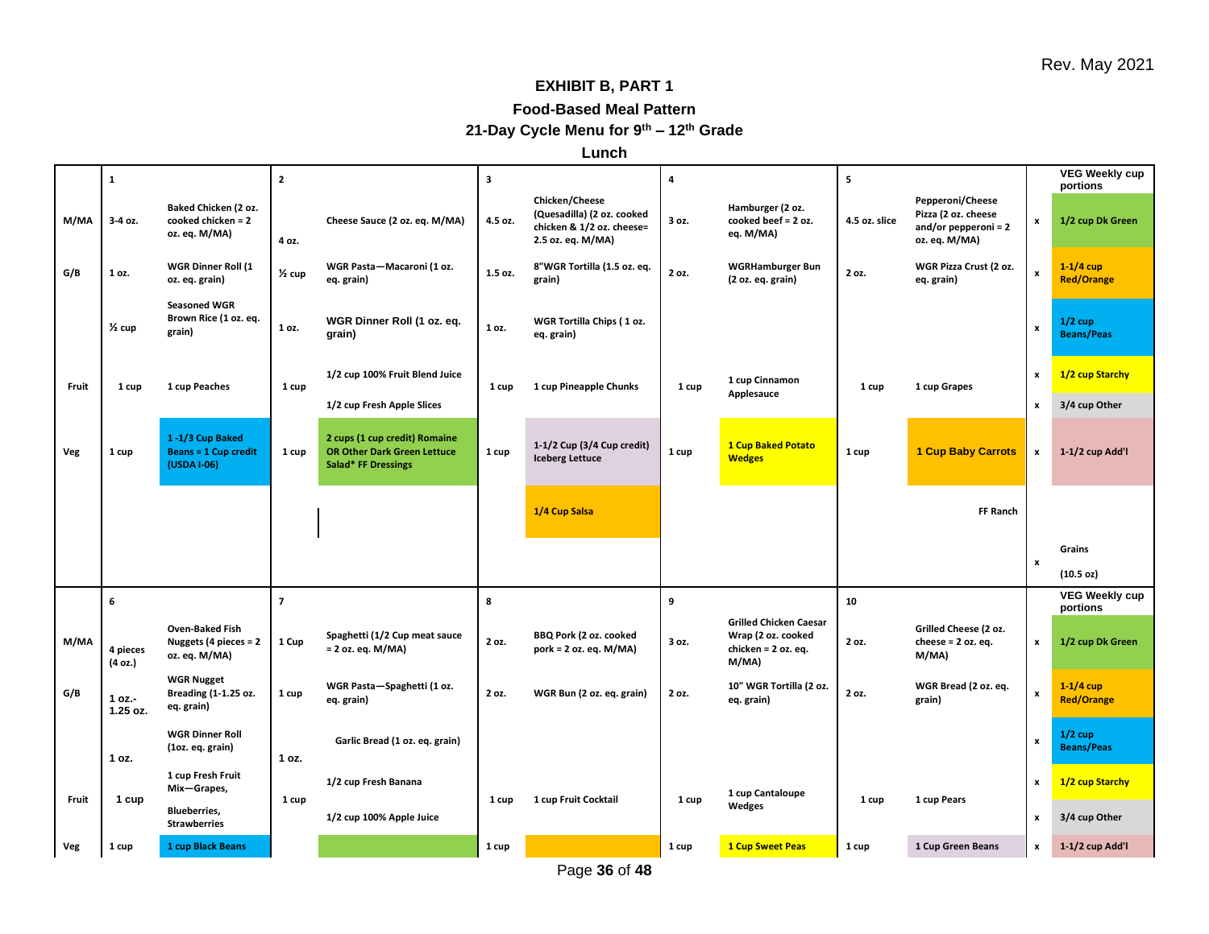Rev. May 2021

# EXHIBIT B, PART 1

## Food-Based Meal Pattern

## 21-Day Cycle Menu for 9th – 12th Grade

## Lunch

| | 1 | | 2 | | 3 | | 4 | | 5 | | | VEG Weekly cup portions |
|---|---|---|---|---|---|---|---|---|---|---|---|---|
| M/MA | 3-4 oz. | Baked Chicken (2 oz. cooked chicken = 2 oz. eq. M/MA) | 4 oz. | Cheese Sauce (2 oz. eq. M/MA) | 4.5 oz. | Chicken/Cheese (Quesadilla) (2 oz. cooked chicken & 1/2 oz. cheese= 2.5 oz. eq. M/MA) | 3 oz. | Hamburger (2 oz. cooked beef = 2 oz. eq. M/MA) | 4.5 oz. slice | Pepperoni/Cheese Pizza (2 oz. cheese and/or pepperoni = 2 oz. eq. M/MA) | x | 1/2 cup Dk Green |
| G/B | 1 oz. | WGR Dinner Roll (1 oz. eq. grain) | ½ cup | WGR Pasta—Macaroni (1 oz. eq. grain) | 1.5 oz. | 8"WGR Tortilla (1.5 oz. eq. grain) | 2 oz. | WGRHamburger Bun (2 oz. eq. grain) | 2 oz. | WGR Pizza Crust (2 oz. eq. grain) | x | 1-1/4 cup Red/Orange |
| | ½ cup | Seasoned WGR Brown Rice (1 oz. eq. grain) | 1 oz. | WGR Dinner Roll (1 oz. eq. grain) | 1 oz. | WGR Tortilla Chips ( 1 oz. eq. grain) | | | | | x | 1/2 cup Beans/Peas |
| Fruit | 1 cup | 1 cup Peaches | 1 cup | 1/2 cup 100% Fruit Blend Juice<br>1/2 cup Fresh Apple Slices | 1 cup | 1 cup Pineapple Chunks | 1 cup | 1 cup Cinnamon Applesauce | 1 cup | 1 cup Grapes | x<br>x | 1/2 cup Starchy<br>3/4 cup Other |
| Veg | 1 cup | 1 -1/3 Cup Baked Beans = 1 Cup credit (USDA I-06) | 1 cup | 2 cups (1 cup credit) Romaine OR Other Dark Green Lettuce Salad* FF Dressings | 1 cup | 1-1/2 Cup (3/4 Cup credit) Iceberg Lettuce | 1 cup | 1 Cup Baked Potato Wedges | 1 cup | 1 Cup Baby Carrots | x | 1-1/2 cup Add'l |
| | | | | | | 1/4 Cup Salsa | | | | FF Ranch | | |
| | | | | | | | | | | | x | Grains (10.5 oz) |
| | 6 | | 7 | | 8 | | 9 | | 10 | | | VEG Weekly cup portions |
| M/MA | 4 pieces (4 oz.) | Oven-Baked Fish Nuggets (4 pieces = 2 oz. eq. M/MA) | 1 Cup | Spaghetti (1/2 Cup meat sauce = 2 oz. eq. M/MA) | 2 oz. | BBQ Pork (2 oz. cooked pork = 2 oz. eq. M/MA) | 3 oz. | Grilled Chicken Caesar Wrap (2 oz. cooked chicken = 2 oz. eq. M/MA) | 2 oz. | Grilled Cheese (2 oz. cheese = 2 oz. eq. M/MA) | x | 1/2 cup Dk Green |
| G/B | 1 oz.-1.25 oz. | WGR Nugget Breading (1-1.25 oz. eq. grain) | 1 cup | WGR Pasta—Spaghetti (1 oz. eq. grain) | 2 oz. | WGR Bun (2 oz. eq. grain) | 2 oz. | 10" WGR Tortilla (2 oz. eq. grain) | 2 oz. | WGR Bread (2 oz. eq. grain) | x | 1-1/4 cup Red/Orange |
| | 1 oz. | WGR Dinner Roll (1oz. eq. grain) | 1 oz. | Garlic Bread (1 oz. eq. grain) | | | | | | | x | 1/2 cup Beans/Peas |
| Fruit | 1 cup | 1 cup Fresh Fruit Mix—Grapes, Blueberries, Strawberries | 1 cup | 1/2 cup Fresh Banana<br>1/2 cup 100% Apple Juice | 1 cup | 1 cup Fruit Cocktail | 1 cup | 1 cup Cantaloupe Wedges | 1 cup | 1 cup Pears | x<br>x | 1/2 cup Starchy<br>3/4 cup Other |
| Veg | 1 cup | 1 cup Black Beans | | | 1 cup | | 1 cup | 1 Cup Sweet Peas | 1 cup | 1 Cup Green Beans | x | 1-1/2 cup Add'l |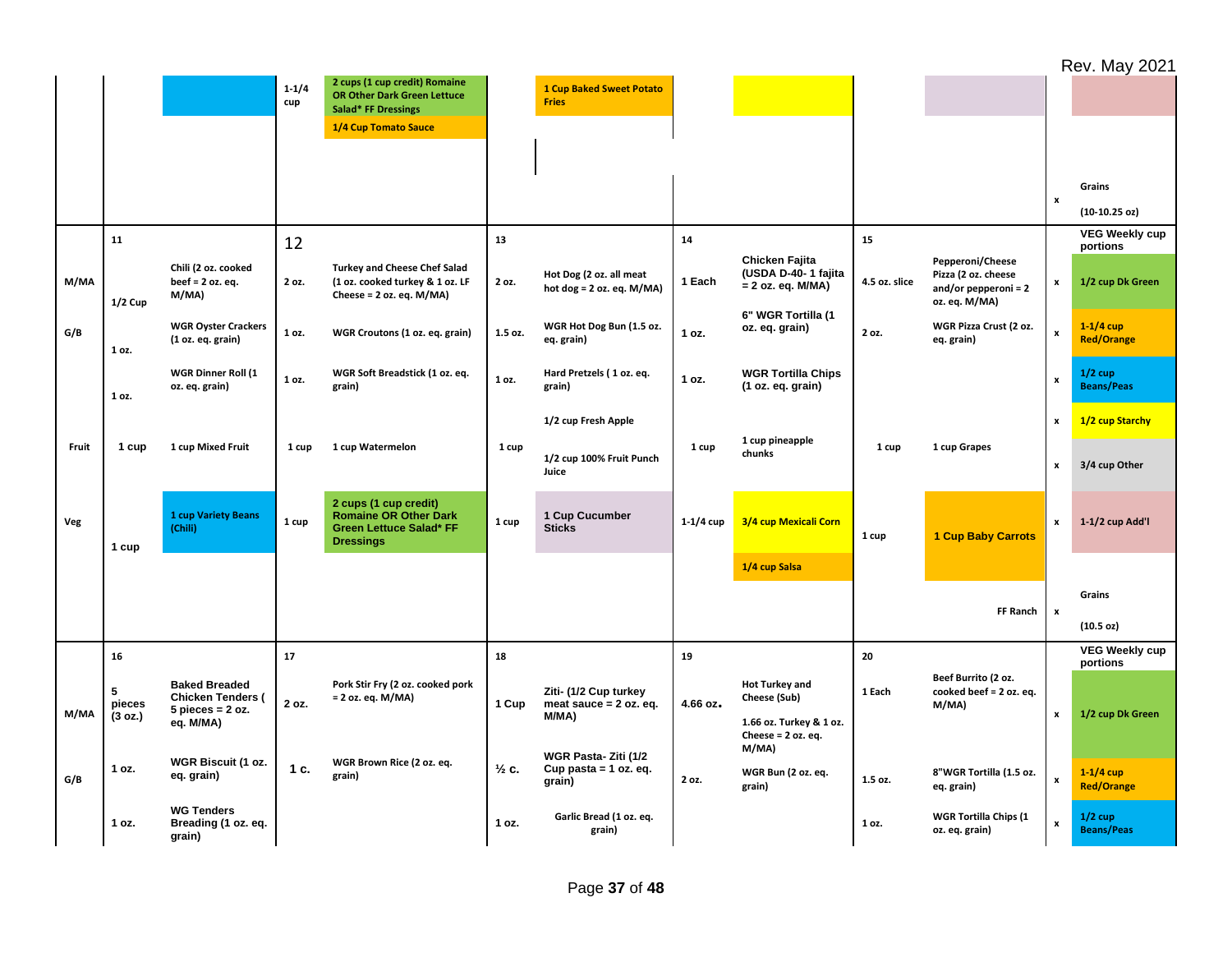Rev. May 2021

| | | | | | | | | | | | | |
|---|---|---|---|---|---|---|---|---|---|---|---|---|
| | | | 1-1/4 cup | 2 cups (1 cup credit) Romaine OR Other Dark Green Lettuce Salad* FF Dressings | | 1 Cup Baked Sweet Potato Fries | | | | | | |
| | | | | 1/4 Cup Tomato Sauce | | | | | | | | |
| | | | | | | | | | | | x | Grains (10-10.25 oz) |
| | 11 | | 12 | | 13 | | 14 | | 15 | | | VEG Weekly cup portions |
| M/MA | 1/2 Cup | Chili (2 oz. cooked beef = 2 oz. eq. M/MA) | 2 oz. | Turkey and Cheese Chef Salad (1 oz. cooked turkey & 1 oz. LF Cheese = 2 oz. eq. M/MA) | 2 oz. | Hot Dog (2 oz. all meat hot dog = 2 oz. eq. M/MA) | 1 Each | Chicken Fajita (USDA D-40- 1 fajita = 2 oz. eq. M/MA) | 4.5 oz. slice | Pepperoni/Cheese Pizza (2 oz. cheese and/or pepperoni = 2 oz. eq. M/MA) | x | 1/2 cup Dk Green |
| G/B | 1 oz. | WGR Oyster Crackers (1 oz. eq. grain) | 1 oz. | WGR Croutons (1 oz. eq. grain) | 1.5 oz. | WGR Hot Dog Bun (1.5 oz. eq. grain) | 1 oz. | 6" WGR Tortilla (1 oz. eq. grain) | 2 oz. | WGR Pizza Crust (2 oz. eq. grain) | x | 1-1/4 cup Red/Orange |
| | 1 oz. | WGR Dinner Roll (1 oz. eq. grain) | 1 oz. | WGR Soft Breadstick (1 oz. eq. grain) | 1 oz. | Hard Pretzels ( 1 oz. eq. grain) | 1 oz. | WGR Tortilla Chips (1 oz. eq. grain) | | | x | 1/2 cup Beans/Peas |
| | | | | | | 1/2 cup Fresh Apple | | | | | x | 1/2 cup Starchy |
| Fruit | 1 cup | 1 cup Mixed Fruit | 1 cup | 1 cup Watermelon | 1 cup | 1/2 cup 100% Fruit Punch Juice | 1 cup | 1 cup pineapple chunks | 1 cup | 1 cup Grapes | x | 3/4 cup Other |
| Veg | 1 cup | 1 cup Variety Beans (Chili) | 1 cup | 2 cups (1 cup credit) Romaine OR Other Dark Green Lettuce Salad* FF Dressings | 1 cup | 1 Cup Cucumber Sticks | 1-1/4 cup | 3/4 cup Mexicali Corn | 1 cup | 1 Cup Baby Carrots | x | 1-1/2 cup Add'l |
| | | | | | | | | 1/4 cup Salsa | | | | |
| | | | | | | | | | | FF Ranch | x | Grains (10.5 oz) |
| | 16 | | 17 | | 18 | | 19 | | 20 | | | VEG Weekly cup portions |
| M/MA | 5 pieces (3 oz.) | Baked Breaded Chicken Tenders ( 5 pieces = 2 oz. eq. M/MA) | 2 oz. | Pork Stir Fry (2 oz. cooked pork = 2 oz. eq. M/MA) | 1 Cup | Ziti- (1/2 Cup turkey meat sauce = 2 oz. eq. M/MA) | 4.66 oz. | Hot Turkey and Cheese (Sub) 1.66 oz. Turkey & 1 oz. Cheese = 2 oz. eq. M/MA) | 1 Each | Beef Burrito (2 oz. cooked beef = 2 oz. eq. M/MA) | x | 1/2 cup Dk Green |
| G/B | 1 oz. | WGR Biscuit (1 oz. eq. grain) | 1 c. | WGR Brown Rice (2 oz. eq. grain) | ½ c. | WGR Pasta- Ziti (1/2 Cup pasta = 1 oz. eq. grain) | 2 oz. | WGR Bun (2 oz. eq. grain) | 1.5 oz. | 8"WGR Tortilla (1.5 oz. eq. grain) | x | 1-1/4 cup Red/Orange |
| | 1 oz. | WG Tenders Breading (1 oz. eq. grain) | | | 1 oz. | Garlic Bread (1 oz. eq. grain) | | | 1 oz. | WGR Tortilla Chips (1 oz. eq. grain) | x | 1/2 cup Beans/Peas |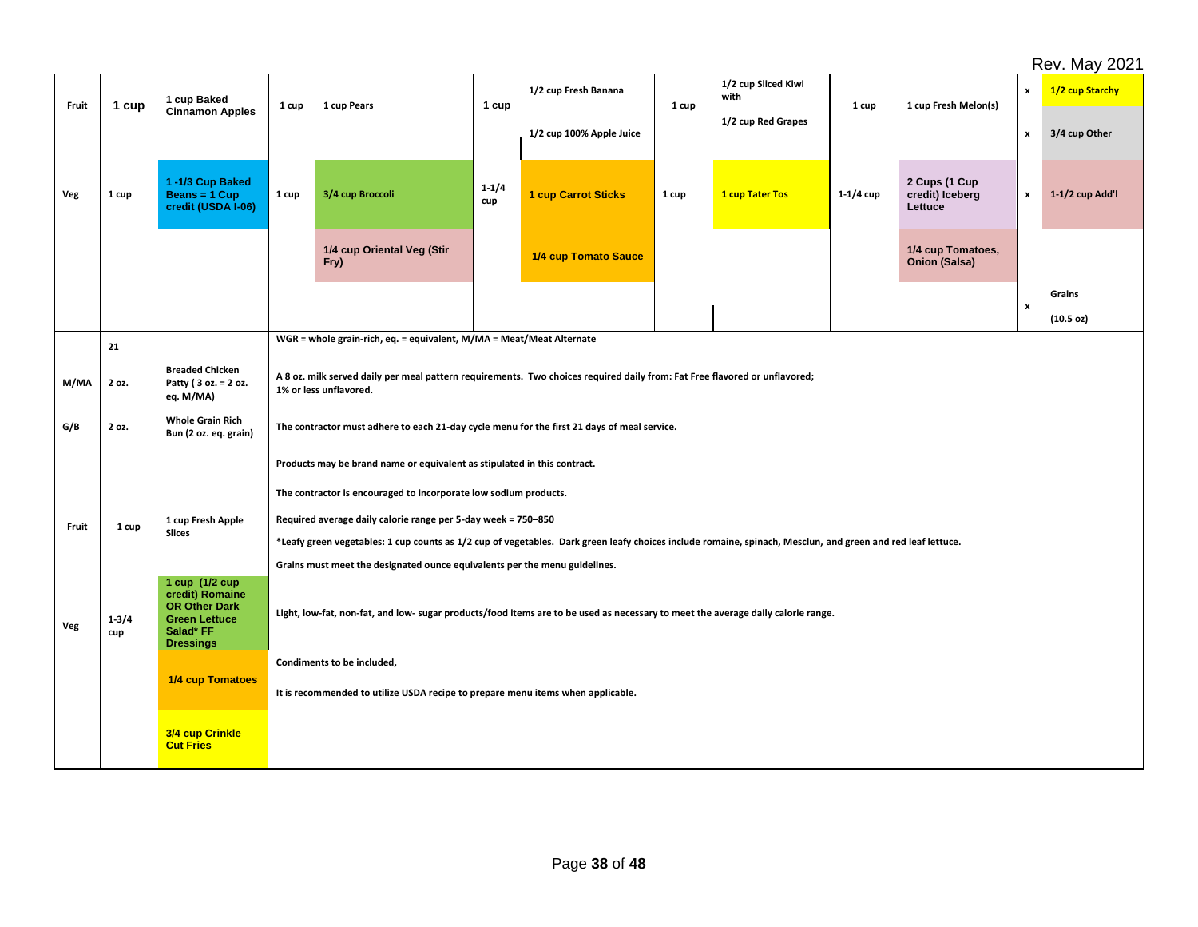Rev. May 2021

| | | | | | | | | | | | |
|---|---|---|---|---|---|---|---|---|---|---|---|
| Fruit | 1 cup | 1 cup Baked Cinnamon Apples | 1 cup | 1 cup Pears | 1 cup | 1/2 cup Fresh Banana<br>1/2 cup 100% Apple Juice | 1 cup | 1/2 cup Sliced Kiwi with<br>1/2 cup Red Grapes | 1 cup | 1 cup Fresh Melon(s) | x 1/2 cup Starchy<br>x 3/4 cup Other |
| Veg | 1 cup | 1 -1/3 Cup Baked Beans = 1 Cup credit (USDA I-06) | 1 cup | 3/4 cup Broccoli | 1-1/4 cup | 1 cup Carrot Sticks | 1 cup | 1 cup Tater Tos | 1-1/4 cup | 2 Cups (1 Cup credit) Iceberg Lettuce | x 1-1/2 cup Add'l |
| | | | | 1/4 cup Oriental Veg (Stir Fry) | | 1/4 cup Tomato Sauce | | | | 1/4 cup Tomatoes, Onion (Salsa) | |
| | | | | | | | | | | | x Grains (10.5 oz) |

| | 21 | | |
|---|---|---|---|
| M/MA | 2 oz. | Breaded Chicken Patty ( 3 oz. = 2 oz. eq. M/MA) | WGR = whole grain-rich, eq. = equivalent, M/MA = Meat/Meat Alternate<br>A 8 oz. milk served daily per meal pattern requirements. Two choices required daily from: Fat Free flavored or unflavored; 1% or less unflavored. |
| G/B | 2 oz. | Whole Grain Rich Bun (2 oz. eq. grain) | The contractor must adhere to each 21-day cycle menu for the first 21 days of meal service.<br>Products may be brand name or equivalent as stipulated in this contract.<br>The contractor is encouraged to incorporate low sodium products. |
| Fruit | 1 cup | 1 cup Fresh Apple Slices | Required average daily calorie range per 5-day week = 750–850<br>*Leafy green vegetables: 1 cup counts as 1/2 cup of vegetables. Dark green leafy choices include romaine, spinach, Mesclun, and green and red leaf lettuce.<br>Grains must meet the designated ounce equivalents per the menu guidelines. |
| Veg | 1-3/4 cup | 1 cup (1/2 cup credit) Romaine OR Other Dark Green Lettuce Salad* FF Dressings | Light, low-fat, non-fat, and low- sugar products/food items are to be used as necessary to meet the average daily calorie range. |
| | | 1/4 cup Tomatoes | Condiments to be included,<br>It is recommended to utilize USDA recipe to prepare menu items when applicable. |
| | | 3/4 cup Crinkle Cut Fries | |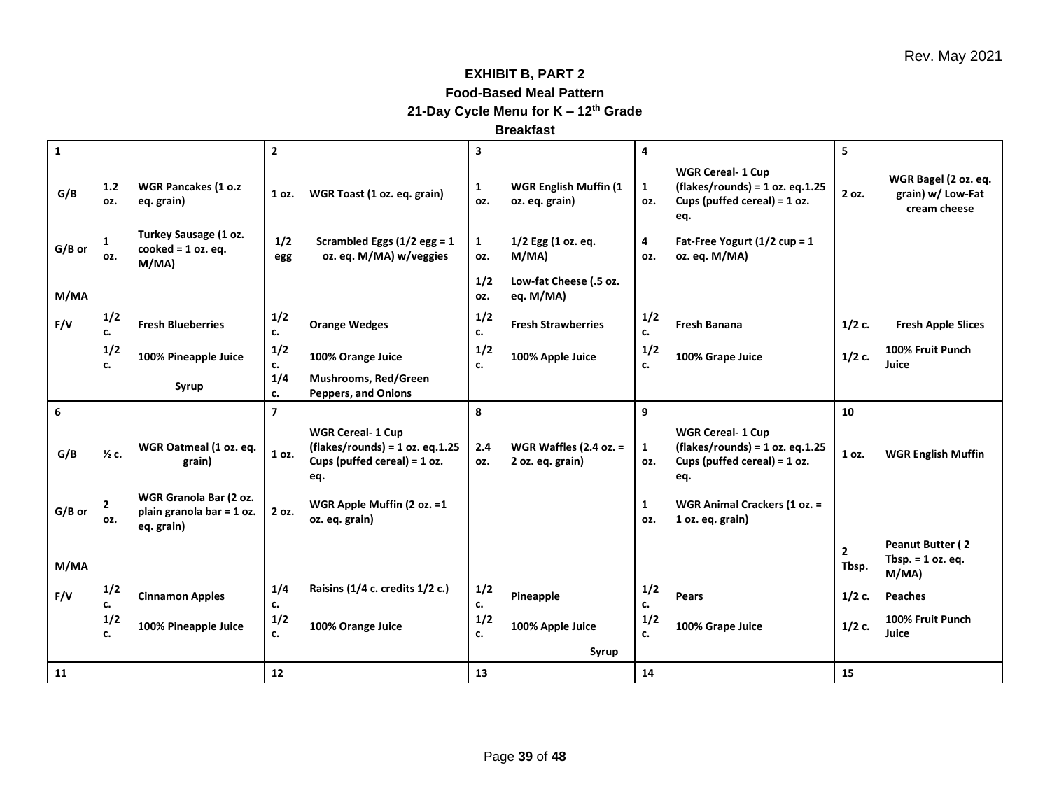Rev. May 2021

# EXHIBIT B, PART 2

## Food-Based Meal Pattern

## 21-Day Cycle Menu for K – 12th Grade

## Breakfast

| | 1 | | 2 | | 3 | | 4 | | 5 | |
|---|---|---|---|---|---|---|---|---|---|---|
| G/B | 1.2 oz. | WGR Pancakes (1 o.z eq. grain) | 1 oz. | WGR Toast (1 oz. eq. grain) | 1 oz. | WGR English Muffin (1 oz. eq. grain) | 1 oz. | WGR Cereal- 1 Cup (flakes/rounds) = 1 oz. eq.1.25 Cups (puffed cereal) = 1 oz. eq. | 2 oz. | WGR Bagel (2 oz. eq. grain) w/ Low-Fat cream cheese |
| G/B or | 1 oz. | Turkey Sausage (1 oz. cooked = 1 oz. eq. M/MA) | 1/2 egg | Scrambled Eggs (1/2 egg = 1 oz. eq. M/MA) w/veggies | 1 oz. | 1/2 Egg (1 oz. eq. M/MA) | 4 oz. | Fat-Free Yogurt (1/2 cup = 1 oz. eq. M/MA) | | |
| M/MA | | | | | 1/2 oz. | Low-fat Cheese (.5 oz. eq. M/MA) | | | | |
| F/V | 1/2 c. | Fresh Blueberries | 1/2 c. | Orange Wedges | 1/2 c. | Fresh Strawberries | 1/2 c. | Fresh Banana | 1/2 c. | Fresh Apple Slices |
| | 1/2 c. | 100% Pineapple Juice | 1/2 c. | 100% Orange Juice | 1/2 c. | 100% Apple Juice | 1/2 c. | 100% Grape Juice | 1/2 c. | 100% Fruit Punch Juice |
| | | Syrup | 1/4 c. | Mushrooms, Red/Green Peppers, and Onions | | | | | | |
| | **6** | | **7** | | **8** | | **9** | | **10** | |
| G/B | ½ c. | WGR Oatmeal (1 oz. eq. grain) | 1 oz. | WGR Cereal- 1 Cup (flakes/rounds) = 1 oz. eq.1.25 Cups (puffed cereal) = 1 oz. eq. | 2.4 oz. | WGR Waffles (2.4 oz. = 2 oz. eq. grain) | 1 oz. | WGR Cereal- 1 Cup (flakes/rounds) = 1 oz. eq.1.25 Cups (puffed cereal) = 1 oz. eq. | 1 oz. | WGR English Muffin |
| G/B or | 2 oz. | WGR Granola Bar (2 oz. plain granola bar = 1 oz. eq. grain) | 2 oz. | WGR Apple Muffin (2 oz. =1 oz. eq. grain) | | | 1 oz. | WGR Animal Crackers (1 oz. = 1 oz. eq. grain) | | |
| M/MA | | | | | | | | | 2 Tbsp. | Peanut Butter ( 2 Tbsp. = 1 oz. eq. M/MA) |
| F/V | 1/2 c. | Cinnamon Apples | 1/4 c. | Raisins (1/4 c. credits 1/2 c.) | 1/2 c. | Pineapple | 1/2 c. | Pears | 1/2 c. | Peaches |
| | 1/2 c. | 100% Pineapple Juice | 1/2 c. | 100% Orange Juice | 1/2 c. | 100% Apple Juice | 1/2 c. | 100% Grape Juice | 1/2 c. | 100% Fruit Punch Juice |
| | | | | | | Syrup | | | | |
| | **11** | | **12** | | **13** | | **14** | | **15** | |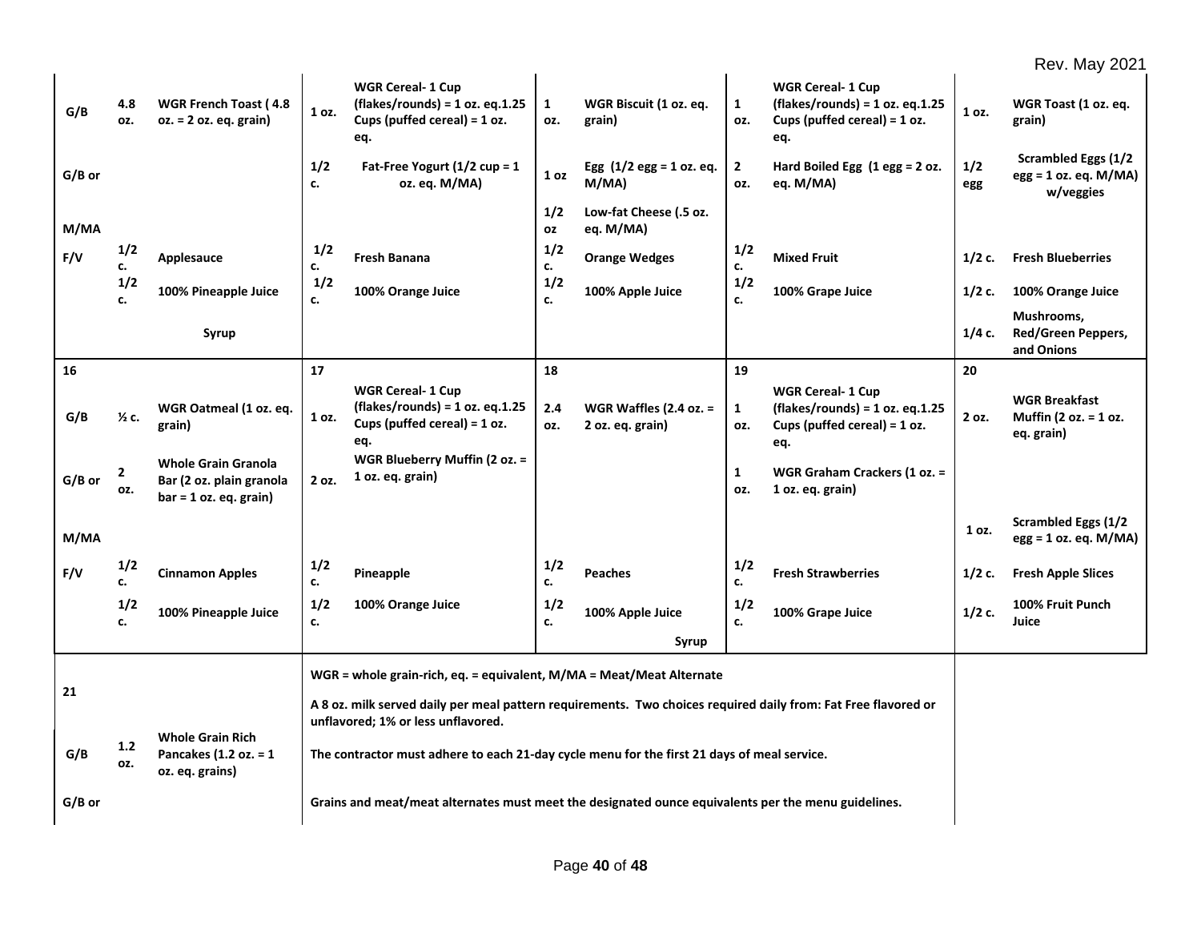Rev. May 2021

| | | | | | | | | | | | | | | |
|---|---|---|---|---|---|---|---|---|---|---|---|---|---|---|
| G/B | 4.8 oz. | WGR French Toast ( 4.8 oz. = 2 oz. eq. grain) | 1 oz. | WGR Cereal- 1 Cup (flakes/rounds) = 1 oz. eq.1.25 Cups (puffed cereal) = 1 oz. eq. | 1 oz. | WGR Biscuit (1 oz. eq. grain) | 1 oz. | WGR Cereal- 1 Cup (flakes/rounds) = 1 oz. eq.1.25 Cups (puffed cereal) = 1 oz. eq. | 1 oz. | WGR Toast (1 oz. eq. grain) |
| G/B or | | | 1/2 c. | Fat-Free Yogurt (1/2 cup = 1 oz. eq. M/MA) | 1 oz | Egg (1/2 egg = 1 oz. eq. M/MA) | 2 oz. | Hard Boiled Egg (1 egg = 2 oz. eq. M/MA) | 1/2 egg | Scrambled Eggs (1/2 egg = 1 oz. eq. M/MA) w/veggies |
| M/MA | | | | | 1/2 oz | Low-fat Cheese (.5 oz. eq. M/MA) | | | | |
| F/V | 1/2 c. | Applesauce | 1/2 c. | Fresh Banana | 1/2 c. | Orange Wedges | 1/2 c. | Mixed Fruit | 1/2 c. | Fresh Blueberries |
| | 1/2 c. | 100% Pineapple Juice | 1/2 c. | 100% Orange Juice | 1/2 c. | 100% Apple Juice | 1/2 c. | 100% Grape Juice | 1/2 c. | 100% Orange Juice |
| | | Syrup | | | | | | | 1/4 c. | Mushrooms, Red/Green Peppers, and Onions |
| 16 | | | 17 | | 18 | | 19 | | 20 | |
| G/B | ½ c. | WGR Oatmeal (1 oz. eq. grain) | 1 oz. | WGR Cereal- 1 Cup (flakes/rounds) = 1 oz. eq.1.25 Cups (puffed cereal) = 1 oz. eq. | 2.4 oz. | WGR Waffles (2.4 oz. = 2 oz. eq. grain) | 1 oz. | WGR Cereal- 1 Cup (flakes/rounds) = 1 oz. eq.1.25 Cups (puffed cereal) = 1 oz. eq. | 2 oz. | WGR Breakfast Muffin (2 oz. = 1 oz. eq. grain) |
| G/B or | 2 oz. | Whole Grain Granola Bar (2 oz. plain granola bar = 1 oz. eq. grain) | 2 oz. | WGR Blueberry Muffin (2 oz. = 1 oz. eq. grain) | | | 1 oz. | WGR Graham Crackers (1 oz. = 1 oz. eq. grain) | | |
| M/MA | | | | | | | | | 1 oz. | Scrambled Eggs (1/2 egg = 1 oz. eq. M/MA) |
| F/V | 1/2 c. | Cinnamon Apples | 1/2 c. | Pineapple | 1/2 c. | Peaches | 1/2 c. | Fresh Strawberries | 1/2 c. | Fresh Apple Slices |
| | 1/2 c. | 100% Pineapple Juice | 1/2 c. | 100% Orange Juice | 1/2 c. | 100% Apple Juice | 1/2 c. | 100% Grape Juice | 1/2 c. | 100% Fruit Punch Juice |
| | | | | | | Syrup | | | | |
| 21 | | | | | | | | | | |
| G/B | 1.2 oz. | Whole Grain Rich Pancakes (1.2 oz. = 1 oz. eq. grains) | | | | | | | | |
| G/B or | | | | | | | | | | |

WGR = whole grain-rich, eq. = equivalent, M/MA = Meat/Meat Alternate

A 8 oz. milk served daily per meal pattern requirements. Two choices required daily from: Fat Free flavored or unflavored; 1% or less unflavored.

The contractor must adhere to each 21-day cycle menu for the first 21 days of meal service.

Grains and meat/meat alternates must meet the designated ounce equivalents per the menu guidelines.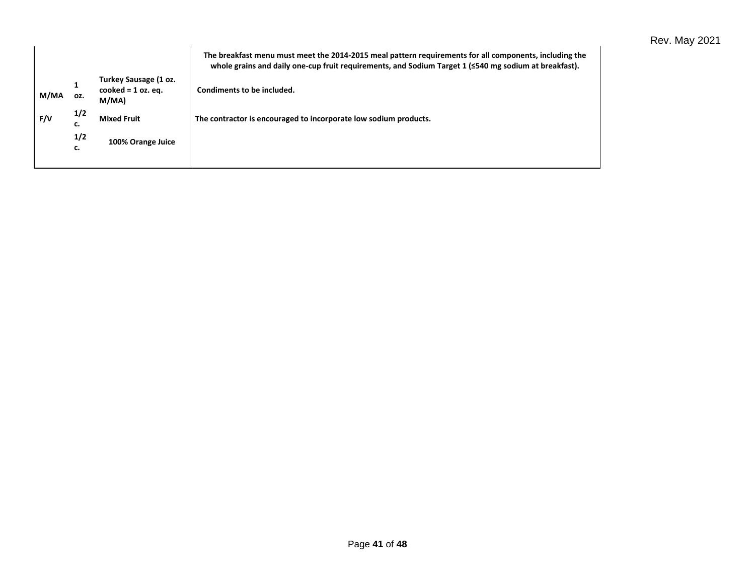| | | | |
|---|---|---|---|
| | | | **The breakfast menu must meet the 2014-2015 meal pattern requirements for all components, including the whole grains and daily one-cup fruit requirements, and Sodium Target 1 (≤540 mg sodium at breakfast).** |
| **M/MA** | **1 oz.** | **Turkey Sausage (1 oz. cooked = 1 oz. eq. M/MA)** | **Condiments to be included.** |
| **F/V** | **1/2 c.** | **Mixed Fruit** | **The contractor is encouraged to incorporate low sodium products.** |
| | **1/2 c.** | **100% Orange Juice** | |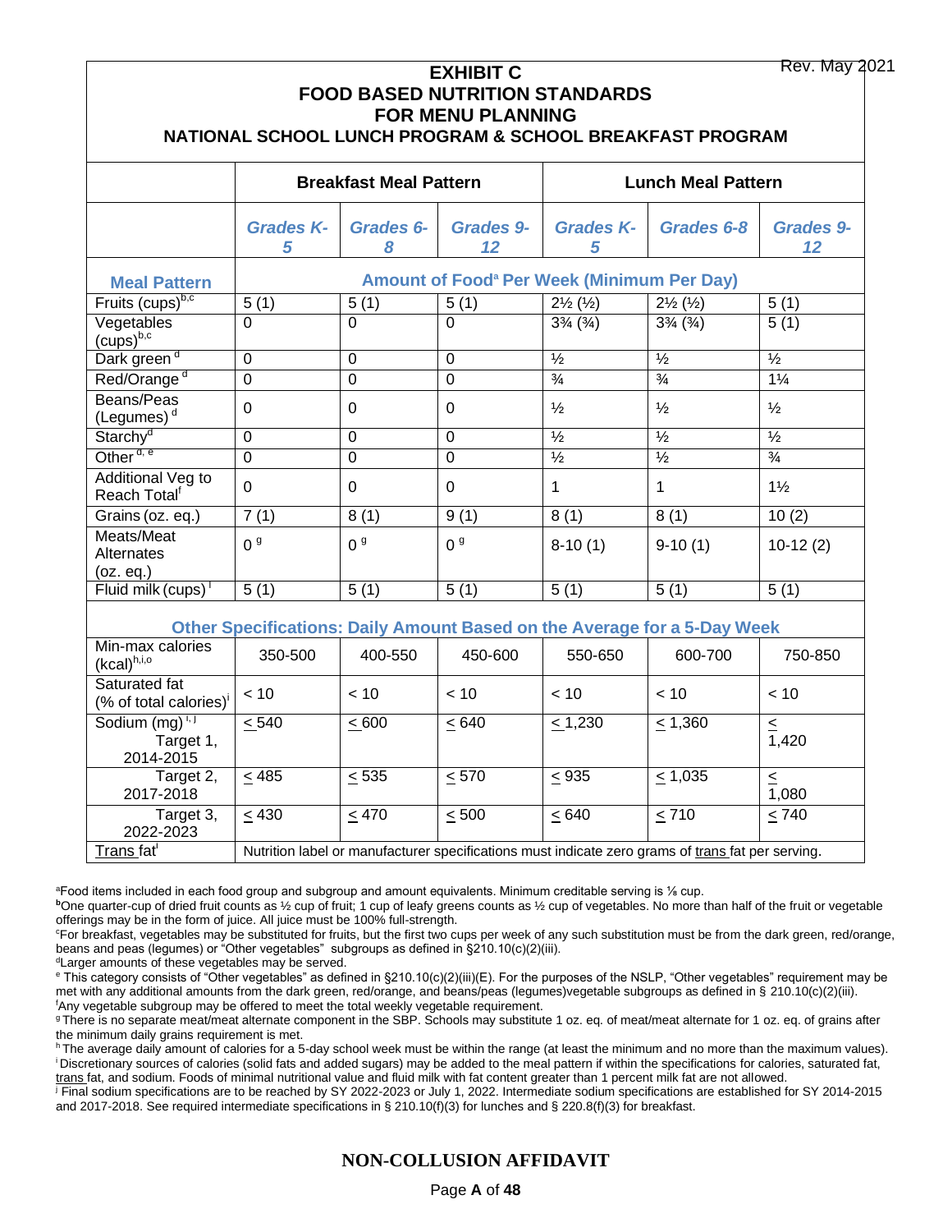Rev. May 2021

# EXHIBIT C
# FOOD BASED NUTRITION STANDARDS FOR MENU PLANNING
## NATIONAL SCHOOL LUNCH PROGRAM & SCHOOL BREAKFAST PROGRAM

| | Breakfast Meal Pattern | | | Lunch Meal Pattern | | |
|---|---|---|---|---|---|---|
| | *Grades K-5* | *Grades 6-8* | *Grades 9-12* | *Grades K-5* | *Grades 6-8* | *Grades 9-12* |
| **Meal Pattern** | **Amount of Food[a] Per Week (Minimum Per Day)** | | | | | |
| Fruits (cups)[b,c] | 5 (1) | 5 (1) | 5 (1) | 2½ (½) | 2½ (½) | 5 (1) |
| Vegetables (cups)[b,c] | 0 | 0 | 0 | 3¾ (¾) | 3¾ (¾) | 5 (1) |
| Dark green [d] | 0 | 0 | 0 | ½ | ½ | ½ |
| Red/Orange [d] | 0 | 0 | 0 | ¾ | ¾ | 1¼ |
| Beans/Peas (Legumes) [d] | 0 | 0 | 0 | ½ | ½ | ½ |
| Starchy[d] | 0 | 0 | 0 | ½ | ½ | ½ |
| Other [d, e] | 0 | 0 | 0 | ½ | ½ | ¾ |
| Additional Veg to Reach Total[f] | 0 | 0 | 0 | 1 | 1 | 1½ |
| Grains (oz. eq.) | 7 (1) | 8 (1) | 9 (1) | 8 (1) | 8 (1) | 10 (2) |
| Meats/Meat Alternates (oz. eq.) | 0 [g] | 0 [g] | 0 [g] | 8-10 (1) | 9-10 (1) | 10-12 (2) |
| Fluid milk (cups) [i] | 5 (1) | 5 (1) | 5 (1) | 5 (1) | 5 (1) | 5 (1) |
| **Other Specifications: Daily Amount Based on the Average for a 5-Day Week** | | | | | | |
| Min-max calories (kcal)[h,i,o] | 350-500 | 400-550 | 450-600 | 550-650 | 600-700 | 750-850 |
| Saturated fat (% of total calories)[i] | < 10 | < 10 | < 10 | < 10 | < 10 | < 10 |
| Sodium (mg) [i, j] Target 1, 2014-2015 | ≤ 540 | ≤ 600 | ≤ 640 | ≤ 1,230 | ≤ 1,360 | ≤ 1,420 |
| Target 2, 2017-2018 | ≤ 485 | ≤ 535 | ≤ 570 | ≤ 935 | ≤ 1,035 | ≤ 1,080 |
| Target 3, 2022-2023 | ≤ 430 | ≤ 470 | ≤ 500 | ≤ 640 | ≤ 710 | ≤ 740 |
| Trans fat[i] | Nutrition label or manufacturer specifications must indicate zero grams of trans fat per serving. | | | | | |

[a]Food items included in each food group and subgroup and amount equivalents. Minimum creditable serving is ⅛ cup.

[b]One quarter-cup of dried fruit counts as ½ cup of fruit; 1 cup of leafy greens counts as ½ cup of vegetables. No more than half of the fruit or vegetable offerings may be in the form of juice. All juice must be 100% full-strength.

[c]For breakfast, vegetables may be substituted for fruits, but the first two cups per week of any such substitution must be from the dark green, red/orange, beans and peas (legumes) or "Other vegetables" subgroups as defined in §210.10(c)(2)(iii).

[d]Larger amounts of these vegetables may be served.

[e] This category consists of "Other vegetables" as defined in §210.10(c)(2)(iii)(E). For the purposes of the NSLP, "Other vegetables" requirement may be met with any additional amounts from the dark green, red/orange, and beans/peas (legumes)vegetable subgroups as defined in § 210.10(c)(2)(iii).

[f]Any vegetable subgroup may be offered to meet the total weekly vegetable requirement.

[g] There is no separate meat/meat alternate component in the SBP. Schools may substitute 1 oz. eq. of meat/meat alternate for 1 oz. eq. of grains after the minimum daily grains requirement is met.

[h] The average daily amount of calories for a 5-day school week must be within the range (at least the minimum and no more than the maximum values).

[i] Discretionary sources of calories (solid fats and added sugars) may be added to the meal pattern if within the specifications for calories, saturated fat, trans fat, and sodium. Foods of minimal nutritional value and fluid milk with fat content greater than 1 percent milk fat are not allowed.

[j] Final sodium specifications are to be reached by SY 2022-2023 or July 1, 2022. Intermediate sodium specifications are established for SY 2014-2015 and 2017-2018. See required intermediate specifications in § 210.10(f)(3) for lunches and § 220.8(f)(3) for breakfast.

## NON-COLLUSION AFFIDAVIT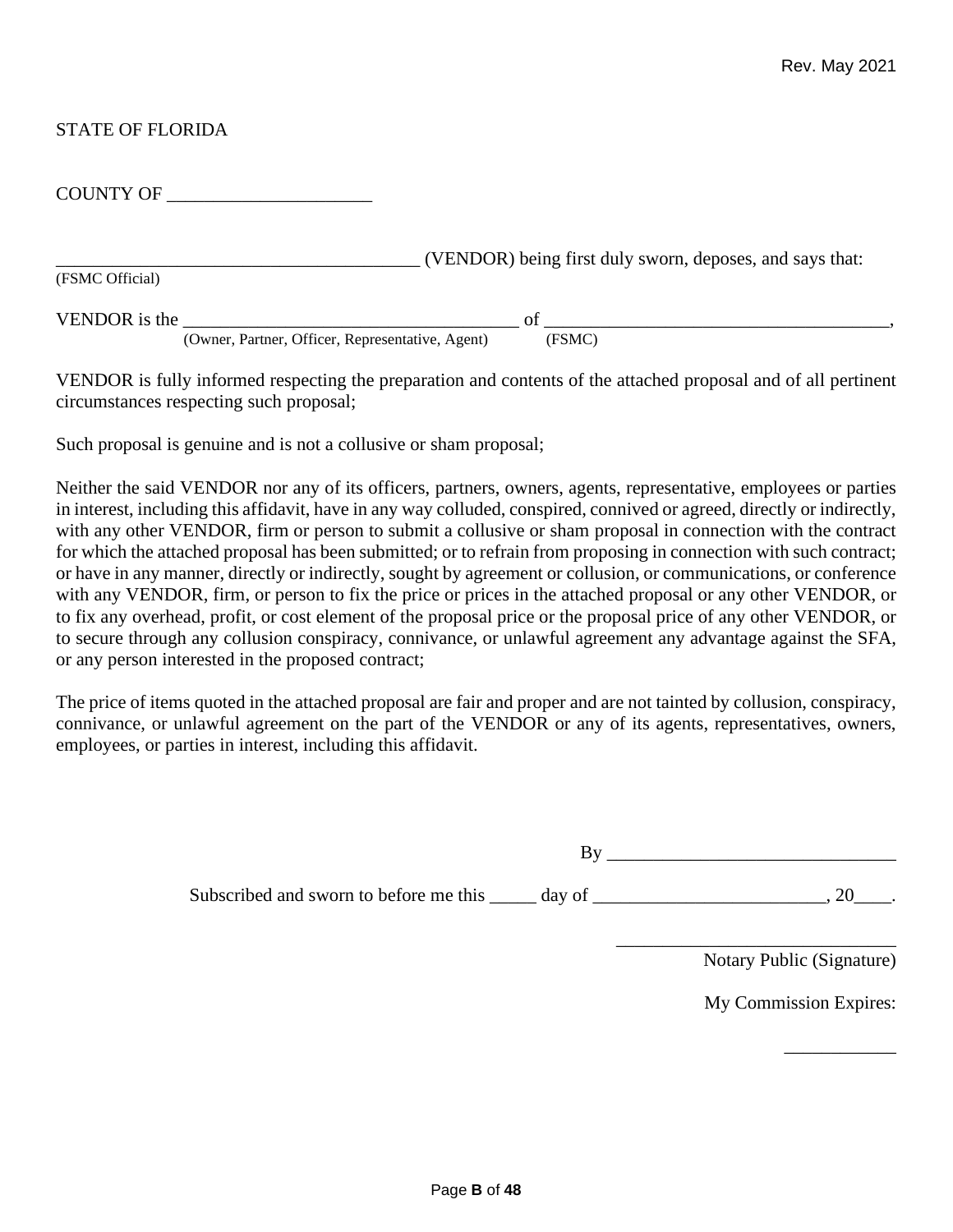STATE OF FLORIDA

COUNTY OF ______________________

________________________________________ (VENDOR) being first duly sworn, deposes, and says that:
(FSMC Official)

VENDOR is the _____________________________________ of _____________________________________,
(Owner, Partner, Officer, Representative, Agent) (FSMC)

VENDOR is fully informed respecting the preparation and contents of the attached proposal and of all pertinent circumstances respecting such proposal;

Such proposal is genuine and is not a collusive or sham proposal;

Neither the said VENDOR nor any of its officers, partners, owners, agents, representative, employees or parties in interest, including this affidavit, have in any way colluded, conspired, connived or agreed, directly or indirectly, with any other VENDOR, firm or person to submit a collusive or sham proposal in connection with the contract for which the attached proposal has been submitted; or to refrain from proposing in connection with such contract; or have in any manner, directly or indirectly, sought by agreement or collusion, or communications, or conference with any VENDOR, firm, or person to fix the price or prices in the attached proposal or any other VENDOR, or to fix any overhead, profit, or cost element of the proposal price or the proposal price of any other VENDOR, or to secure through any collusion conspiracy, connivance, or unlawful agreement any advantage against the SFA, or any person interested in the proposed contract;

The price of items quoted in the attached proposal are fair and proper and are not tainted by collusion, conspiracy, connivance, or unlawful agreement on the part of the VENDOR or any of its agents, representatives, owners, employees, or parties in interest, including this affidavit.

By _______________________________

Subscribed and sworn to before me this _____ day of _________________________, 20____.

_______________________________
Notary Public (Signature)

My Commission Expires:

____________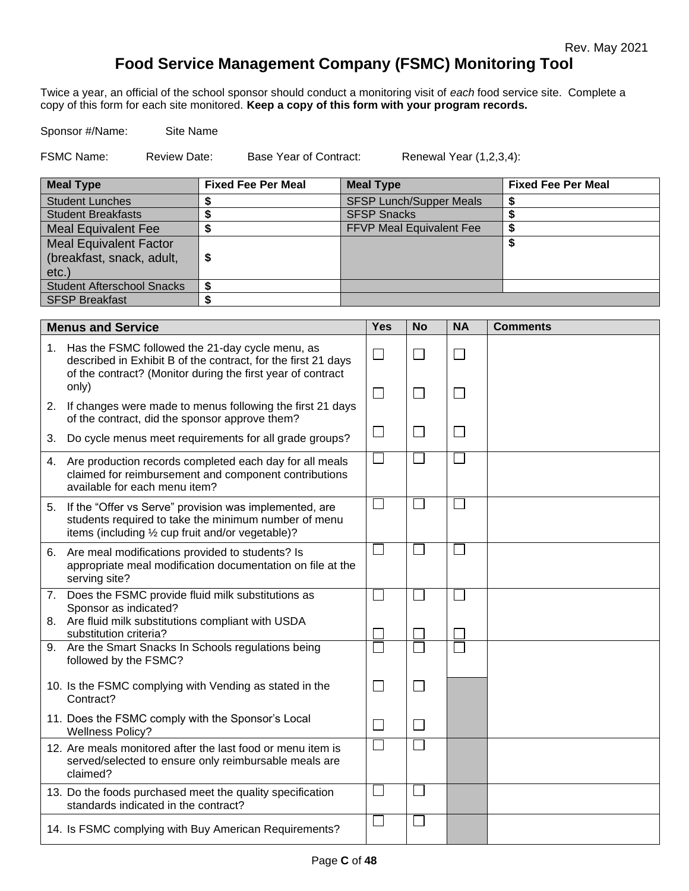Rev. May 2021

# Food Service Management Company (FSMC) Monitoring Tool

Twice a year, an official of the school sponsor should conduct a monitoring visit of *each* food service site. Complete a copy of this form for each site monitored. **Keep a copy of this form with your program records.**

Sponsor #/Name: Site Name

FSMC Name: Review Date: Base Year of Contract: Renewal Year (1,2,3,4):

| Meal Type | Fixed Fee Per Meal | Meal Type | Fixed Fee Per Meal |
|---|---|---|---|
| Student Lunches | $ | SFSP Lunch/Supper Meals | $ |
| Student Breakfasts | $ | SFSP Snacks | $ |
| Meal Equivalent Fee | $ | FFVP Meal Equivalent Fee | $ |
| Meal Equivalent Factor (breakfast, snack, adult, etc.) | $ | | $ |
| Student Afterschool Snacks | $ | | |
| SFSP Breakfast | $ | | |

| Menus and Service | Yes | No | NA | Comments |
|---|---|---|---|---|
| 1. Has the FSMC followed the 21-day cycle menu, as described in Exhibit B of the contract, for the first 21 days of the contract? (Monitor during the first year of contract only) | ☐ | ☐ | ☐ | |
| 2. If changes were made to menus following the first 21 days of the contract, did the sponsor approve them? | ☐ | ☐ | ☐ | |
| 3. Do cycle menus meet requirements for all grade groups? | ☐ | ☐ | ☐ | |
| 4. Are production records completed each day for all meals claimed for reimbursement and component contributions available for each menu item? | ☐ | ☐ | ☐ | |
| 5. If the "Offer vs Serve" provision was implemented, are students required to take the minimum number of menu items (including ½ cup fruit and/or vegetable)? | ☐ | ☐ | ☐ | |
| 6. Are meal modifications provided to students? Is appropriate meal modification documentation on file at the serving site? | ☐ | ☐ | ☐ | |
| 7. Does the FSMC provide fluid milk substitutions as Sponsor as indicated? | ☐ | ☐ | ☐ | |
| 8. Are fluid milk substitutions compliant with USDA substitution criteria? | ☐ | ☐ | ☐ | |
| 9. Are the Smart Snacks In Schools regulations being followed by the FSMC? | ☐ | ☐ | ☐ | |
| 10. Is the FSMC complying with Vending as stated in the Contract? | ☐ | ☐ | | |
| 11. Does the FSMC comply with the Sponsor's Local Wellness Policy? | ☐ | ☐ | | |
| 12. Are meals monitored after the last food or menu item is served/selected to ensure only reimbursable meals are claimed? | ☐ | ☐ | | |
| 13. Do the foods purchased meet the quality specification standards indicated in the contract? | ☐ | ☐ | | |
| 14. Is FSMC complying with Buy American Requirements? | ☐ | ☐ | | |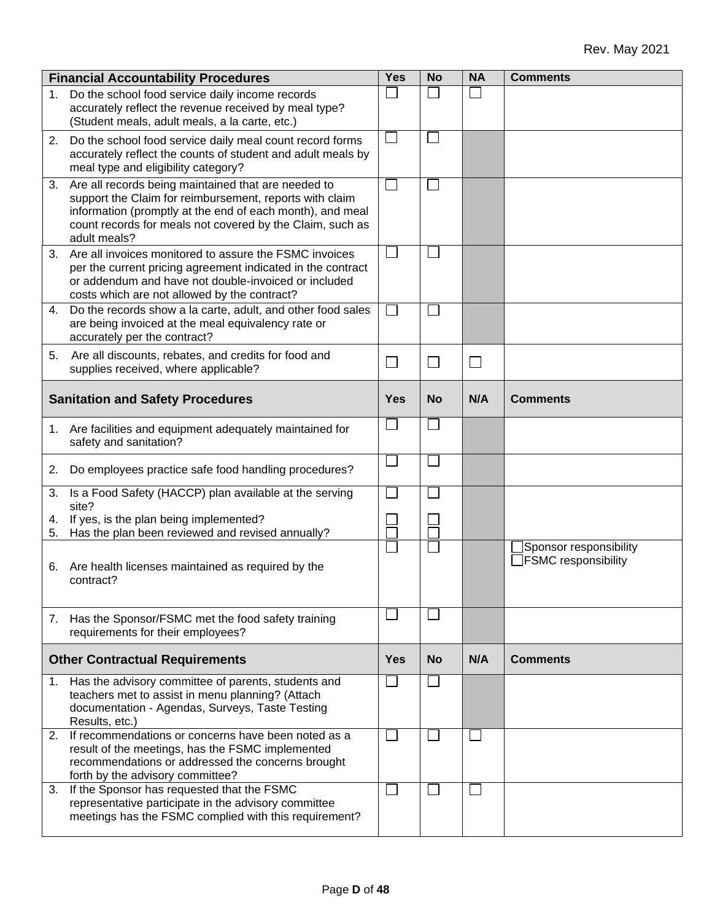Rev. May 2021

| Financial Accountability Procedures | Yes | No | NA | Comments |
|---|---|---|---|---|
| 1. Do the school food service daily income records accurately reflect the revenue received by meal type? (Student meals, adult meals, a la carte, etc.) | ☐ | ☐ | ☐ | |
| 2. Do the school food service daily meal count record forms accurately reflect the counts of student and adult meals by meal type and eligibility category? | ☐ | ☐ | | |
| 3. Are all records being maintained that are needed to support the Claim for reimbursement, reports with claim information (promptly at the end of each month), and meal count records for meals not covered by the Claim, such as adult meals? | ☐ | ☐ | | |
| 3. Are all invoices monitored to assure the FSMC invoices per the current pricing agreement indicated in the contract or addendum and have not double-invoiced or included costs which are not allowed by the contract? | ☐ | ☐ | | |
| 4. Do the records show a la carte, adult, and other food sales are being invoiced at the meal equivalency rate or accurately per the contract? | ☐ | ☐ | | |
| 5. Are all discounts, rebates, and credits for food and supplies received, where applicable? | ☐ | ☐ | ☐ | |
| **Sanitation and Safety Procedures** | **Yes** | **No** | **N/A** | **Comments** |
| 1. Are facilities and equipment adequately maintained for safety and sanitation? | ☐ | ☐ | | |
| 2. Do employees practice safe food handling procedures? | ☐ | ☐ | | |
| 3. Is a Food Safety (HACCP) plan available at the serving site?<br>4. If yes, is the plan being implemented?<br>5. Has the plan been reviewed and revised annually? | ☐<br>☐<br>☐ | ☐<br>☐<br>☐ | | |
| 6. Are health licenses maintained as required by the contract? | ☐ | ☐ | | ☐Sponsor responsibility<br>☐FSMC responsibility |
| 7. Has the Sponsor/FSMC met the food safety training requirements for their employees? | ☐ | ☐ | | |
| **Other Contractual Requirements** | **Yes** | **No** | **N/A** | **Comments** |
| 1. Has the advisory committee of parents, students and teachers met to assist in menu planning? (Attach documentation - Agendas, Surveys, Taste Testing Results, etc.) | ☐ | ☐ | | |
| 2. If recommendations or concerns have been noted as a result of the meetings, has the FSMC implemented recommendations or addressed the concerns brought forth by the advisory committee? | ☐ | ☐ | ☐ | |
| 3. If the Sponsor has requested that the FSMC representative participate in the advisory committee meetings has the FSMC complied with this requirement? | ☐ | ☐ | ☐ | |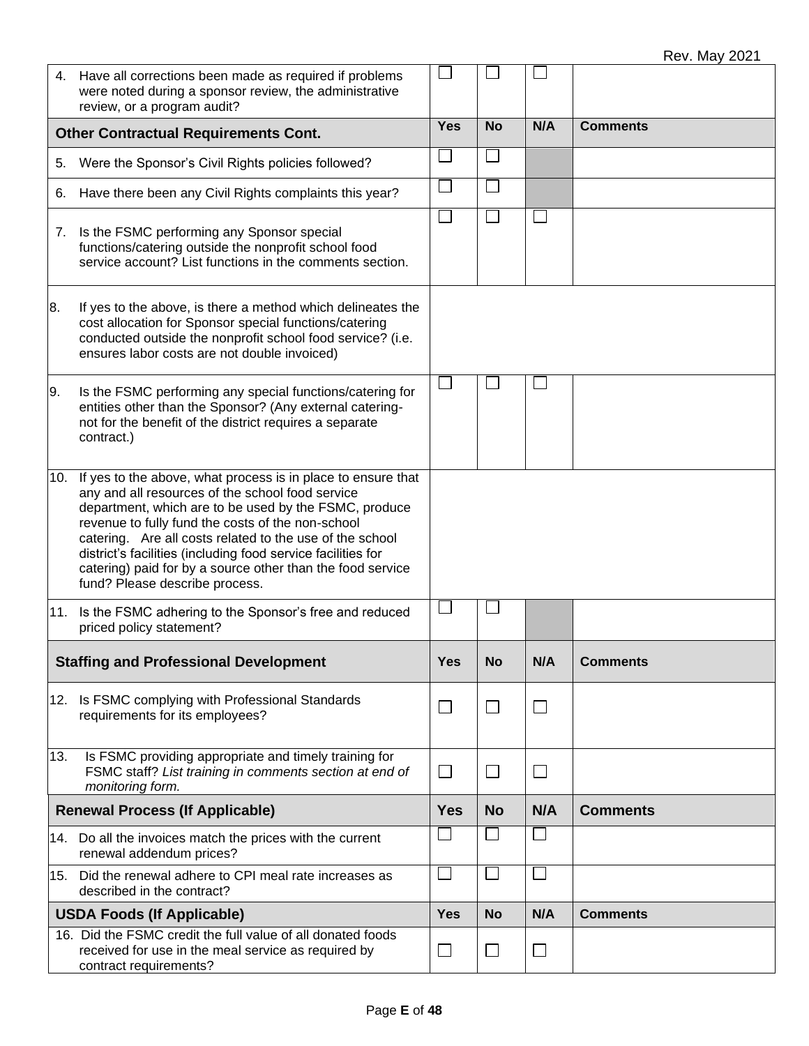| | Yes | No | N/A | Comments |
|---|---|---|---|---|
| 4. Have all corrections been made as required if problems were noted during a sponsor review, the administrative review, or a program audit? | ☐ | ☐ | ☐ | |
| **Other Contractual Requirements Cont.** | **Yes** | **No** | **N/A** | **Comments** |
| 5. Were the Sponsor's Civil Rights policies followed? | ☐ | ☐ | | |
| 6. Have there been any Civil Rights complaints this year? | ☐ | ☐ | | |
| 7. Is the FSMC performing any Sponsor special functions/catering outside the nonprofit school food service account? List functions in the comments section. | ☐ | ☐ | ☐ | |
| 8. If yes to the above, is there a method which delineates the cost allocation for Sponsor special functions/catering conducted outside the nonprofit school food service? (i.e. ensures labor costs are not double invoiced) | | | | |
| 9. Is the FSMC performing any special functions/catering for entities other than the Sponsor? (Any external catering- not for the benefit of the district requires a separate contract.) | ☐ | ☐ | ☐ | |
| 10. If yes to the above, what process is in place to ensure that any and all resources of the school food service department, which are to be used by the FSMC, produce revenue to fully fund the costs of the non-school catering. Are all costs related to the use of the school district's facilities (including food service facilities for catering) paid for by a source other than the food service fund? Please describe process. | | | | |
| 11. Is the FSMC adhering to the Sponsor's free and reduced priced policy statement? | ☐ | ☐ | | |
| **Staffing and Professional Development** | **Yes** | **No** | **N/A** | **Comments** |
| 12. Is FSMC complying with Professional Standards requirements for its employees? | ☐ | ☐ | ☐ | |
| 13. Is FSMC providing appropriate and timely training for FSMC staff? *List training in comments section at end of monitoring form.* | ☐ | ☐ | ☐ | |
| **Renewal Process (If Applicable)** | **Yes** | **No** | **N/A** | **Comments** |
| 14. Do all the invoices match the prices with the current renewal addendum prices? | ☐ | ☐ | ☐ | |
| 15. Did the renewal adhere to CPI meal rate increases as described in the contract? | ☐ | ☐ | ☐ | |
| **USDA Foods (If Applicable)** | **Yes** | **No** | **N/A** | **Comments** |
| 16. Did the FSMC credit the full value of all donated foods received for use in the meal service as required by contract requirements? | ☐ | ☐ | ☐ | |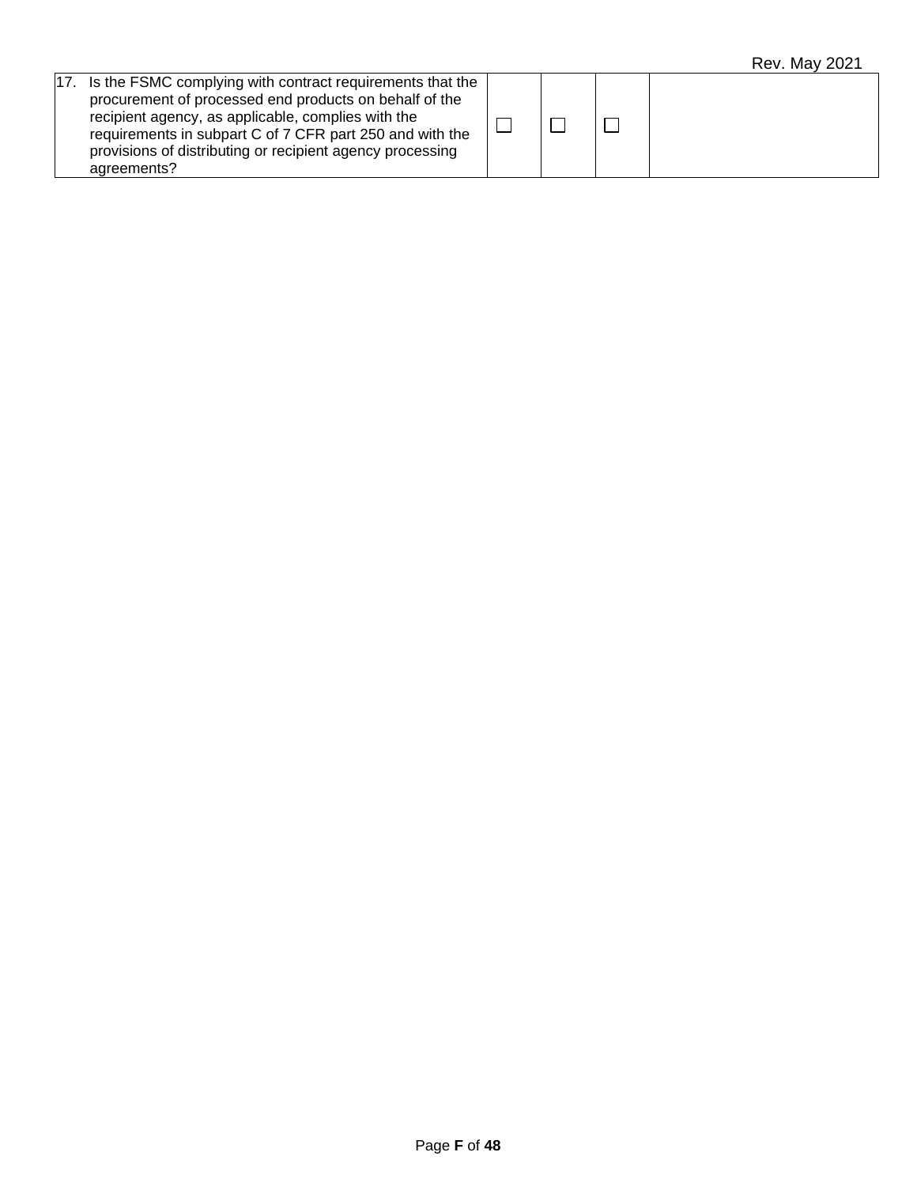| | | | | |
|---|---|---|---|---|
| 17. Is the FSMC complying with contract requirements that the procurement of processed end products on behalf of the recipient agency, as applicable, complies with the requirements in subpart C of 7 CFR part 250 and with the provisions of distributing or recipient agency processing agreements? | ☐ | ☐ | ☐ | |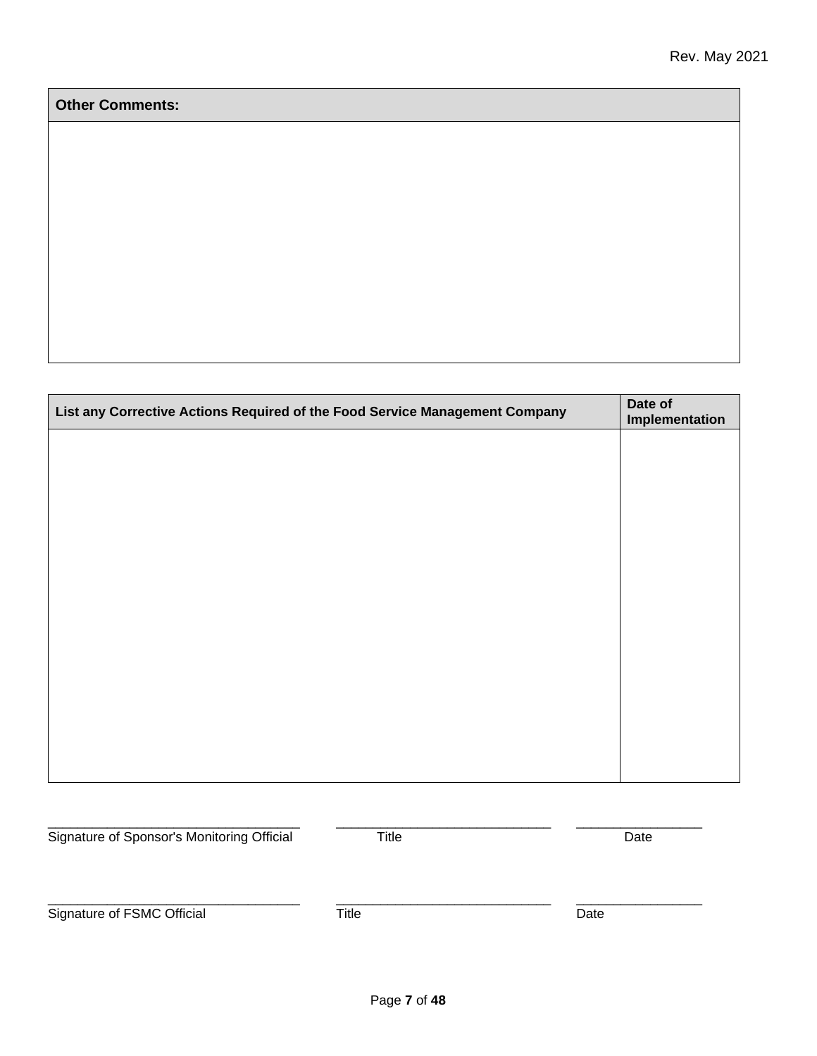| Other Comments: |
|---|
| |

| List any Corrective Actions Required of the Food Service Management Company | Date of Implementation |
|---|---|
| | |

___________________________________ ______________________________ _________________
Signature of Sponsor's Monitoring Official Title Date

___________________________________ ______________________________ _________________
Signature of FSMC Official Title Date